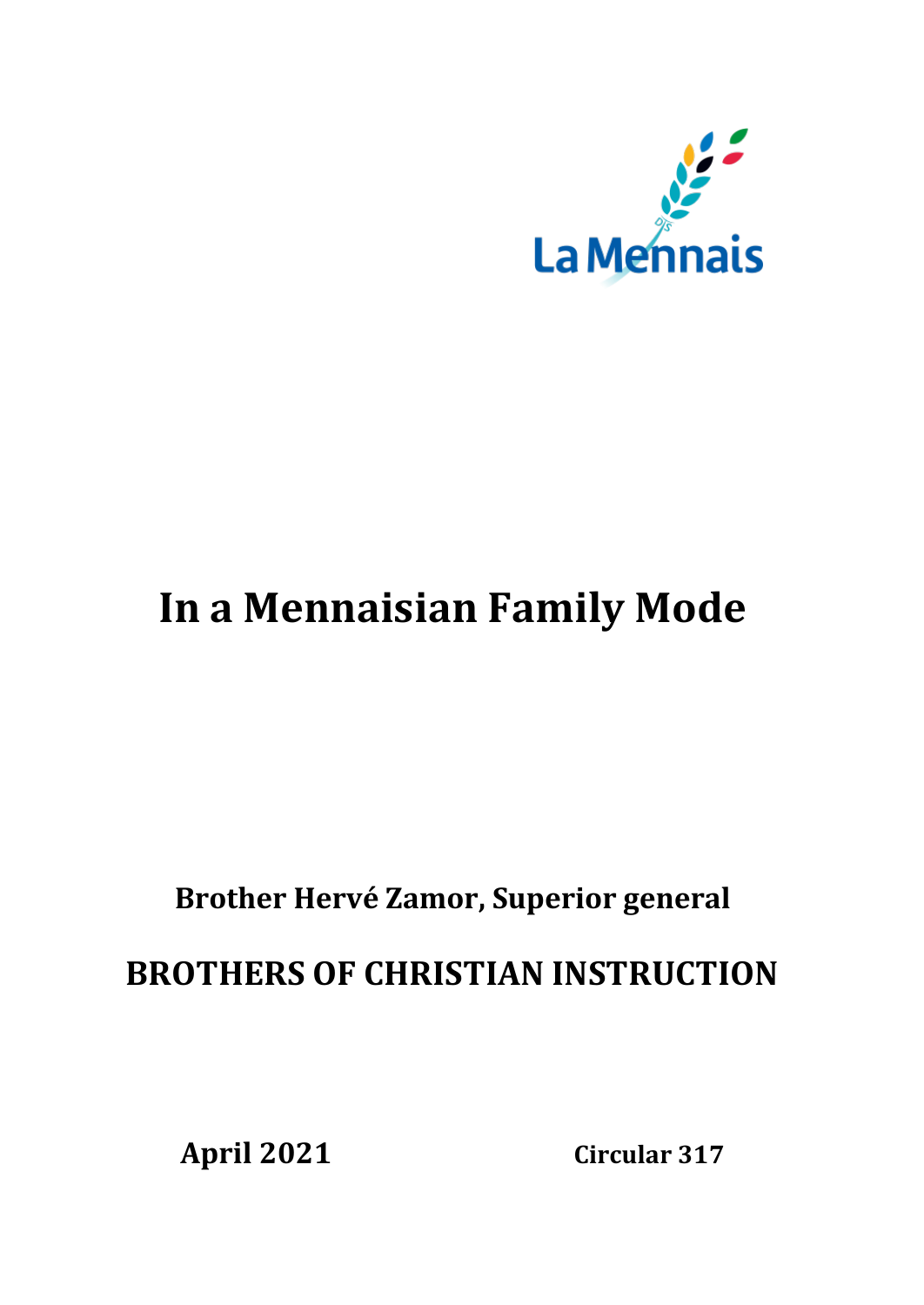La Mennais

# In a Mennaisian Family Mode

**Brother Hervé Zamor, Superior general**

## BROTHERS OF CHRISTIAN INSTRUCTION

**April 2021** **Circular 317**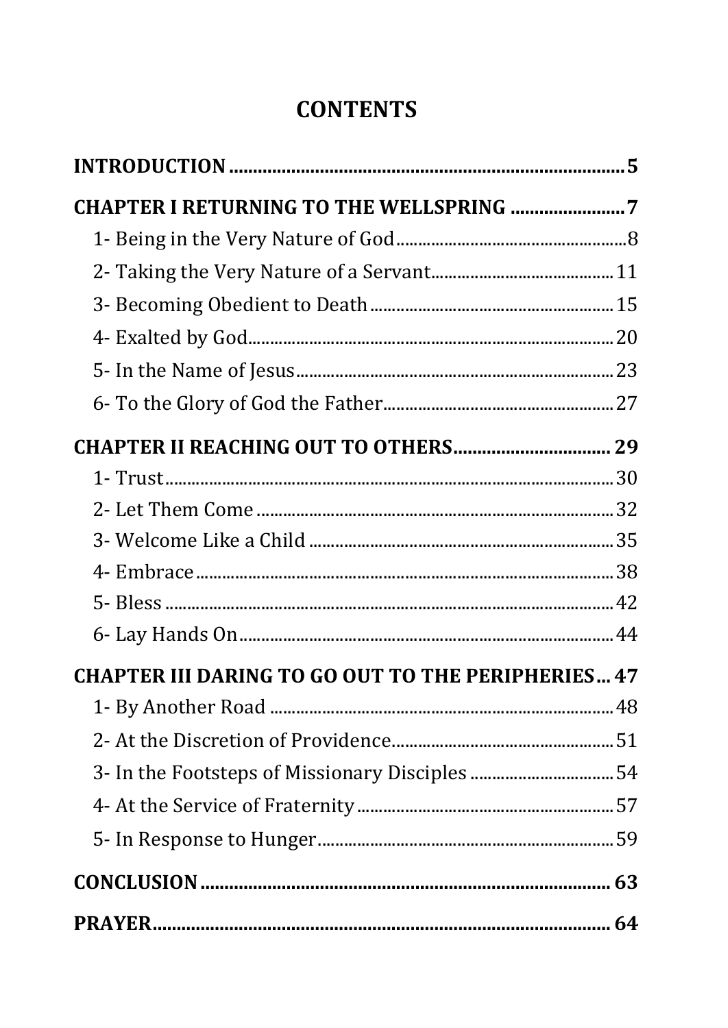# CONTENTS

**INTRODUCTION** .......................................................................... **5**

**CHAPTER I RETURNING TO THE WELLSPRING** ........................ **7**

- 1- Being in the Very Nature of God .............................................. 8
- 2- Taking the Very Nature of a Servant ........................................ 11
- 3- Becoming Obedient to Death ................................................... 15
- 4- Exalted by God ......................................................................... 20
- 5- In the Name of Jesus ................................................................ 23
- 6- To the Glory of God the Father ................................................ 27

**CHAPTER II REACHING OUT TO OTHERS** ................................. **29**

- 1- Trust ......................................................................................... 30
- 2- Let Them Come ........................................................................ 32
- 3- Welcome Like a Child .............................................................. 35
- 4- Embrace ................................................................................... 38
- 5- Bless ......................................................................................... 42
- 6- Lay Hands On .......................................................................... 44

**CHAPTER III DARING TO GO OUT TO THE PERIPHERIES** ... **47**

- 1- By Another Road ...................................................................... 48
- 2- At the Discretion of Providence ............................................... 51
- 3- In the Footsteps of Missionary Disciples ................................. 54
- 4- At the Service of Fraternity ...................................................... 57
- 5- In Response to Hunger ............................................................. 59

**CONCLUSION** ............................................................................. **63**

**PRAYER** ...................................................................................... **64**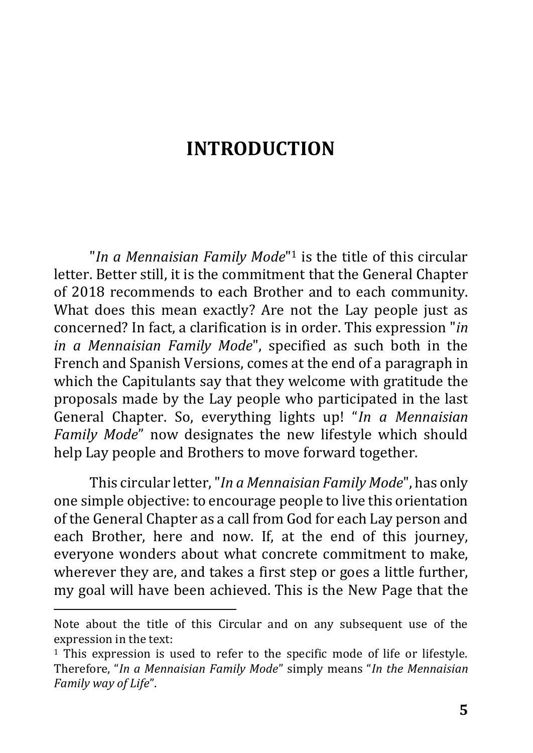# INTRODUCTION

"*In a Mennaisian Family Mode*"[1] is the title of this circular letter. Better still, it is the commitment that the General Chapter of 2018 recommends to each Brother and to each community. What does this mean exactly? Are not the Lay people just as concerned? In fact, a clarification is in order. This expression "*in in a Mennaisian Family Mode*", specified as such both in the French and Spanish Versions, comes at the end of a paragraph in which the Capitulants say that they welcome with gratitude the proposals made by the Lay people who participated in the last General Chapter. So, everything lights up! "*In a Mennaisian Family Mode*" now designates the new lifestyle which should help Lay people and Brothers to move forward together.

This circular letter, "*In a Mennaisian Family Mode*", has only one simple objective: to encourage people to live this orientation of the General Chapter as a call from God for each Lay person and each Brother, here and now. If, at the end of this journey, everyone wonders about what concrete commitment to make, wherever they are, and takes a first step or goes a little further, my goal will have been achieved. This is the New Page that the

---

Note about the title of this Circular and on any subsequent use of the expression in the text:

[1] This expression is used to refer to the specific mode of life or lifestyle. Therefore, "*In a Mennaisian Family Mode*" simply means "*In the Mennaisian Family way of Life*".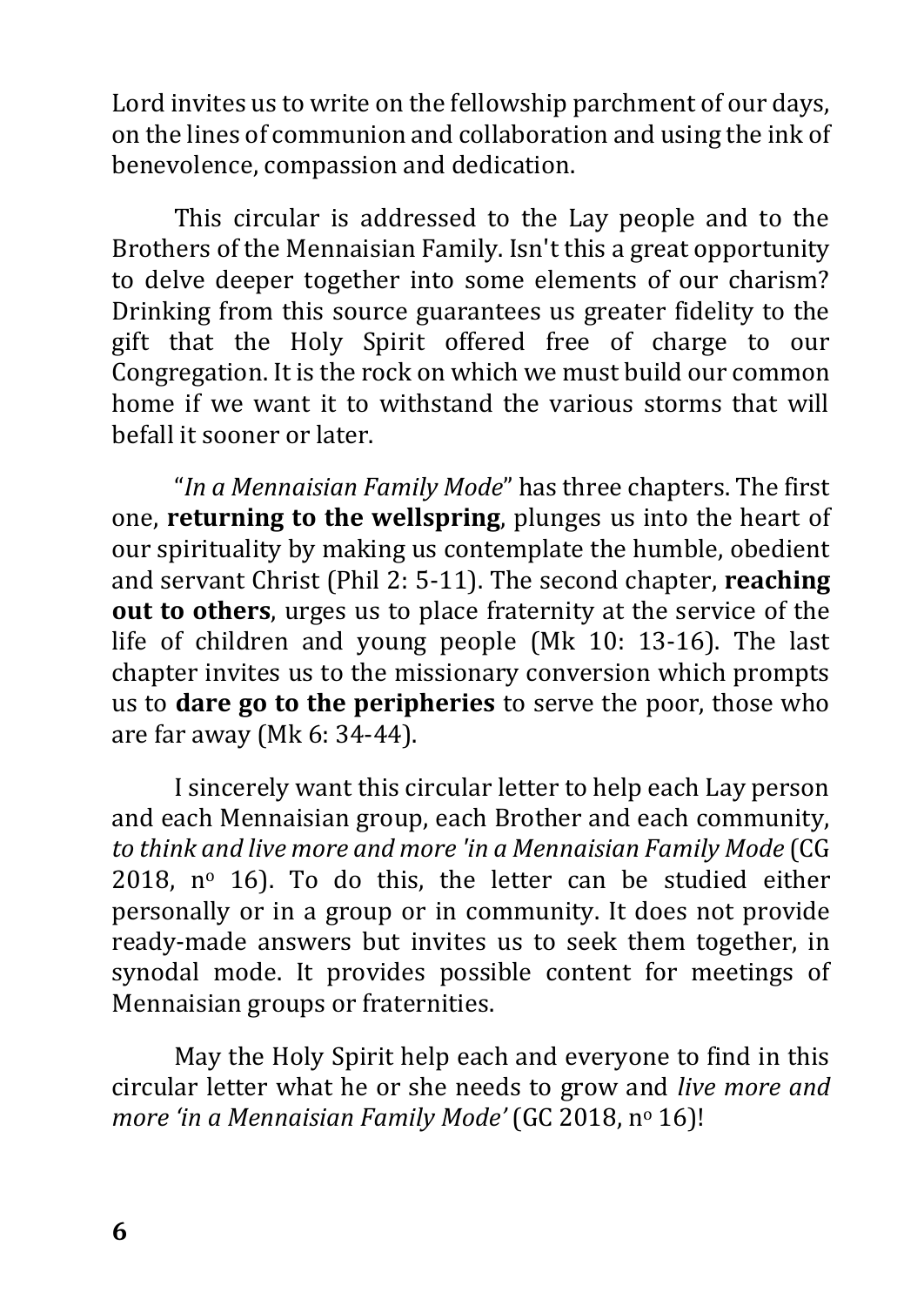Lord invites us to write on the fellowship parchment of our days, on the lines of communion and collaboration and using the ink of benevolence, compassion and dedication.

This circular is addressed to the Lay people and to the Brothers of the Mennaisian Family. Isn't this a great opportunity to delve deeper together into some elements of our charism? Drinking from this source guarantees us greater fidelity to the gift that the Holy Spirit offered free of charge to our Congregation. It is the rock on which we must build our common home if we want it to withstand the various storms that will befall it sooner or later.

"*In a Mennaisian Family Mode*" has three chapters. The first one, **returning to the wellspring**, plunges us into the heart of our spirituality by making us contemplate the humble, obedient and servant Christ (Phil 2: 5-11). The second chapter, **reaching out to others**, urges us to place fraternity at the service of the life of children and young people (Mk 10: 13-16). The last chapter invites us to the missionary conversion which prompts us to **dare go to the peripheries** to serve the poor, those who are far away (Mk 6: 34-44).

I sincerely want this circular letter to help each Lay person and each Mennaisian group, each Brother and each community, *to think and live more and more 'in a Mennaisian Family Mode* (CG 2018, nº 16). To do this, the letter can be studied either personally or in a group or in community. It does not provide ready-made answers but invites us to seek them together, in synodal mode. It provides possible content for meetings of Mennaisian groups or fraternities.

May the Holy Spirit help each and everyone to find in this circular letter what he or she needs to grow and *live more and more 'in a Mennaisian Family Mode'* (GC 2018, nº 16)!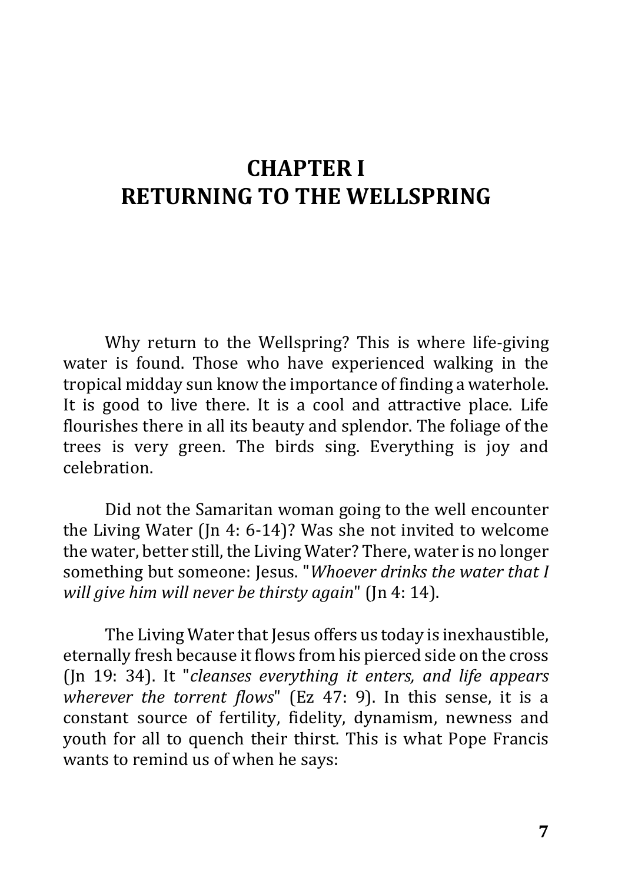# CHAPTER I
# RETURNING TO THE WELLSPRING

Why return to the Wellspring? This is where life-giving water is found. Those who have experienced walking in the tropical midday sun know the importance of finding a waterhole. It is good to live there. It is a cool and attractive place. Life flourishes there in all its beauty and splendor. The foliage of the trees is very green. The birds sing. Everything is joy and celebration.

Did not the Samaritan woman going to the well encounter the Living Water (Jn 4: 6-14)? Was she not invited to welcome the water, better still, the Living Water? There, water is no longer something but someone: Jesus. "*Whoever drinks the water that I will give him will never be thirsty again*" (Jn 4: 14).

The Living Water that Jesus offers us today is inexhaustible, eternally fresh because it flows from his pierced side on the cross (Jn 19: 34). It "*cleanses everything it enters, and life appears wherever the torrent flows*" (Ez 47: 9). In this sense, it is a constant source of fertility, fidelity, dynamism, newness and youth for all to quench their thirst. This is what Pope Francis wants to remind us of when he says: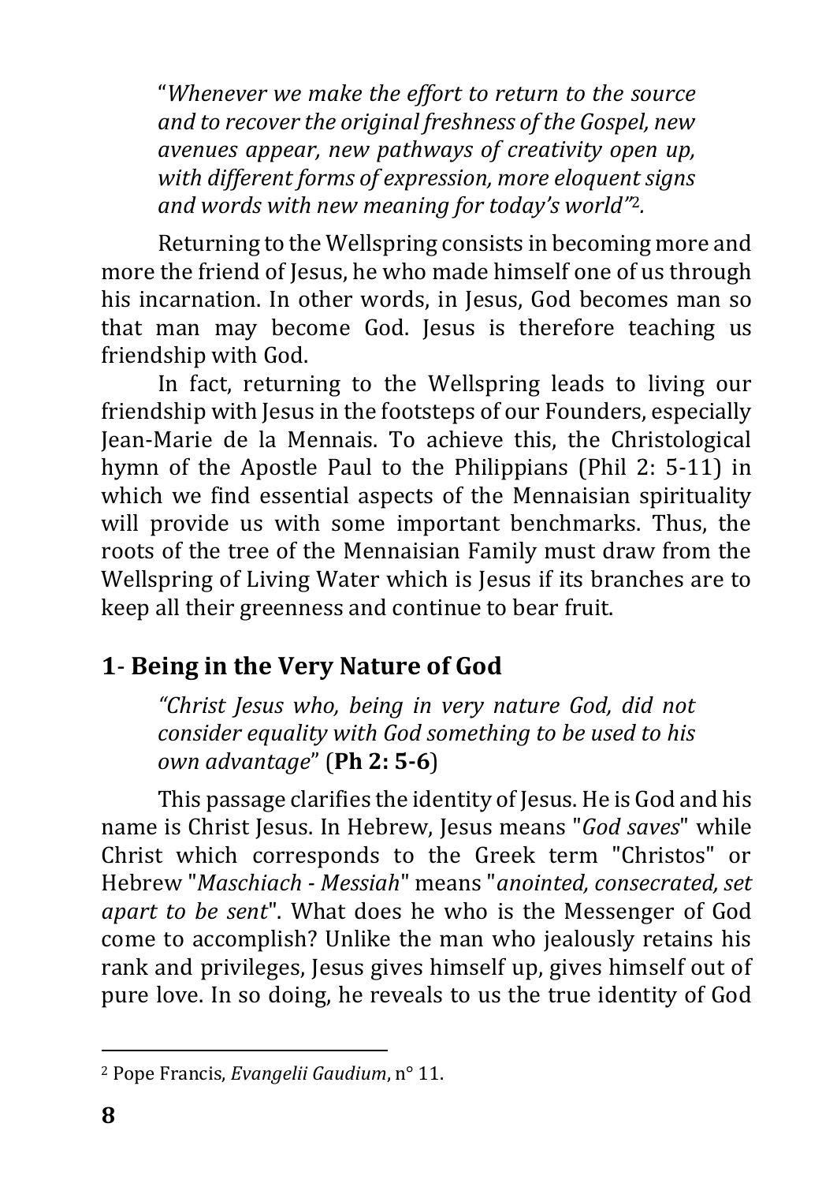"*Whenever we make the effort to return to the source and to recover the original freshness of the Gospel, new avenues appear, new pathways of creativity open up, with different forms of expression, more eloquent signs and words with new meaning for today's world"*[2].

Returning to the Wellspring consists in becoming more and more the friend of Jesus, he who made himself one of us through his incarnation. In other words, in Jesus, God becomes man so that man may become God. Jesus is therefore teaching us friendship with God.

In fact, returning to the Wellspring leads to living our friendship with Jesus in the footsteps of our Founders, especially Jean-Marie de la Mennais. To achieve this, the Christological hymn of the Apostle Paul to the Philippians (Phil 2: 5-11) in which we find essential aspects of the Mennaisian spirituality will provide us with some important benchmarks. Thus, the roots of the tree of the Mennaisian Family must draw from the Wellspring of Living Water which is Jesus if its branches are to keep all their greenness and continue to bear fruit.

## 1- Being in the Very Nature of God

*"Christ Jesus who, being in very nature God, did not consider equality with God something to be used to his own advantage*" (**Ph 2: 5-6**)

This passage clarifies the identity of Jesus. He is God and his name is Christ Jesus. In Hebrew, Jesus means "*God saves*" while Christ which corresponds to the Greek term "Christos" or Hebrew "*Maschiach - Messiah*" means "*anointed, consecrated, set apart to be sent*". What does he who is the Messenger of God come to accomplish? Unlike the man who jealously retains his rank and privileges, Jesus gives himself up, gives himself out of pure love. In so doing, he reveals to us the true identity of God

---

[2] Pope Francis, *Evangelii Gaudium*, n° 11.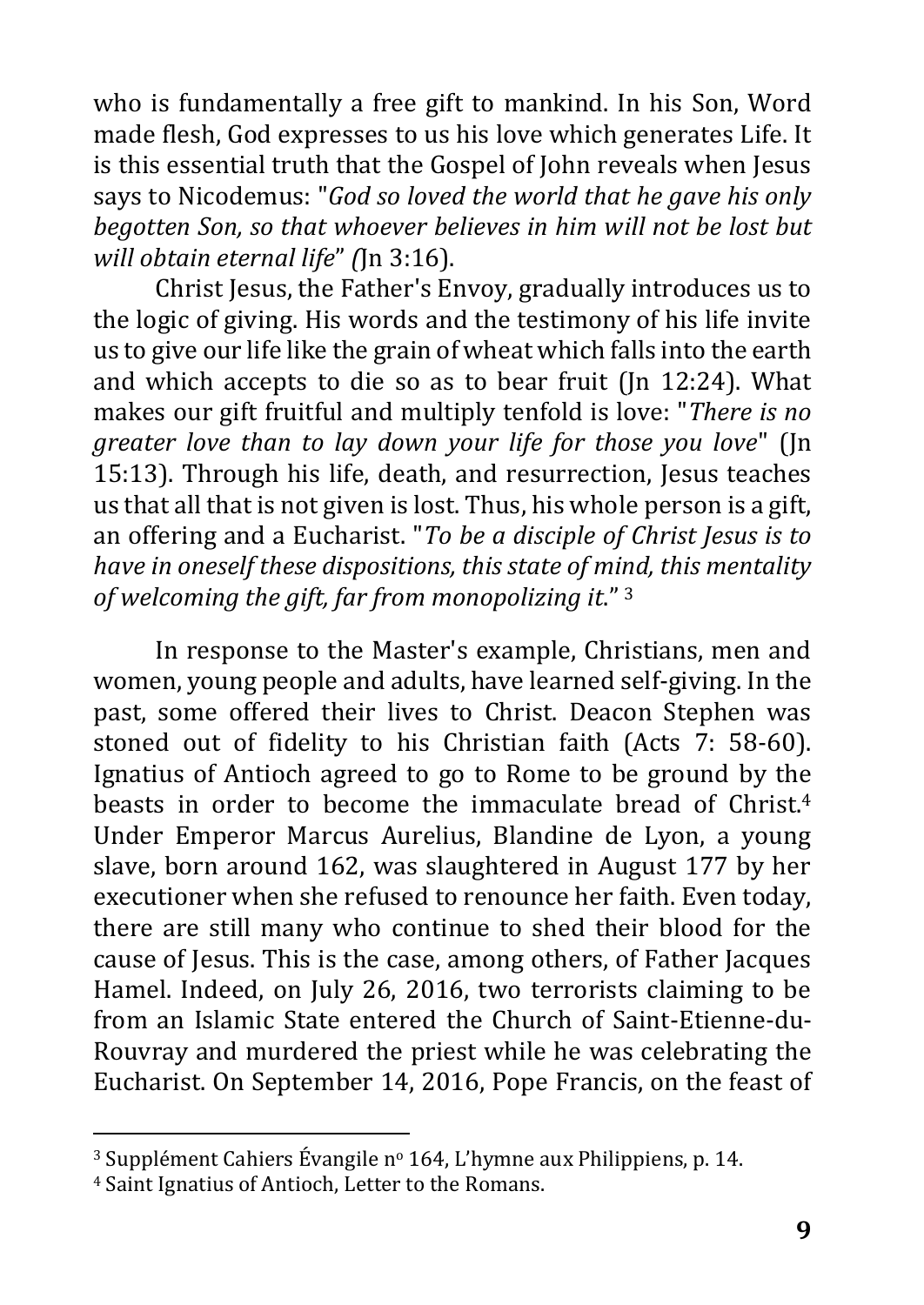who is fundamentally a free gift to mankind. In his Son, Word made flesh, God expresses to us his love which generates Life. It is this essential truth that the Gospel of John reveals when Jesus says to Nicodemus: "*God so loved the world that he gave his only begotten Son, so that whoever believes in him will not be lost but will obtain eternal life*" *(*Jn 3:16).

Christ Jesus, the Father's Envoy, gradually introduces us to the logic of giving. His words and the testimony of his life invite us to give our life like the grain of wheat which falls into the earth and which accepts to die so as to bear fruit (Jn 12:24). What makes our gift fruitful and multiply tenfold is love: "*There is no greater love than to lay down your life for those you love*" (Jn 15:13). Through his life, death, and resurrection, Jesus teaches us that all that is not given is lost. Thus, his whole person is a gift, an offering and a Eucharist. "*To be a disciple of Christ Jesus is to have in oneself these dispositions, this state of mind, this mentality of welcoming the gift, far from monopolizing it.*" [3]

In response to the Master's example, Christians, men and women, young people and adults, have learned self-giving. In the past, some offered their lives to Christ. Deacon Stephen was stoned out of fidelity to his Christian faith (Acts 7: 58-60). Ignatius of Antioch agreed to go to Rome to be ground by the beasts in order to become the immaculate bread of Christ.[4] Under Emperor Marcus Aurelius, Blandine de Lyon, a young slave, born around 162, was slaughtered in August 177 by her executioner when she refused to renounce her faith. Even today, there are still many who continue to shed their blood for the cause of Jesus. This is the case, among others, of Father Jacques Hamel. Indeed, on July 26, 2016, two terrorists claiming to be from an Islamic State entered the Church of Saint-Etienne-du-Rouvray and murdered the priest while he was celebrating the Eucharist. On September 14, 2016, Pope Francis, on the feast of

---

[3] Supplément Cahiers Évangile nº 164, L'hymne aux Philippiens, p. 14.

[4] Saint Ignatius of Antioch, Letter to the Romans.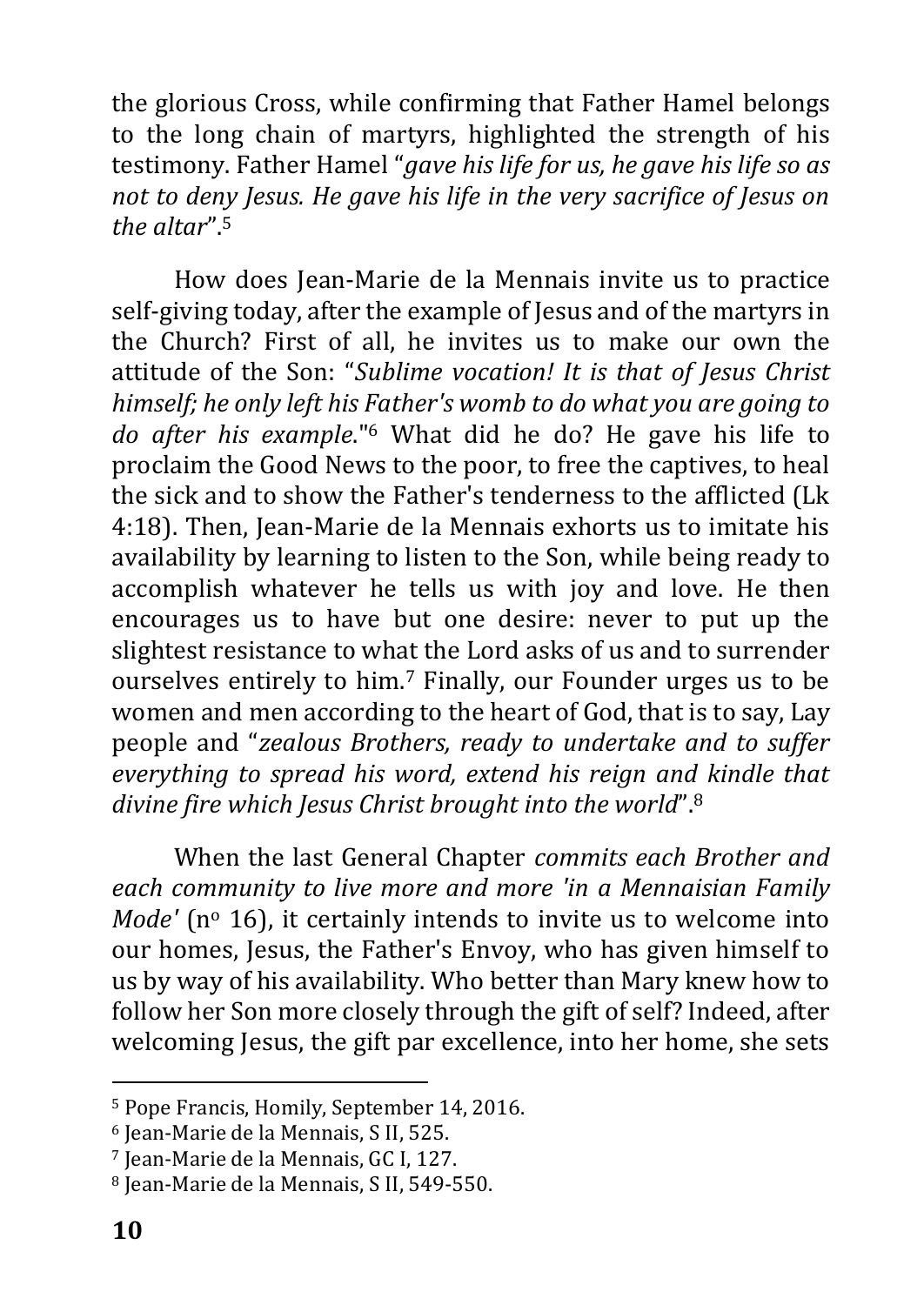the glorious Cross, while confirming that Father Hamel belongs to the long chain of martyrs, highlighted the strength of his testimony. Father Hamel "*gave his life for us, he gave his life so as not to deny Jesus. He gave his life in the very sacrifice of Jesus on the altar*".[5]

How does Jean-Marie de la Mennais invite us to practice self-giving today, after the example of Jesus and of the martyrs in the Church? First of all, he invites us to make our own the attitude of the Son: "*Sublime vocation! It is that of Jesus Christ himself; he only left his Father's womb to do what you are going to do after his example*."[6] What did he do? He gave his life to proclaim the Good News to the poor, to free the captives, to heal the sick and to show the Father's tenderness to the afflicted (Lk 4:18). Then, Jean-Marie de la Mennais exhorts us to imitate his availability by learning to listen to the Son, while being ready to accomplish whatever he tells us with joy and love. He then encourages us to have but one desire: never to put up the slightest resistance to what the Lord asks of us and to surrender ourselves entirely to him.[7] Finally, our Founder urges us to be women and men according to the heart of God, that is to say, Lay people and "*zealous Brothers, ready to undertake and to suffer everything to spread his word, extend his reign and kindle that divine fire which Jesus Christ brought into the world*".[8]

When the last General Chapter *commits each Brother and each community to live more and more 'in a Mennaisian Family Mode'* (nº 16), it certainly intends to invite us to welcome into our homes, Jesus, the Father's Envoy, who has given himself to us by way of his availability. Who better than Mary knew how to follow her Son more closely through the gift of self? Indeed, after welcoming Jesus, the gift par excellence, into her home, she sets

---

[5] Pope Francis, Homily, September 14, 2016.

[6] Jean-Marie de la Mennais, S II, 525.

[7] Jean-Marie de la Mennais, GC I, 127.

[8] Jean-Marie de la Mennais, S II, 549-550.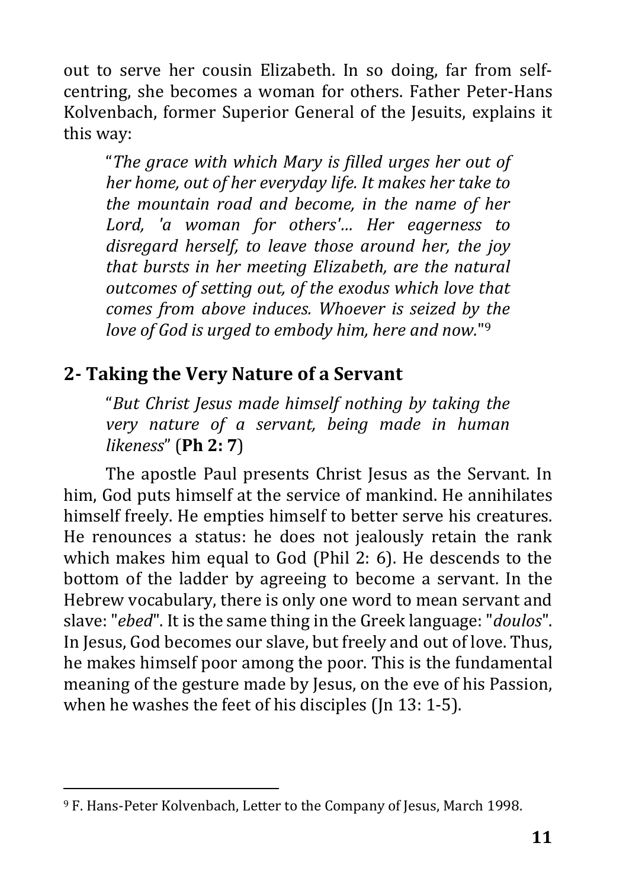out to serve her cousin Elizabeth. In so doing, far from self-centring, she becomes a woman for others. Father Peter-Hans Kolvenbach, former Superior General of the Jesuits, explains it this way:

> "*The grace with which Mary is filled urges her out of her home, out of her everyday life. It makes her take to the mountain road and become, in the name of her Lord, 'a woman for others'... Her eagerness to disregard herself, to leave those around her, the joy that bursts in her meeting Elizabeth, are the natural outcomes of setting out, of the exodus which love that comes from above induces. Whoever is seized by the love of God is urged to embody him, here and now.*"[9]

## 2- Taking the Very Nature of a Servant

> "*But Christ Jesus made himself nothing by taking the very nature of a servant, being made in human likeness*" (**Ph 2: 7**)

The apostle Paul presents Christ Jesus as the Servant. In him, God puts himself at the service of mankind. He annihilates himself freely. He empties himself to better serve his creatures. He renounces a status: he does not jealously retain the rank which makes him equal to God (Phil 2: 6). He descends to the bottom of the ladder by agreeing to become a servant. In the Hebrew vocabulary, there is only one word to mean servant and slave: "*ebed*". It is the same thing in the Greek language: "*doulos*". In Jesus, God becomes our slave, but freely and out of love. Thus, he makes himself poor among the poor. This is the fundamental meaning of the gesture made by Jesus, on the eve of his Passion, when he washes the feet of his disciples (Jn 13: 1-5).

---

[9] F. Hans-Peter Kolvenbach, Letter to the Company of Jesus, March 1998.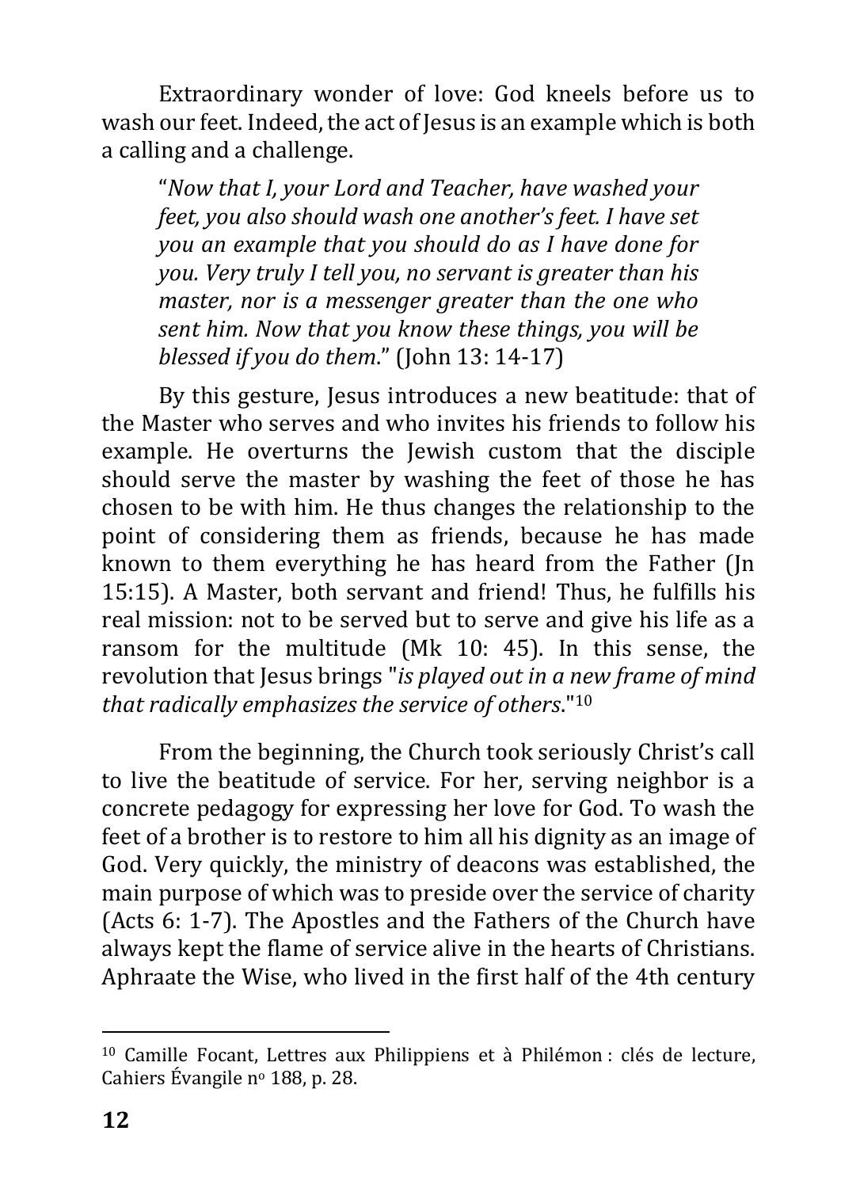Extraordinary wonder of love: God kneels before us to wash our feet. Indeed, the act of Jesus is an example which is both a calling and a challenge.

> "*Now that I, your Lord and Teacher, have washed your feet, you also should wash one another's feet. I have set you an example that you should do as I have done for you. Very truly I tell you, no servant is greater than his master, nor is a messenger greater than the one who sent him. Now that you know these things, you will be blessed if you do them*." (John 13: 14-17)

By this gesture, Jesus introduces a new beatitude: that of the Master who serves and who invites his friends to follow his example. He overturns the Jewish custom that the disciple should serve the master by washing the feet of those he has chosen to be with him. He thus changes the relationship to the point of considering them as friends, because he has made known to them everything he has heard from the Father (Jn 15:15). A Master, both servant and friend! Thus, he fulfills his real mission: not to be served but to serve and give his life as a ransom for the multitude (Mk 10: 45). In this sense, the revolution that Jesus brings "*is played out in a new frame of mind that radically emphasizes the service of others*."[10]

From the beginning, the Church took seriously Christ's call to live the beatitude of service. For her, serving neighbor is a concrete pedagogy for expressing her love for God. To wash the feet of a brother is to restore to him all his dignity as an image of God. Very quickly, the ministry of deacons was established, the main purpose of which was to preside over the service of charity (Acts 6: 1-7). The Apostles and the Fathers of the Church have always kept the flame of service alive in the hearts of Christians. Aphraate the Wise, who lived in the first half of the 4th century

---

[10] Camille Focant, Lettres aux Philippiens et à Philémon : clés de lecture, Cahiers Évangile nº 188, p. 28.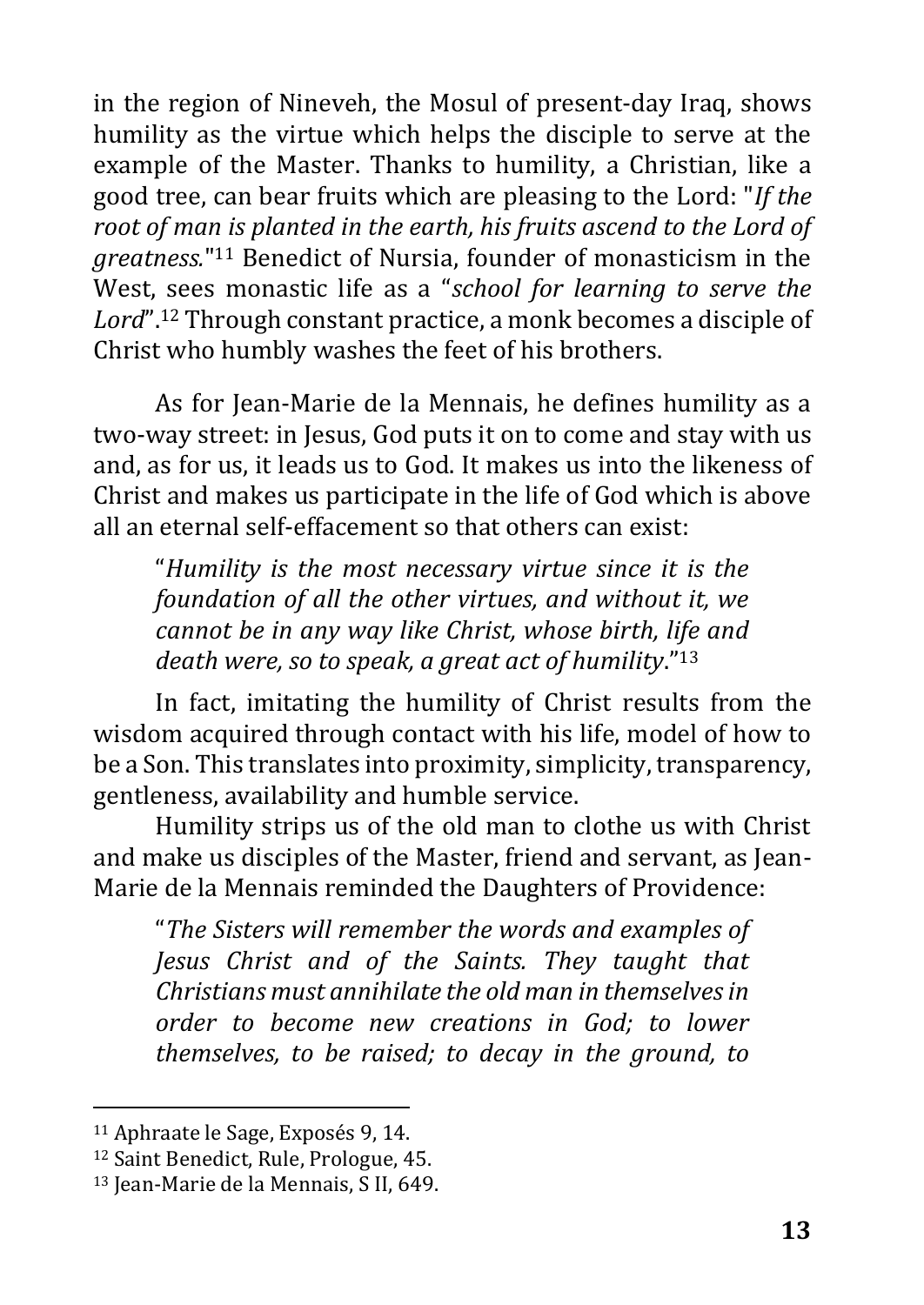in the region of Nineveh, the Mosul of present-day Iraq, shows humility as the virtue which helps the disciple to serve at the example of the Master. Thanks to humility, a Christian, like a good tree, can bear fruits which are pleasing to the Lord: "*If the root of man is planted in the earth, his fruits ascend to the Lord of greatness.*"[11] Benedict of Nursia, founder of monasticism in the West, sees monastic life as a "*school for learning to serve the Lord*".[12] Through constant practice, a monk becomes a disciple of Christ who humbly washes the feet of his brothers.

As for Jean-Marie de la Mennais, he defines humility as a two-way street: in Jesus, God puts it on to come and stay with us and, as for us, it leads us to God. It makes us into the likeness of Christ and makes us participate in the life of God which is above all an eternal self-effacement so that others can exist:

> "*Humility is the most necessary virtue since it is the foundation of all the other virtues, and without it, we cannot be in any way like Christ, whose birth, life and death were, so to speak, a great act of humility*."[13]

In fact, imitating the humility of Christ results from the wisdom acquired through contact with his life, model of how to be a Son. This translates into proximity, simplicity, transparency, gentleness, availability and humble service.

Humility strips us of the old man to clothe us with Christ and make us disciples of the Master, friend and servant, as Jean-Marie de la Mennais reminded the Daughters of Providence:

> "*The Sisters will remember the words and examples of Jesus Christ and of the Saints. They taught that Christians must annihilate the old man in themselves in order to become new creations in God; to lower themselves, to be raised; to decay in the ground, to*

---

[11] Aphraate le Sage, Exposés 9, 14.

[12] Saint Benedict, Rule, Prologue, 45.

[13] Jean-Marie de la Mennais, S II, 649.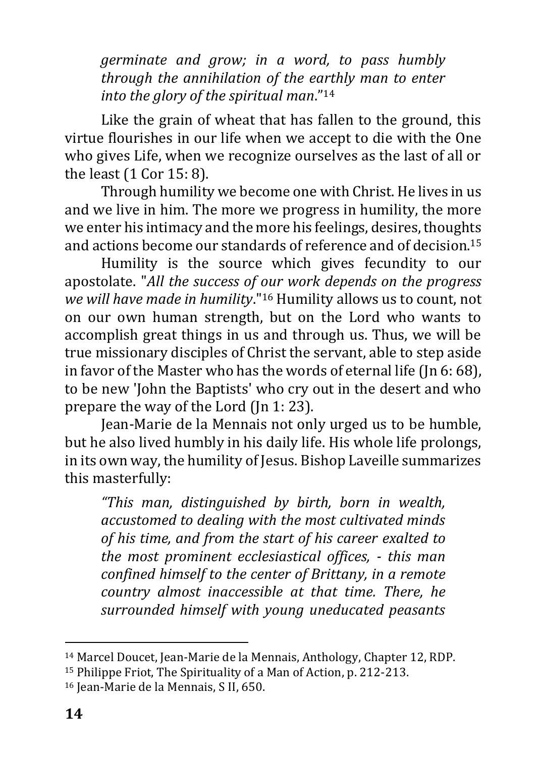*germinate and grow; in a word, to pass humbly through the annihilation of the earthly man to enter into the glory of the spiritual man*."[14]

Like the grain of wheat that has fallen to the ground, this virtue flourishes in our life when we accept to die with the One who gives Life, when we recognize ourselves as the last of all or the least (1 Cor 15: 8).

Through humility we become one with Christ. He lives in us and we live in him. The more we progress in humility, the more we enter his intimacy and the more his feelings, desires, thoughts and actions become our standards of reference and of decision.[15]

Humility is the source which gives fecundity to our apostolate. "*All the success of our work depends on the progress we will have made in humility*."[16] Humility allows us to count, not on our own human strength, but on the Lord who wants to accomplish great things in us and through us. Thus, we will be true missionary disciples of Christ the servant, able to step aside in favor of the Master who has the words of eternal life (Jn 6: 68), to be new 'John the Baptists' who cry out in the desert and who prepare the way of the Lord (Jn 1: 23).

Jean-Marie de la Mennais not only urged us to be humble, but he also lived humbly in his daily life. His whole life prolongs, in its own way, the humility of Jesus. Bishop Laveille summarizes this masterfully:

> *"This man, distinguished by birth, born in wealth, accustomed to dealing with the most cultivated minds of his time, and from the start of his career exalted to the most prominent ecclesiastical offices, - this man confined himself to the center of Brittany, in a remote country almost inaccessible at that time. There, he surrounded himself with young uneducated peasants*

---

[14] Marcel Doucet, Jean-Marie de la Mennais, Anthology, Chapter 12, RDP.

[15] Philippe Friot, The Spirituality of a Man of Action, p. 212-213.

[16] Jean-Marie de la Mennais, S II, 650.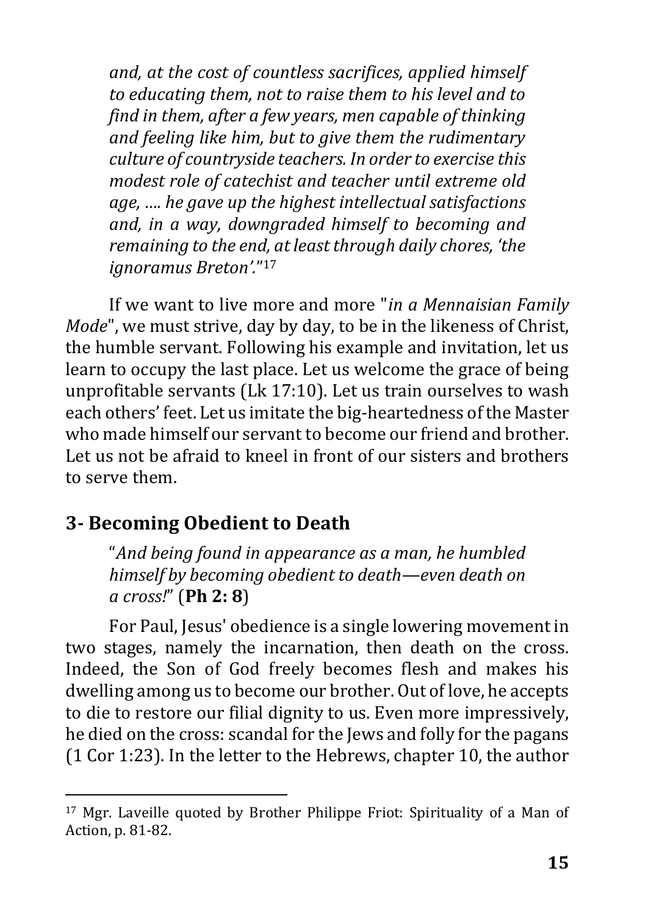*and, at the cost of countless sacrifices, applied himself to educating them, not to raise them to his level and to find in them, after a few years, men capable of thinking and feeling like him, but to give them the rudimentary culture of countryside teachers. In order to exercise this modest role of catechist and teacher until extreme old age, …. he gave up the highest intellectual satisfactions and, in a way, downgraded himself to becoming and remaining to the end, at least through daily chores, 'the ignoramus Breton'.*"[17]

If we want to live more and more "*in a Mennaisian Family Mode*", we must strive, day by day, to be in the likeness of Christ, the humble servant. Following his example and invitation, let us learn to occupy the last place. Let us welcome the grace of being unprofitable servants (Lk 17:10). Let us train ourselves to wash each others' feet. Let us imitate the big-heartedness of the Master who made himself our servant to become our friend and brother. Let us not be afraid to kneel in front of our sisters and brothers to serve them.

## 3- Becoming Obedient to Death

"*And being found in appearance as a man, he humbled himself by becoming obedient to death—even death on a cross!*" (**Ph 2: 8**)

For Paul, Jesus' obedience is a single lowering movement in two stages, namely the incarnation, then death on the cross. Indeed, the Son of God freely becomes flesh and makes his dwelling among us to become our brother. Out of love, he accepts to die to restore our filial dignity to us. Even more impressively, he died on the cross: scandal for the Jews and folly for the pagans (1 Cor 1:23). In the letter to the Hebrews, chapter 10, the author

---

[17] Mgr. Laveille quoted by Brother Philippe Friot: Spirituality of a Man of Action, p. 81-82.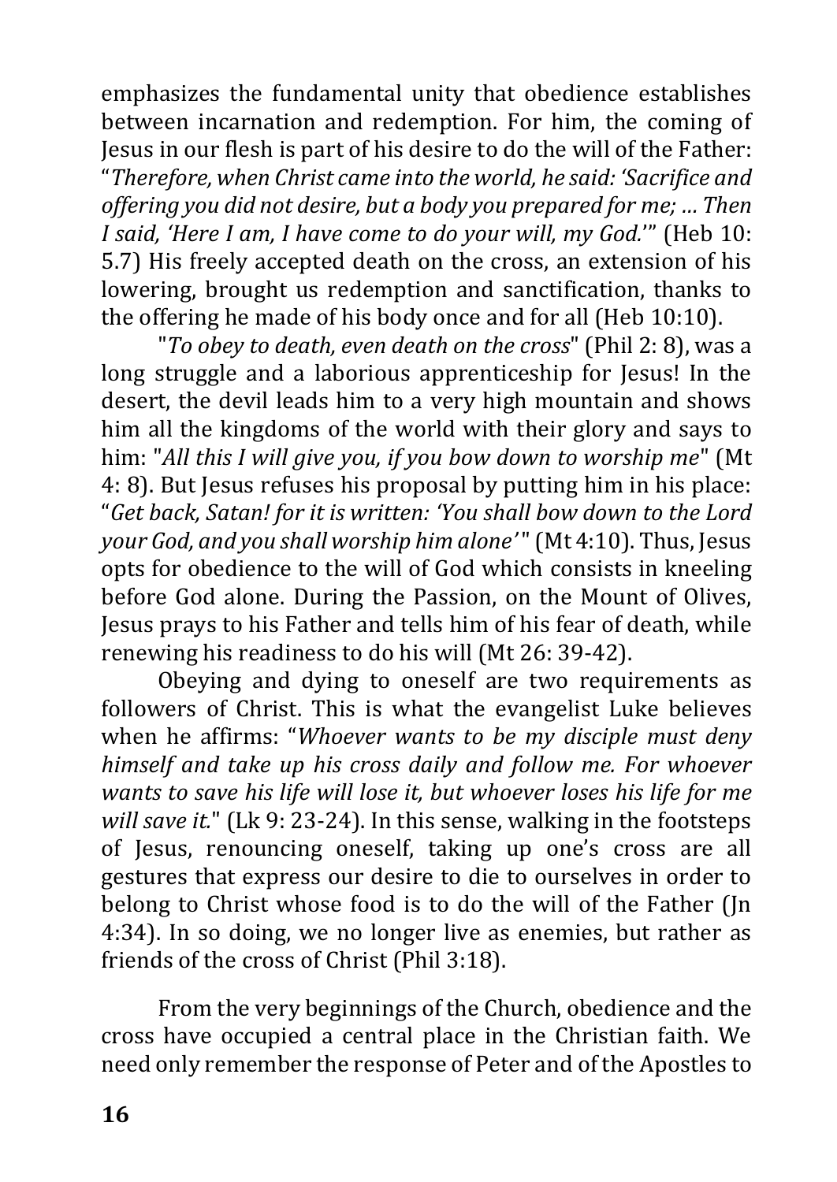emphasizes the fundamental unity that obedience establishes between incarnation and redemption. For him, the coming of Jesus in our flesh is part of his desire to do the will of the Father: "*Therefore, when Christ came into the world, he said: 'Sacrifice and offering you did not desire, but a body you prepared for me; … Then I said, 'Here I am, I have come to do your will, my God.'*" (Heb 10: 5.7) His freely accepted death on the cross, an extension of his lowering, brought us redemption and sanctification, thanks to the offering he made of his body once and for all (Heb 10:10).

"*To obey to death, even death on the cross*" (Phil 2: 8), was a long struggle and a laborious apprenticeship for Jesus! In the desert, the devil leads him to a very high mountain and shows him all the kingdoms of the world with their glory and says to him: "*All this I will give you, if you bow down to worship me*" (Mt 4: 8). But Jesus refuses his proposal by putting him in his place: "*Get back, Satan! for it is written: 'You shall bow down to the Lord your God, and you shall worship him alone'*" (Mt 4:10). Thus, Jesus opts for obedience to the will of God which consists in kneeling before God alone. During the Passion, on the Mount of Olives, Jesus prays to his Father and tells him of his fear of death, while renewing his readiness to do his will (Mt 26: 39-42).

Obeying and dying to oneself are two requirements as followers of Christ. This is what the evangelist Luke believes when he affirms: "*Whoever wants to be my disciple must deny himself and take up his cross daily and follow me. For whoever wants to save his life will lose it, but whoever loses his life for me will save it.*" (Lk 9: 23-24). In this sense, walking in the footsteps of Jesus, renouncing oneself, taking up one's cross are all gestures that express our desire to die to ourselves in order to belong to Christ whose food is to do the will of the Father (Jn 4:34). In so doing, we no longer live as enemies, but rather as friends of the cross of Christ (Phil 3:18).

From the very beginnings of the Church, obedience and the cross have occupied a central place in the Christian faith. We need only remember the response of Peter and of the Apostles to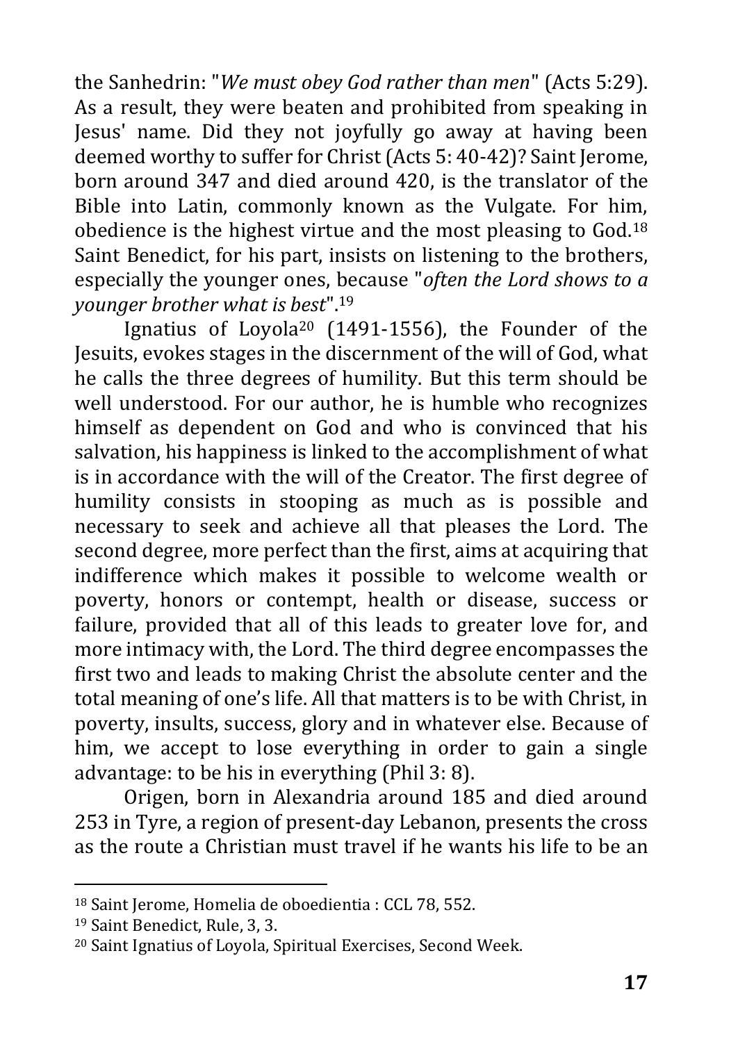the Sanhedrin: "*We must obey God rather than men*" (Acts 5:29). As a result, they were beaten and prohibited from speaking in Jesus' name. Did they not joyfully go away at having been deemed worthy to suffer for Christ (Acts 5: 40-42)? Saint Jerome, born around 347 and died around 420, is the translator of the Bible into Latin, commonly known as the Vulgate. For him, obedience is the highest virtue and the most pleasing to God.[18] Saint Benedict, for his part, insists on listening to the brothers, especially the younger ones, because "*often the Lord shows to a younger brother what is best*".[19]

Ignatius of Loyola[20] (1491-1556), the Founder of the Jesuits, evokes stages in the discernment of the will of God, what he calls the three degrees of humility. But this term should be well understood. For our author, he is humble who recognizes himself as dependent on God and who is convinced that his salvation, his happiness is linked to the accomplishment of what is in accordance with the will of the Creator. The first degree of humility consists in stooping as much as is possible and necessary to seek and achieve all that pleases the Lord. The second degree, more perfect than the first, aims at acquiring that indifference which makes it possible to welcome wealth or poverty, honors or contempt, health or disease, success or failure, provided that all of this leads to greater love for, and more intimacy with, the Lord. The third degree encompasses the first two and leads to making Christ the absolute center and the total meaning of one's life. All that matters is to be with Christ, in poverty, insults, success, glory and in whatever else. Because of him, we accept to lose everything in order to gain a single advantage: to be his in everything (Phil 3: 8).

Origen, born in Alexandria around 185 and died around 253 in Tyre, a region of present-day Lebanon, presents the cross as the route a Christian must travel if he wants his life to be an

---

[18] Saint Jerome, Homelia de oboedientia : CCL 78, 552.

[19] Saint Benedict, Rule, 3, 3.

[20] Saint Ignatius of Loyola, Spiritual Exercises, Second Week.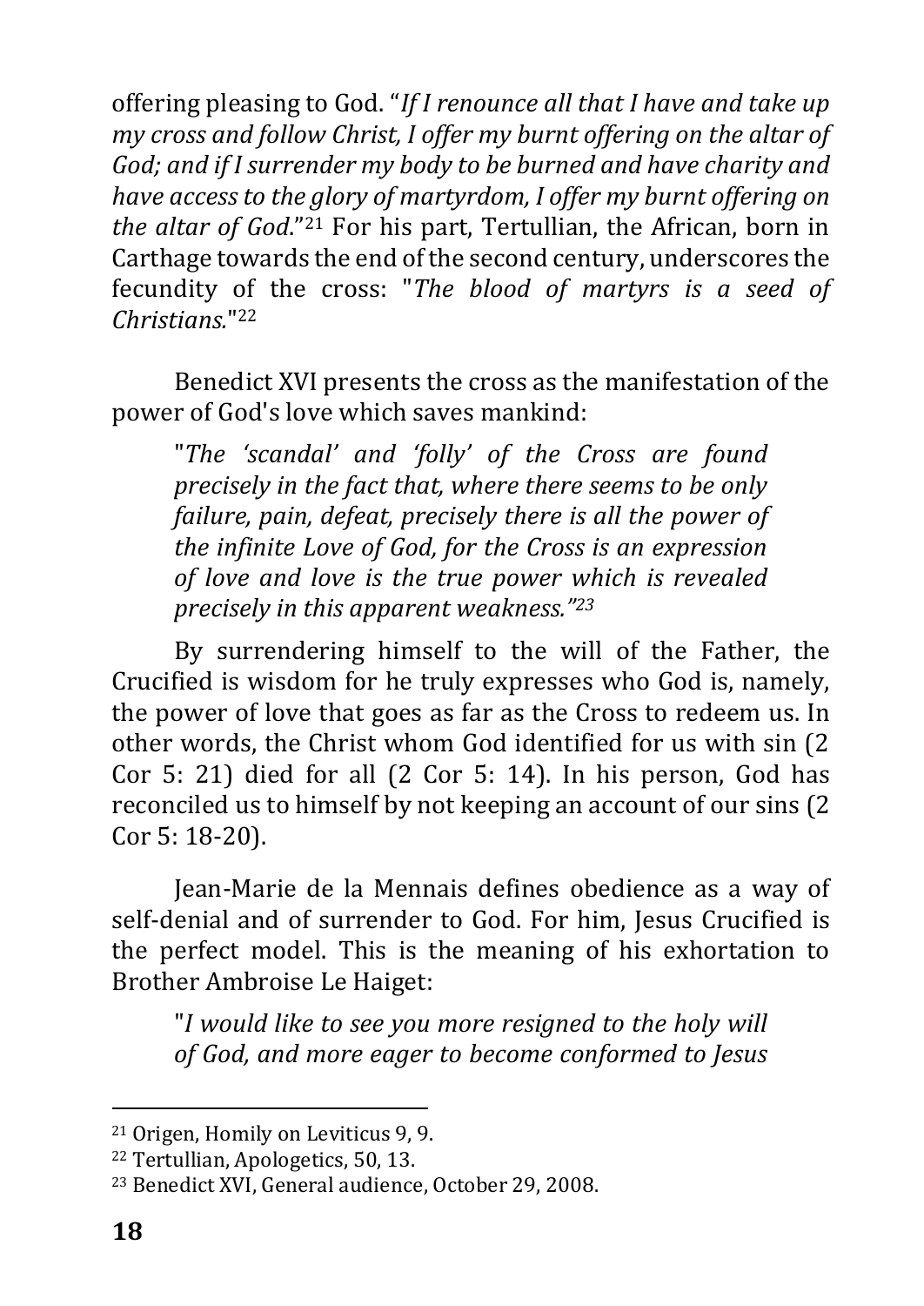offering pleasing to God. "*If I renounce all that I have and take up my cross and follow Christ, I offer my burnt offering on the altar of God; and if I surrender my body to be burned and have charity and have access to the glory of martyrdom, I offer my burnt offering on the altar of God*."[21] For his part, Tertullian, the African, born in Carthage towards the end of the second century, underscores the fecundity of the cross: "*The blood of martyrs is a seed of Christians.*"[22]

Benedict XVI presents the cross as the manifestation of the power of God's love which saves mankind:

> "*The 'scandal' and 'folly' of the Cross are found precisely in the fact that, where there seems to be only failure, pain, defeat, precisely there is all the power of the infinite Love of God, for the Cross is an expression of love and love is the true power which is revealed precisely in this apparent weakness."*[23]

By surrendering himself to the will of the Father, the Crucified is wisdom for he truly expresses who God is, namely, the power of love that goes as far as the Cross to redeem us. In other words, the Christ whom God identified for us with sin (2 Cor 5: 21) died for all (2 Cor 5: 14). In his person, God has reconciled us to himself by not keeping an account of our sins (2 Cor 5: 18-20).

Jean-Marie de la Mennais defines obedience as a way of self-denial and of surrender to God. For him, Jesus Crucified is the perfect model. This is the meaning of his exhortation to Brother Ambroise Le Haiget:

> "*I would like to see you more resigned to the holy will of God, and more eager to become conformed to Jesus*

---

[21] Origen, Homily on Leviticus 9, 9.

[22] Tertullian, Apologetics, 50, 13.

[23] Benedict XVI, General audience, October 29, 2008.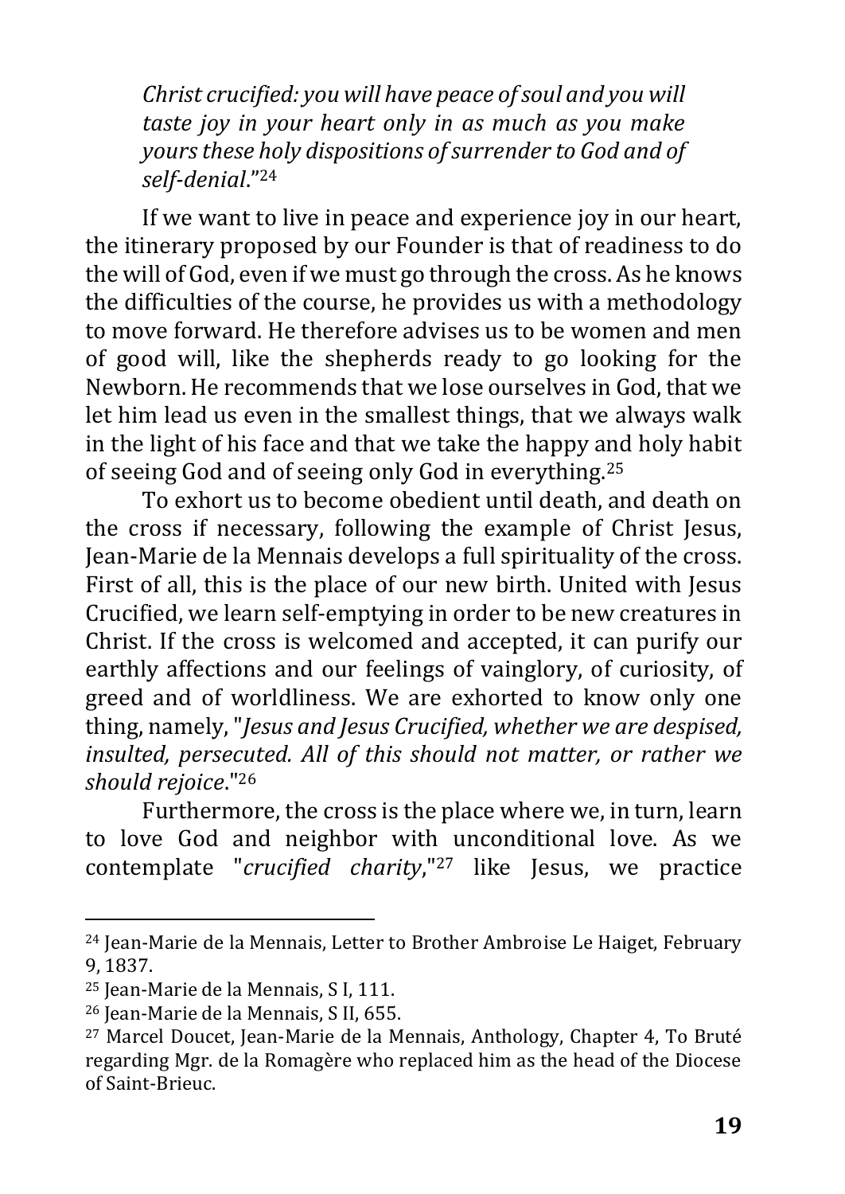*Christ crucified: you will have peace of soul and you will taste joy in your heart only in as much as you make yours these holy dispositions of surrender to God and of self-denial*."[24]

If we want to live in peace and experience joy in our heart, the itinerary proposed by our Founder is that of readiness to do the will of God, even if we must go through the cross. As he knows the difficulties of the course, he provides us with a methodology to move forward. He therefore advises us to be women and men of good will, like the shepherds ready to go looking for the Newborn. He recommends that we lose ourselves in God, that we let him lead us even in the smallest things, that we always walk in the light of his face and that we take the happy and holy habit of seeing God and of seeing only God in everything.[25]

To exhort us to become obedient until death, and death on the cross if necessary, following the example of Christ Jesus, Jean-Marie de la Mennais develops a full spirituality of the cross. First of all, this is the place of our new birth. United with Jesus Crucified, we learn self-emptying in order to be new creatures in Christ. If the cross is welcomed and accepted, it can purify our earthly affections and our feelings of vainglory, of curiosity, of greed and of worldliness. We are exhorted to know only one thing, namely, "*Jesus and Jesus Crucified, whether we are despised, insulted, persecuted. All of this should not matter, or rather we should rejoice*."[26]

Furthermore, the cross is the place where we, in turn, learn to love God and neighbor with unconditional love. As we contemplate "*crucified charity*,"[27] like Jesus, we practice

---

[24] Jean-Marie de la Mennais, Letter to Brother Ambroise Le Haiget, February 9, 1837.

[25] Jean-Marie de la Mennais, S I, 111.

[26] Jean-Marie de la Mennais, S II, 655.

[27] Marcel Doucet, Jean-Marie de la Mennais, Anthology, Chapter 4, To Bruté regarding Mgr. de la Romagère who replaced him as the head of the Diocese of Saint-Brieuc.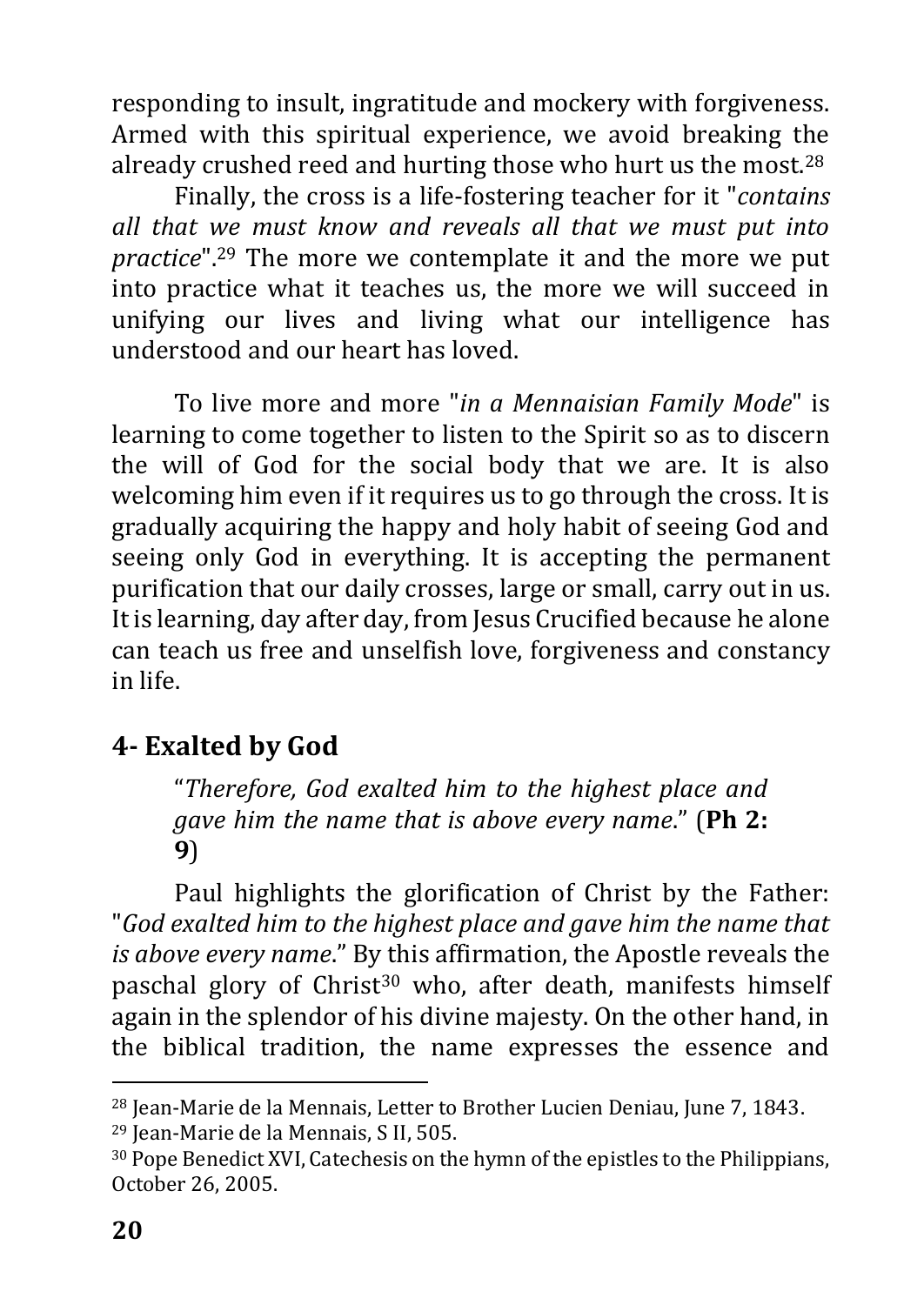responding to insult, ingratitude and mockery with forgiveness. Armed with this spiritual experience, we avoid breaking the already crushed reed and hurting those who hurt us the most.[28]

Finally, the cross is a life-fostering teacher for it "*contains all that we must know and reveals all that we must put into practice*".[29] The more we contemplate it and the more we put into practice what it teaches us, the more we will succeed in unifying our lives and living what our intelligence has understood and our heart has loved.

To live more and more "*in a Mennaisian Family Mode*" is learning to come together to listen to the Spirit so as to discern the will of God for the social body that we are. It is also welcoming him even if it requires us to go through the cross. It is gradually acquiring the happy and holy habit of seeing God and seeing only God in everything. It is accepting the permanent purification that our daily crosses, large or small, carry out in us. It is learning, day after day, from Jesus Crucified because he alone can teach us free and unselfish love, forgiveness and constancy in life.

## 4- Exalted by God

> "*Therefore, God exalted him to the highest place and gave him the name that is above every name*." (**Ph 2: 9**)

Paul highlights the glorification of Christ by the Father: "*God exalted him to the highest place and gave him the name that is above every name*." By this affirmation, the Apostle reveals the paschal glory of Christ[30] who, after death, manifests himself again in the splendor of his divine majesty. On the other hand, in the biblical tradition, the name expresses the essence and

---

[28] Jean-Marie de la Mennais, Letter to Brother Lucien Deniau, June 7, 1843.

[29] Jean-Marie de la Mennais, S II, 505.

[30] Pope Benedict XVI, Catechesis on the hymn of the epistles to the Philippians, October 26, 2005.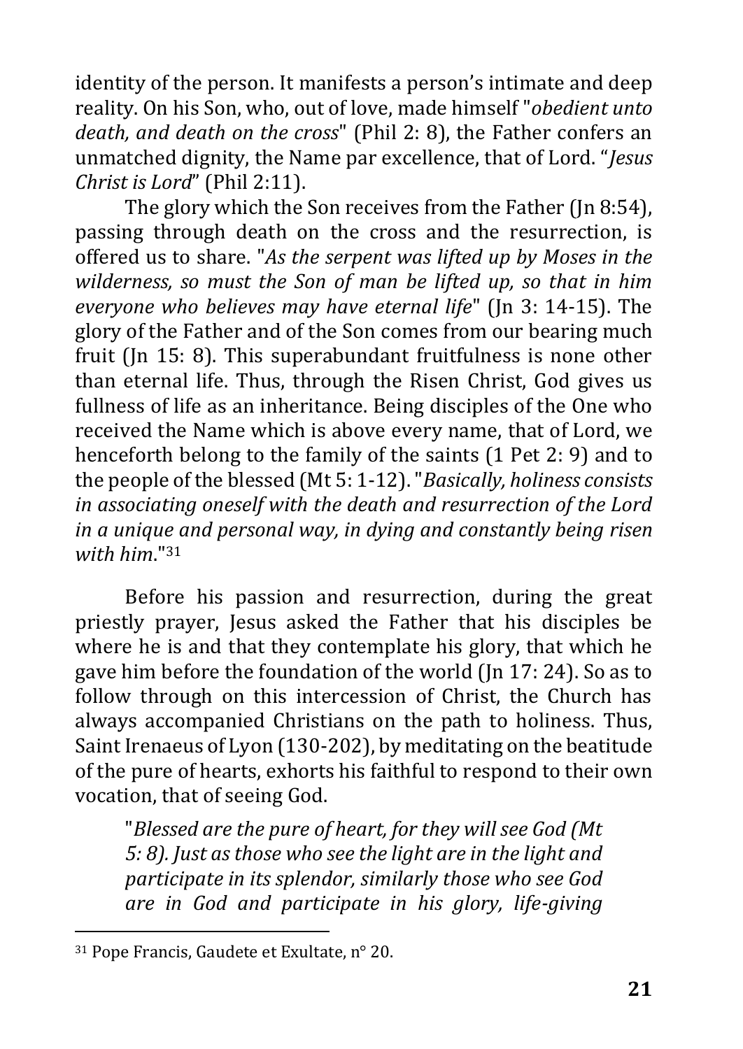identity of the person. It manifests a person's intimate and deep reality. On his Son, who, out of love, made himself "*obedient unto death, and death on the cross*" (Phil 2: 8), the Father confers an unmatched dignity, the Name par excellence, that of Lord. "*Jesus Christ is Lord*" (Phil 2:11).

The glory which the Son receives from the Father (Jn 8:54), passing through death on the cross and the resurrection, is offered us to share. "*As the serpent was lifted up by Moses in the wilderness, so must the Son of man be lifted up, so that in him everyone who believes may have eternal life*" (Jn 3: 14-15). The glory of the Father and of the Son comes from our bearing much fruit (Jn 15: 8). This superabundant fruitfulness is none other than eternal life. Thus, through the Risen Christ, God gives us fullness of life as an inheritance. Being disciples of the One who received the Name which is above every name, that of Lord, we henceforth belong to the family of the saints (1 Pet 2: 9) and to the people of the blessed (Mt 5: 1-12). "*Basically, holiness consists in associating oneself with the death and resurrection of the Lord in a unique and personal way, in dying and constantly being risen with him*."[31]

Before his passion and resurrection, during the great priestly prayer, Jesus asked the Father that his disciples be where he is and that they contemplate his glory, that which he gave him before the foundation of the world (Jn 17: 24). So as to follow through on this intercession of Christ, the Church has always accompanied Christians on the path to holiness. Thus, Saint Irenaeus of Lyon (130-202), by meditating on the beatitude of the pure of hearts, exhorts his faithful to respond to their own vocation, that of seeing God.

> "*Blessed are the pure of heart, for they will see God (Mt 5: 8). Just as those who see the light are in the light and participate in its splendor, similarly those who see God are in God and participate in his glory, life-giving*

[31] Pope Francis, Gaudete et Exultate, n° 20.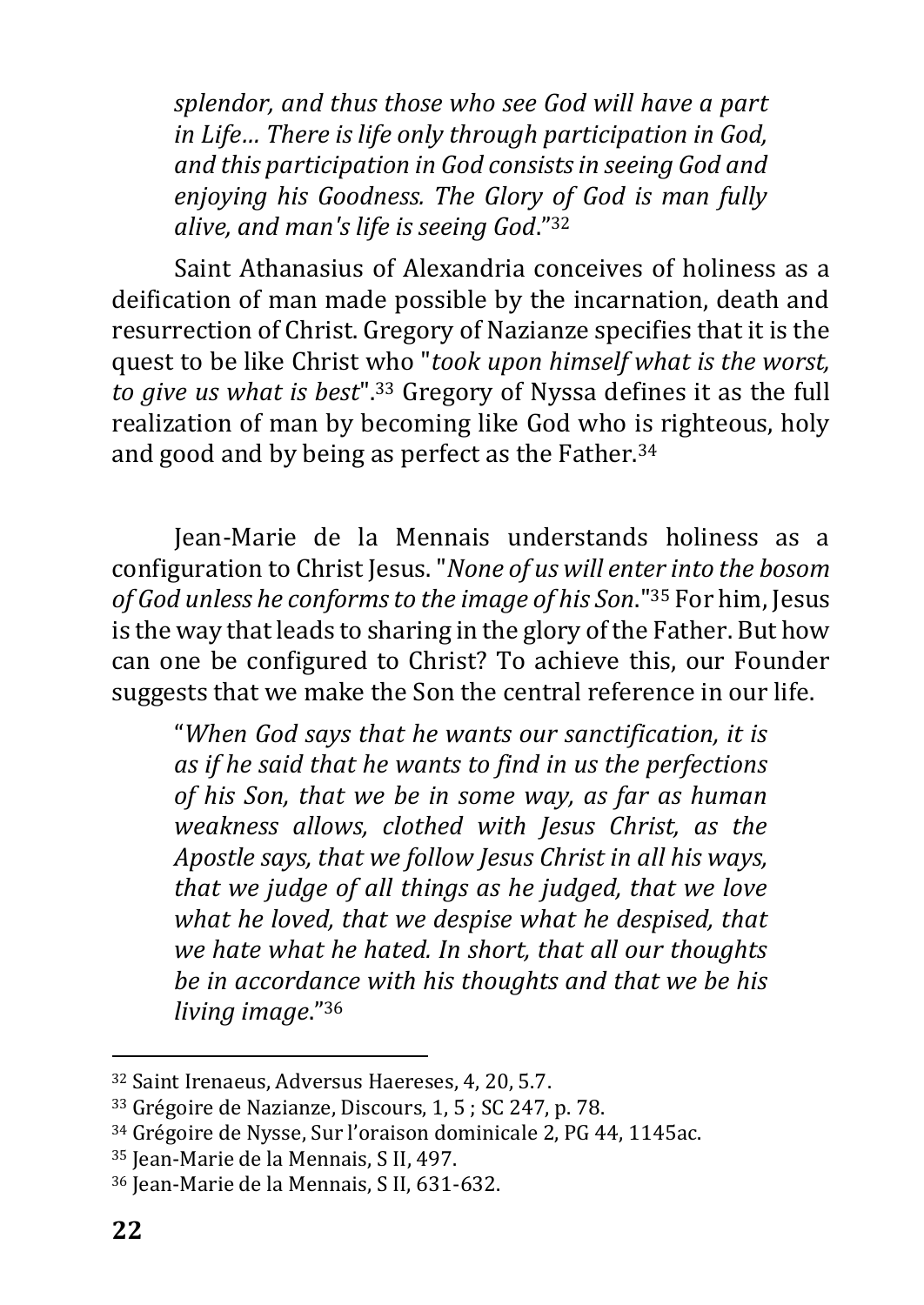*splendor, and thus those who see God will have a part in Life… There is life only through participation in God, and this participation in God consists in seeing God and enjoying his Goodness. The Glory of God is man fully alive, and man's life is seeing God*."[32]

Saint Athanasius of Alexandria conceives of holiness as a deification of man made possible by the incarnation, death and resurrection of Christ. Gregory of Nazianze specifies that it is the quest to be like Christ who "*took upon himself what is the worst, to give us what is best*".[33] Gregory of Nyssa defines it as the full realization of man by becoming like God who is righteous, holy and good and by being as perfect as the Father.[34]

Jean-Marie de la Mennais understands holiness as a configuration to Christ Jesus. "*None of us will enter into the bosom of God unless he conforms to the image of his Son*."[35] For him, Jesus is the way that leads to sharing in the glory of the Father. But how can one be configured to Christ? To achieve this, our Founder suggests that we make the Son the central reference in our life.

> "*When God says that he wants our sanctification, it is as if he said that he wants to find in us the perfections of his Son, that we be in some way, as far as human weakness allows, clothed with Jesus Christ, as the Apostle says, that we follow Jesus Christ in all his ways, that we judge of all things as he judged, that we love what he loved, that we despise what he despised, that we hate what he hated. In short, that all our thoughts be in accordance with his thoughts and that we be his living image*."[36]

---

[32] Saint Irenaeus, Adversus Haereses, 4, 20, 5.7.

[33] Grégoire de Nazianze, Discours, 1, 5 ; SC 247, p. 78.

[34] Grégoire de Nysse, Sur l'oraison dominicale 2, PG 44, 1145ac.

[35] Jean-Marie de la Mennais, S II, 497.

[36] Jean-Marie de la Mennais, S II, 631-632.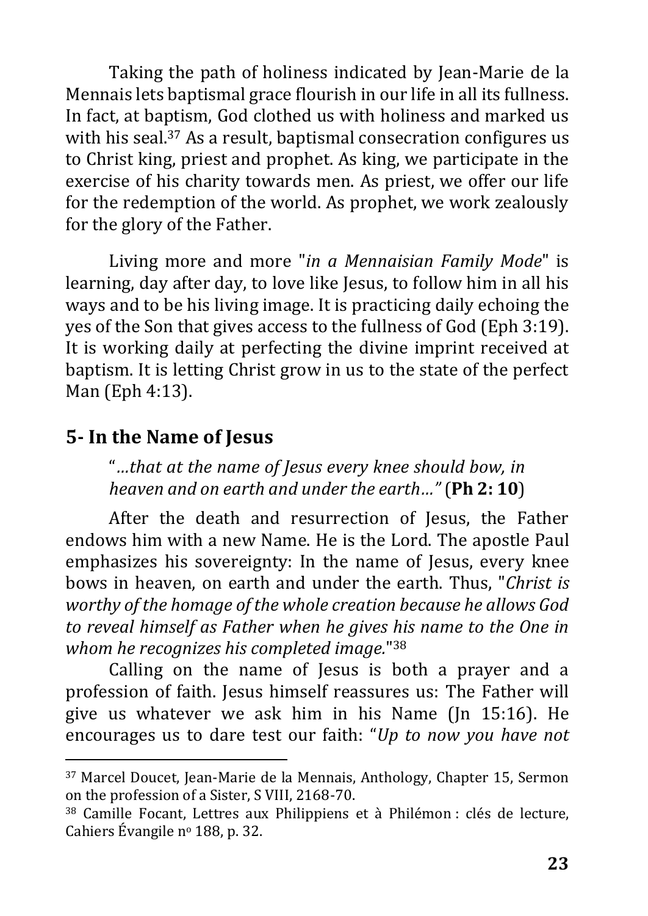Taking the path of holiness indicated by Jean-Marie de la Mennais lets baptismal grace flourish in our life in all its fullness. In fact, at baptism, God clothed us with holiness and marked us with his seal.[37] As a result, baptismal consecration configures us to Christ king, priest and prophet. As king, we participate in the exercise of his charity towards men. As priest, we offer our life for the redemption of the world. As prophet, we work zealously for the glory of the Father.

Living more and more "*in a Mennaisian Family Mode*" is learning, day after day, to love like Jesus, to follow him in all his ways and to be his living image. It is practicing daily echoing the yes of the Son that gives access to the fullness of God (Eph 3:19). It is working daily at perfecting the divine imprint received at baptism. It is letting Christ grow in us to the state of the perfect Man (Eph 4:13).

## 5- In the Name of Jesus

"*…that at the name of Jesus every knee should bow, in heaven and on earth and under the earth…"* (**Ph 2: 10**)

After the death and resurrection of Jesus, the Father endows him with a new Name. He is the Lord. The apostle Paul emphasizes his sovereignty: In the name of Jesus, every knee bows in heaven, on earth and under the earth. Thus, "*Christ is worthy of the homage of the whole creation because he allows God to reveal himself as Father when he gives his name to the One in whom he recognizes his completed image.*"[38]

Calling on the name of Jesus is both a prayer and a profession of faith. Jesus himself reassures us: The Father will give us whatever we ask him in his Name (Jn 15:16). He encourages us to dare test our faith: "*Up to now you have not*

---

[37] Marcel Doucet, Jean-Marie de la Mennais, Anthology, Chapter 15, Sermon on the profession of a Sister, S VIII, 2168-70.

[38] Camille Focant, Lettres aux Philippiens et à Philémon : clés de lecture, Cahiers Évangile nº 188, p. 32.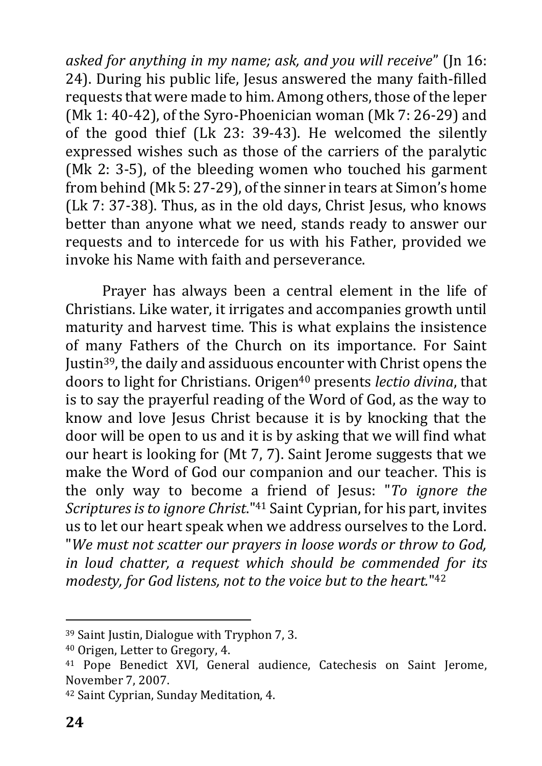*asked for anything in my name; ask, and you will receive*" (Jn 16: 24). During his public life, Jesus answered the many faith-filled requests that were made to him. Among others, those of the leper (Mk 1: 40-42), of the Syro-Phoenician woman (Mk 7: 26-29) and of the good thief (Lk 23: 39-43). He welcomed the silently expressed wishes such as those of the carriers of the paralytic (Mk 2: 3-5), of the bleeding women who touched his garment from behind (Mk 5: 27-29), of the sinner in tears at Simon's home (Lk 7: 37-38). Thus, as in the old days, Christ Jesus, who knows better than anyone what we need, stands ready to answer our requests and to intercede for us with his Father, provided we invoke his Name with faith and perseverance.

Prayer has always been a central element in the life of Christians. Like water, it irrigates and accompanies growth until maturity and harvest time. This is what explains the insistence of many Fathers of the Church on its importance. For Saint Justin[39], the daily and assiduous encounter with Christ opens the doors to light for Christians. Origen[40] presents *lectio divina*, that is to say the prayerful reading of the Word of God, as the way to know and love Jesus Christ because it is by knocking that the door will be open to us and it is by asking that we will find what our heart is looking for (Mt 7, 7). Saint Jerome suggests that we make the Word of God our companion and our teacher. This is the only way to become a friend of Jesus: "*To ignore the Scriptures is to ignore Christ*."[41] Saint Cyprian, for his part, invites us to let our heart speak when we address ourselves to the Lord. "*We must not scatter our prayers in loose words or throw to God, in loud chatter, a request which should be commended for its modesty, for God listens, not to the voice but to the heart.*"[42]

---

[39] Saint Justin, Dialogue with Tryphon 7, 3.

[40] Origen, Letter to Gregory, 4.

[41] Pope Benedict XVI, General audience, Catechesis on Saint Jerome, November 7, 2007.

[42] Saint Cyprian, Sunday Meditation, 4.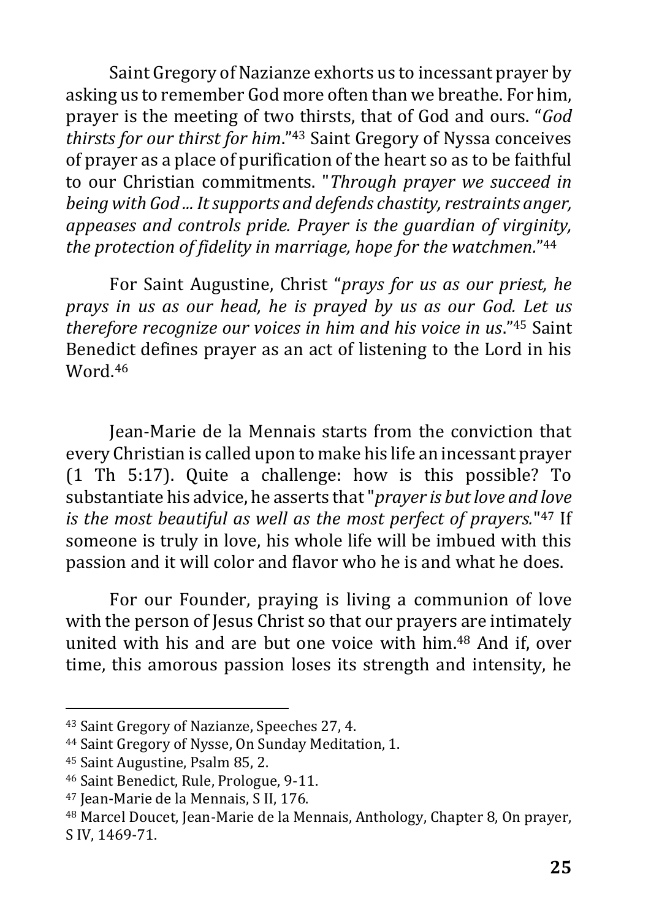Saint Gregory of Nazianze exhorts us to incessant prayer by asking us to remember God more often than we breathe. For him, prayer is the meeting of two thirsts, that of God and ours. "*God thirsts for our thirst for him*."[43] Saint Gregory of Nyssa conceives of prayer as a place of purification of the heart so as to be faithful to our Christian commitments. "*Through prayer we succeed in being with God ... It supports and defends chastity, restraints anger, appeases and controls pride. Prayer is the guardian of virginity, the protection of fidelity in marriage, hope for the watchmen.*"[44]

For Saint Augustine, Christ "*prays for us as our priest, he prays in us as our head, he is prayed by us as our God. Let us therefore recognize our voices in him and his voice in us*."[45] Saint Benedict defines prayer as an act of listening to the Lord in his Word.[46]

Jean-Marie de la Mennais starts from the conviction that every Christian is called upon to make his life an incessant prayer (1 Th 5:17). Quite a challenge: how is this possible? To substantiate his advice, he asserts that "*prayer is but love and love is the most beautiful as well as the most perfect of prayers.*"[47] If someone is truly in love, his whole life will be imbued with this passion and it will color and flavor who he is and what he does.

For our Founder, praying is living a communion of love with the person of Jesus Christ so that our prayers are intimately united with his and are but one voice with him.[48] And if, over time, this amorous passion loses its strength and intensity, he

---

[43] Saint Gregory of Nazianze, Speeches 27, 4.

[44] Saint Gregory of Nysse, On Sunday Meditation, 1.

[45] Saint Augustine, Psalm 85, 2.

[46] Saint Benedict, Rule, Prologue, 9-11.

[47] Jean-Marie de la Mennais, S II, 176.

[48] Marcel Doucet, Jean-Marie de la Mennais, Anthology, Chapter 8, On prayer, S IV, 1469-71.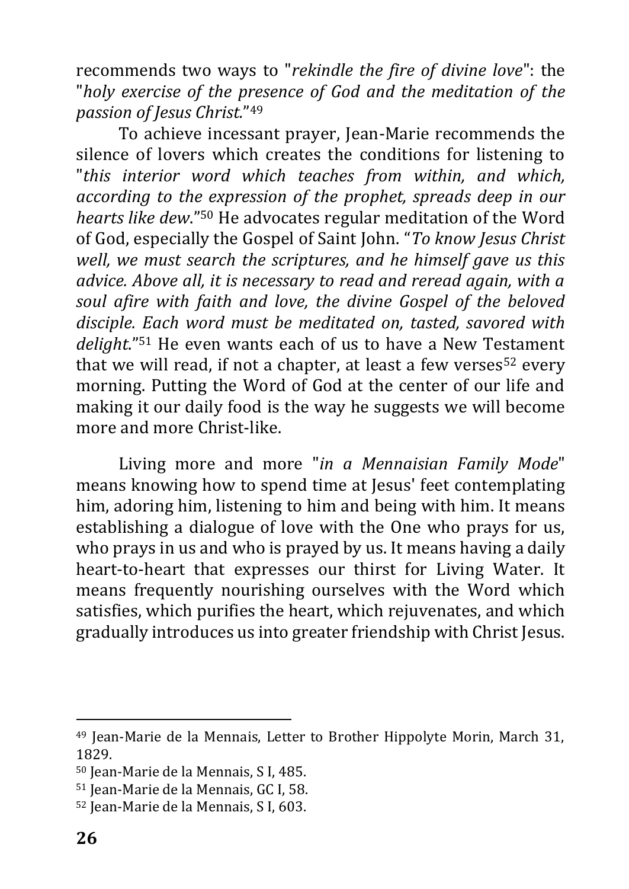recommends two ways to "*rekindle the fire of divine love*": the "*holy exercise of the presence of God and the meditation of the passion of Jesus Christ.*"[49]

To achieve incessant prayer, Jean-Marie recommends the silence of lovers which creates the conditions for listening to "*this interior word which teaches from within, and which, according to the expression of the prophet, spreads deep in our hearts like dew*."[50] He advocates regular meditation of the Word of God, especially the Gospel of Saint John. "*To know Jesus Christ well, we must search the scriptures, and he himself gave us this advice. Above all, it is necessary to read and reread again, with a soul afire with faith and love, the divine Gospel of the beloved disciple. Each word must be meditated on, tasted, savored with delight*."[51] He even wants each of us to have a New Testament that we will read, if not a chapter, at least a few verses[52] every morning. Putting the Word of God at the center of our life and making it our daily food is the way he suggests we will become more and more Christ-like.

Living more and more "*in a Mennaisian Family Mode*" means knowing how to spend time at Jesus' feet contemplating him, adoring him, listening to him and being with him. It means establishing a dialogue of love with the One who prays for us, who prays in us and who is prayed by us. It means having a daily heart-to-heart that expresses our thirst for Living Water. It means frequently nourishing ourselves with the Word which satisfies, which purifies the heart, which rejuvenates, and which gradually introduces us into greater friendship with Christ Jesus.

---

[49] Jean-Marie de la Mennais, Letter to Brother Hippolyte Morin, March 31, 1829.

[50] Jean-Marie de la Mennais, S I, 485.

[51] Jean-Marie de la Mennais, GC I, 58.

[52] Jean-Marie de la Mennais, S I, 603.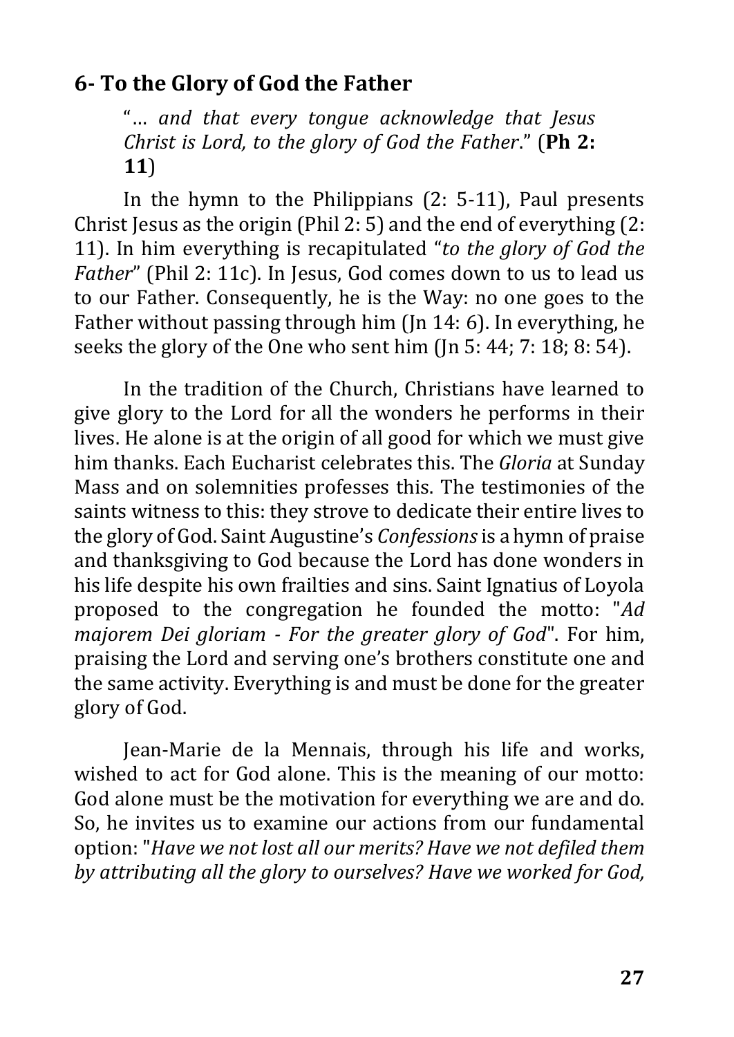## 6- To the Glory of God the Father

> "*… and that every tongue acknowledge that Jesus Christ is Lord, to the glory of God the Father*." (**Ph 2: 11**)

In the hymn to the Philippians (2: 5-11), Paul presents Christ Jesus as the origin (Phil 2: 5) and the end of everything (2: 11). In him everything is recapitulated "*to the glory of God the Father*" (Phil 2: 11c). In Jesus, God comes down to us to lead us to our Father. Consequently, he is the Way: no one goes to the Father without passing through him (Jn 14: 6). In everything, he seeks the glory of the One who sent him (Jn 5: 44; 7: 18; 8: 54).

In the tradition of the Church, Christians have learned to give glory to the Lord for all the wonders he performs in their lives. He alone is at the origin of all good for which we must give him thanks. Each Eucharist celebrates this. The *Gloria* at Sunday Mass and on solemnities professes this. The testimonies of the saints witness to this: they strove to dedicate their entire lives to the glory of God. Saint Augustine's *Confessions* is a hymn of praise and thanksgiving to God because the Lord has done wonders in his life despite his own frailties and sins. Saint Ignatius of Loyola proposed to the congregation he founded the motto: "*Ad majorem Dei gloriam - For the greater glory of God*". For him, praising the Lord and serving one's brothers constitute one and the same activity. Everything is and must be done for the greater glory of God.

Jean-Marie de la Mennais, through his life and works, wished to act for God alone. This is the meaning of our motto: God alone must be the motivation for everything we are and do. So, he invites us to examine our actions from our fundamental option: "*Have we not lost all our merits? Have we not defiled them by attributing all the glory to ourselves? Have we worked for God,*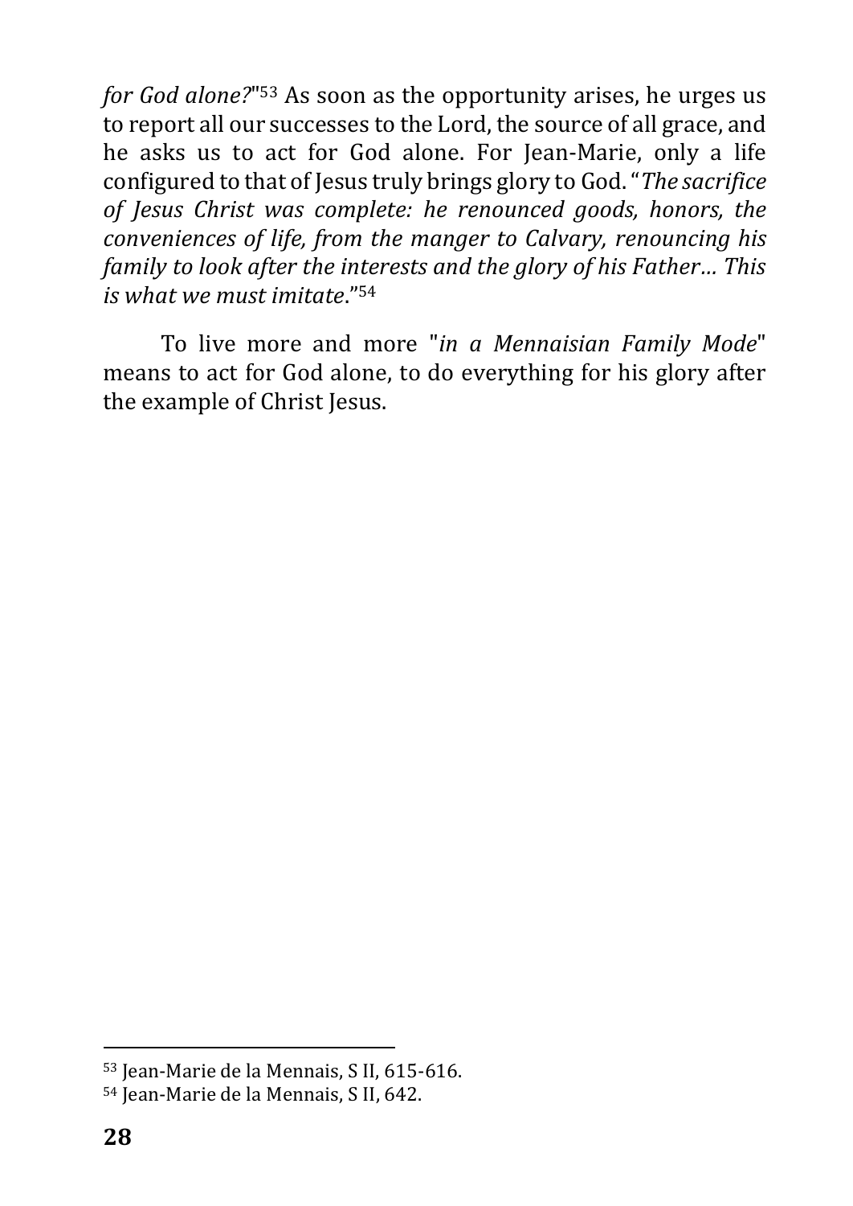*for God alone?*"[53] As soon as the opportunity arises, he urges us to report all our successes to the Lord, the source of all grace, and he asks us to act for God alone. For Jean-Marie, only a life configured to that of Jesus truly brings glory to God. "*The sacrifice of Jesus Christ was complete: he renounced goods, honors, the conveniences of life, from the manger to Calvary, renouncing his family to look after the interests and the glory of his Father… This is what we must imitate*."[54]

To live more and more "*in a Mennaisian Family Mode*" means to act for God alone, to do everything for his glory after the example of Christ Jesus.

---

[53] Jean-Marie de la Mennais, S II, 615-616.

[54] Jean-Marie de la Mennais, S II, 642.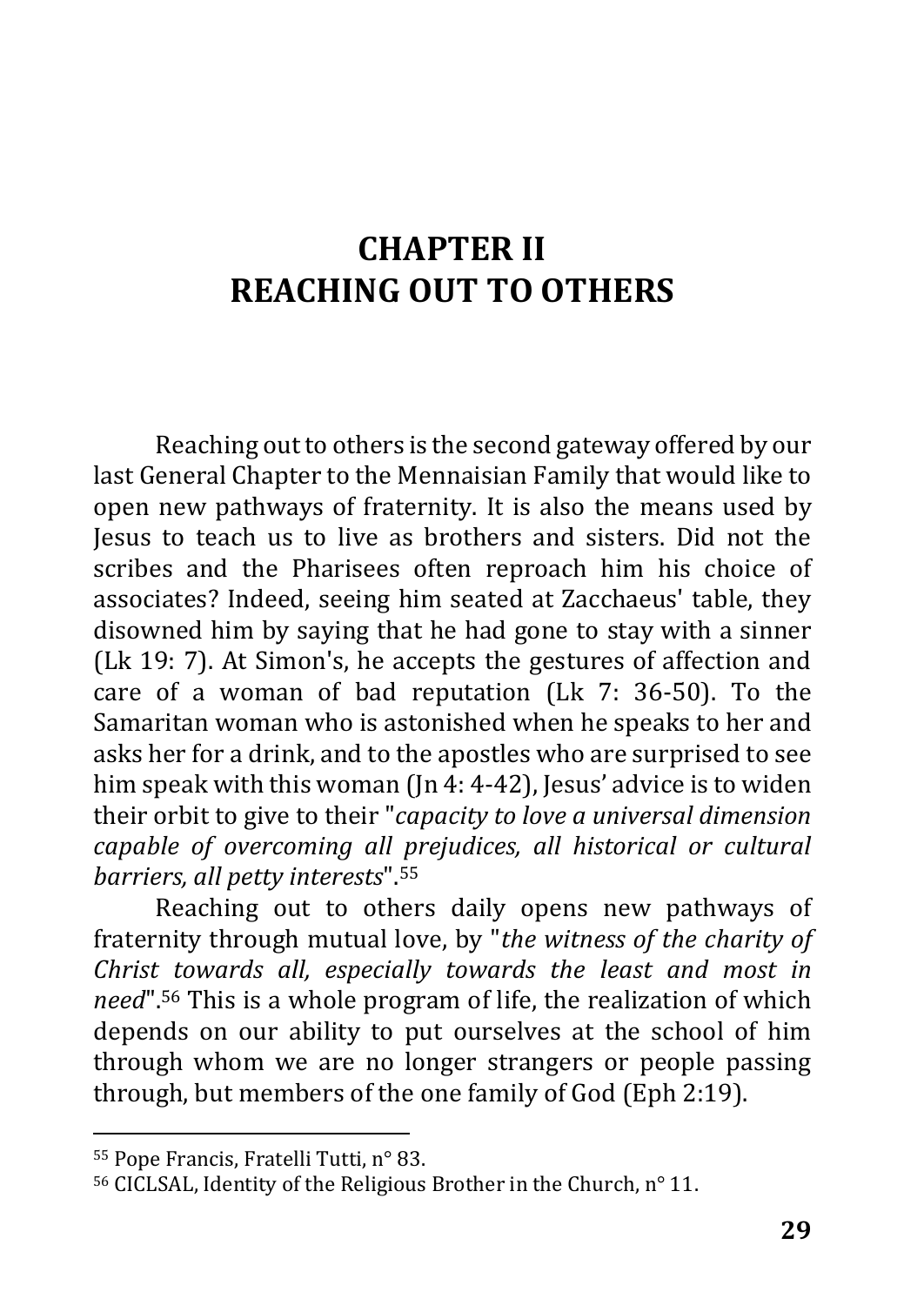# CHAPTER II
# REACHING OUT TO OTHERS

Reaching out to others is the second gateway offered by our last General Chapter to the Mennaisian Family that would like to open new pathways of fraternity. It is also the means used by Jesus to teach us to live as brothers and sisters. Did not the scribes and the Pharisees often reproach him his choice of associates? Indeed, seeing him seated at Zacchaeus' table, they disowned him by saying that he had gone to stay with a sinner (Lk 19: 7). At Simon's, he accepts the gestures of affection and care of a woman of bad reputation (Lk 7: 36-50). To the Samaritan woman who is astonished when he speaks to her and asks her for a drink, and to the apostles who are surprised to see him speak with this woman (Jn 4: 4-42), Jesus' advice is to widen their orbit to give to their "*capacity to love a universal dimension capable of overcoming all prejudices, all historical or cultural barriers, all petty interests*".[55]

Reaching out to others daily opens new pathways of fraternity through mutual love, by "*the witness of the charity of Christ towards all, especially towards the least and most in need*".[56] This is a whole program of life, the realization of which depends on our ability to put ourselves at the school of him through whom we are no longer strangers or people passing through, but members of the one family of God (Eph 2:19).

---

[55] Pope Francis, Fratelli Tutti, n° 83.

[56] CICLSAL, Identity of the Religious Brother in the Church, n° 11.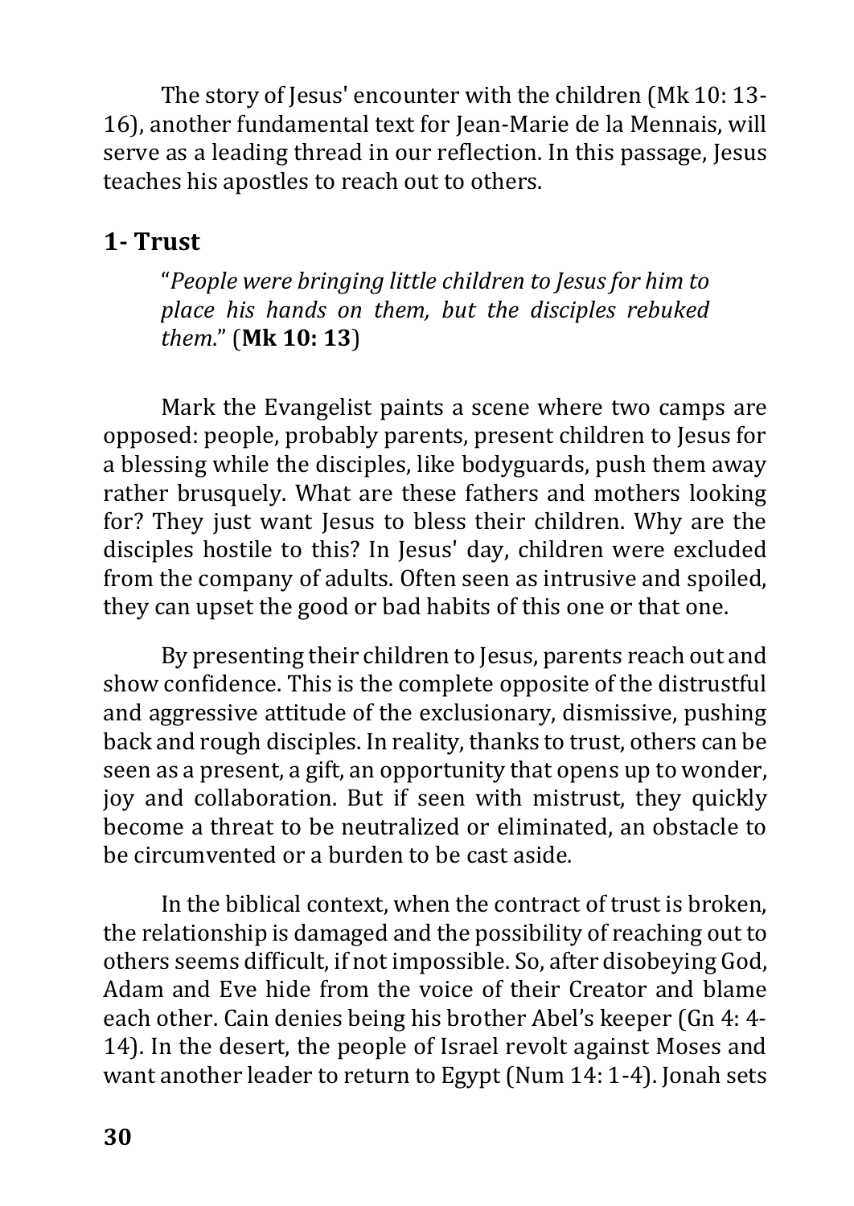The story of Jesus' encounter with the children (Mk 10: 13-16), another fundamental text for Jean-Marie de la Mennais, will serve as a leading thread in our reflection. In this passage, Jesus teaches his apostles to reach out to others.

## 1- Trust

> "*People were bringing little children to Jesus for him to place his hands on them, but the disciples rebuked them.*" (**Mk 10: 13**)

Mark the Evangelist paints a scene where two camps are opposed: people, probably parents, present children to Jesus for a blessing while the disciples, like bodyguards, push them away rather brusquely. What are these fathers and mothers looking for? They just want Jesus to bless their children. Why are the disciples hostile to this? In Jesus' day, children were excluded from the company of adults. Often seen as intrusive and spoiled, they can upset the good or bad habits of this one or that one.

By presenting their children to Jesus, parents reach out and show confidence. This is the complete opposite of the distrustful and aggressive attitude of the exclusionary, dismissive, pushing back and rough disciples. In reality, thanks to trust, others can be seen as a present, a gift, an opportunity that opens up to wonder, joy and collaboration. But if seen with mistrust, they quickly become a threat to be neutralized or eliminated, an obstacle to be circumvented or a burden to be cast aside.

In the biblical context, when the contract of trust is broken, the relationship is damaged and the possibility of reaching out to others seems difficult, if not impossible. So, after disobeying God, Adam and Eve hide from the voice of their Creator and blame each other. Cain denies being his brother Abel's keeper (Gn 4: 4-14). In the desert, the people of Israel revolt against Moses and want another leader to return to Egypt (Num 14: 1-4). Jonah sets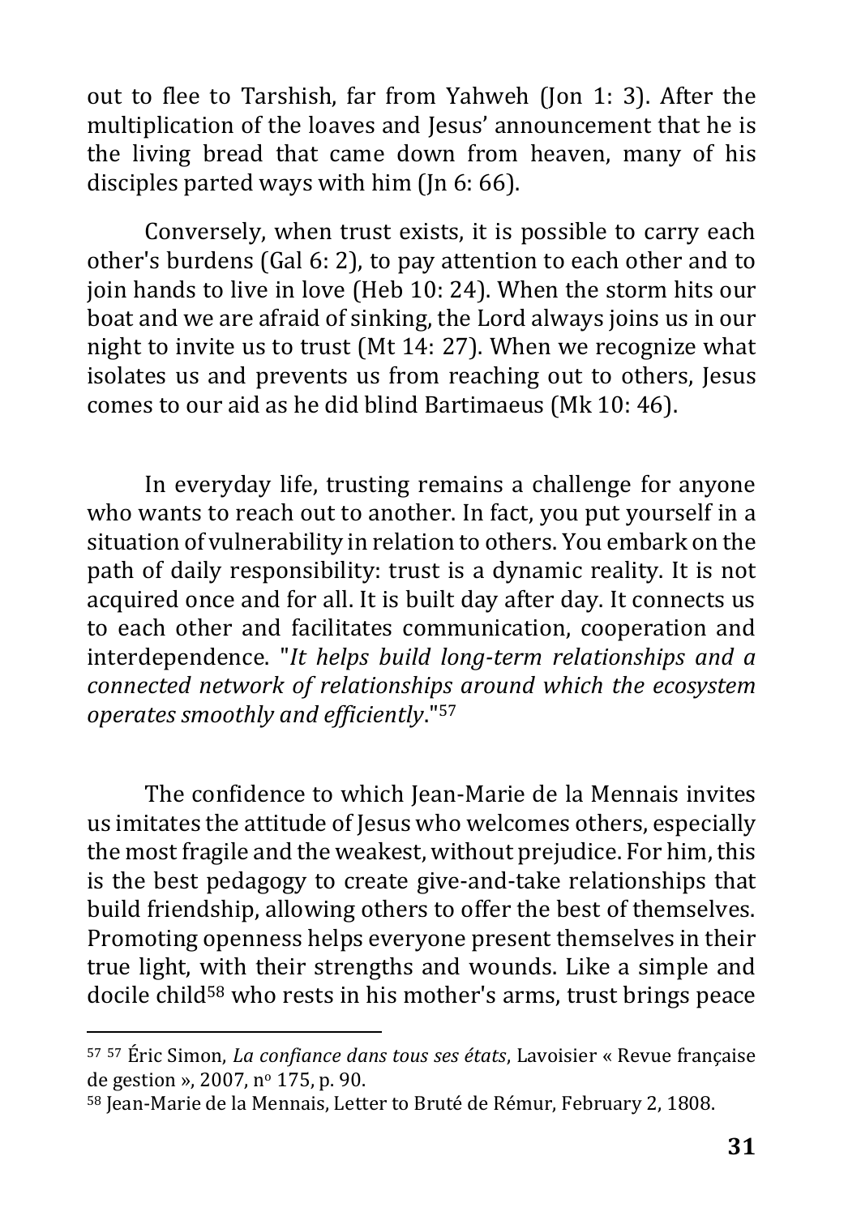out to flee to Tarshish, far from Yahweh (Jon 1: 3). After the multiplication of the loaves and Jesus' announcement that he is the living bread that came down from heaven, many of his disciples parted ways with him (Jn 6: 66).

Conversely, when trust exists, it is possible to carry each other's burdens (Gal 6: 2), to pay attention to each other and to join hands to live in love (Heb 10: 24). When the storm hits our boat and we are afraid of sinking, the Lord always joins us in our night to invite us to trust (Mt 14: 27). When we recognize what isolates us and prevents us from reaching out to others, Jesus comes to our aid as he did blind Bartimaeus (Mk 10: 46).

In everyday life, trusting remains a challenge for anyone who wants to reach out to another. In fact, you put yourself in a situation of vulnerability in relation to others. You embark on the path of daily responsibility: trust is a dynamic reality. It is not acquired once and for all. It is built day after day. It connects us to each other and facilitates communication, cooperation and interdependence. "*It helps build long-term relationships and a connected network of relationships around which the ecosystem operates smoothly and efficiently*."[57]

The confidence to which Jean-Marie de la Mennais invites us imitates the attitude of Jesus who welcomes others, especially the most fragile and the weakest, without prejudice. For him, this is the best pedagogy to create give-and-take relationships that build friendship, allowing others to offer the best of themselves. Promoting openness helps everyone present themselves in their true light, with their strengths and wounds. Like a simple and docile child[58] who rests in his mother's arms, trust brings peace

---

[57] 57 Éric Simon, *La confiance dans tous ses états*, Lavoisier « Revue française de gestion », 2007, nº 175, p. 90.

[58] Jean-Marie de la Mennais, Letter to Bruté de Rémur, February 2, 1808.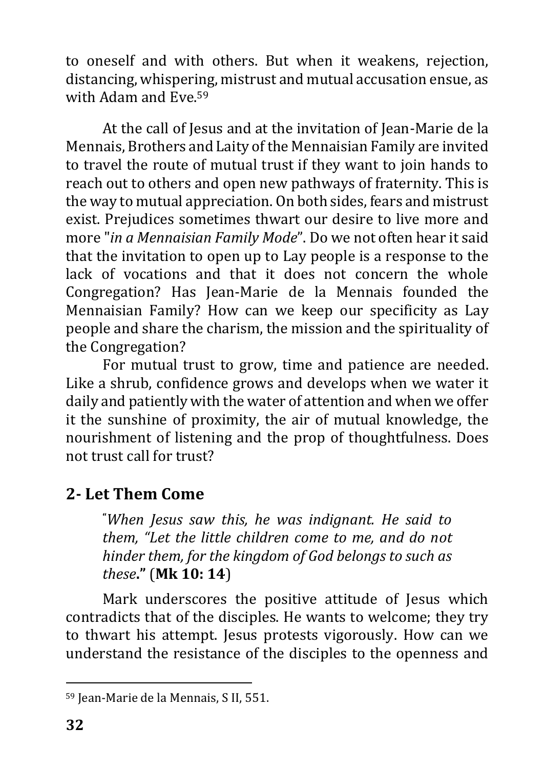to oneself and with others. But when it weakens, rejection, distancing, whispering, mistrust and mutual accusation ensue, as with Adam and Eve.[59]

At the call of Jesus and at the invitation of Jean-Marie de la Mennais, Brothers and Laity of the Mennaisian Family are invited to travel the route of mutual trust if they want to join hands to reach out to others and open new pathways of fraternity. This is the way to mutual appreciation. On both sides, fears and mistrust exist. Prejudices sometimes thwart our desire to live more and more "*in a Mennaisian Family Mode*". Do we not often hear it said that the invitation to open up to Lay people is a response to the lack of vocations and that it does not concern the whole Congregation? Has Jean-Marie de la Mennais founded the Mennaisian Family? How can we keep our specificity as Lay people and share the charism, the mission and the spirituality of the Congregation?

For mutual trust to grow, time and patience are needed. Like a shrub, confidence grows and develops when we water it daily and patiently with the water of attention and when we offer it the sunshine of proximity, the air of mutual knowledge, the nourishment of listening and the prop of thoughtfulness. Does not trust call for trust?

## 2- Let Them Come

> "*When Jesus saw this, he was indignant. He said to them, "Let the little children come to me, and do not hinder them, for the kingdom of God belongs to such as these*." (**Mk 10: 14**)

Mark underscores the positive attitude of Jesus which contradicts that of the disciples. He wants to welcome; they try to thwart his attempt. Jesus protests vigorously. How can we understand the resistance of the disciples to the openness and

---

[59] Jean-Marie de la Mennais, S II, 551.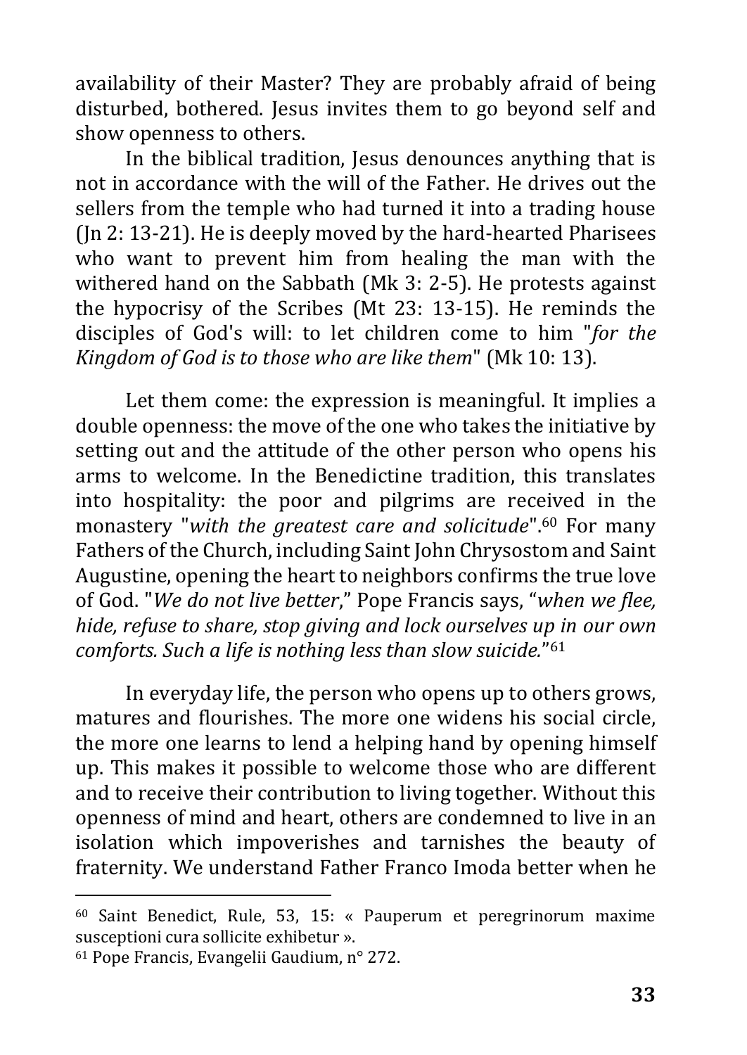availability of their Master? They are probably afraid of being disturbed, bothered. Jesus invites them to go beyond self and show openness to others.

In the biblical tradition, Jesus denounces anything that is not in accordance with the will of the Father. He drives out the sellers from the temple who had turned it into a trading house (Jn 2: 13-21). He is deeply moved by the hard-hearted Pharisees who want to prevent him from healing the man with the withered hand on the Sabbath (Mk 3: 2-5). He protests against the hypocrisy of the Scribes (Mt 23: 13-15). He reminds the disciples of God's will: to let children come to him "*for the Kingdom of God is to those who are like them*" (Mk 10: 13).

Let them come: the expression is meaningful. It implies a double openness: the move of the one who takes the initiative by setting out and the attitude of the other person who opens his arms to welcome. In the Benedictine tradition, this translates into hospitality: the poor and pilgrims are received in the monastery "*with the greatest care and solicitude*".[60] For many Fathers of the Church, including Saint John Chrysostom and Saint Augustine, opening the heart to neighbors confirms the true love of God. "*We do not live better*," Pope Francis says, "*when we flee, hide, refuse to share, stop giving and lock ourselves up in our own comforts. Such a life is nothing less than slow suicide.*"[61]

In everyday life, the person who opens up to others grows, matures and flourishes. The more one widens his social circle, the more one learns to lend a helping hand by opening himself up. This makes it possible to welcome those who are different and to receive their contribution to living together. Without this openness of mind and heart, others are condemned to live in an isolation which impoverishes and tarnishes the beauty of fraternity. We understand Father Franco Imoda better when he

---

[60] Saint Benedict, Rule, 53, 15: « Pauperum et peregrinorum maxime susceptioni cura sollicite exhibetur ».

[61] Pope Francis, Evangelii Gaudium, n° 272.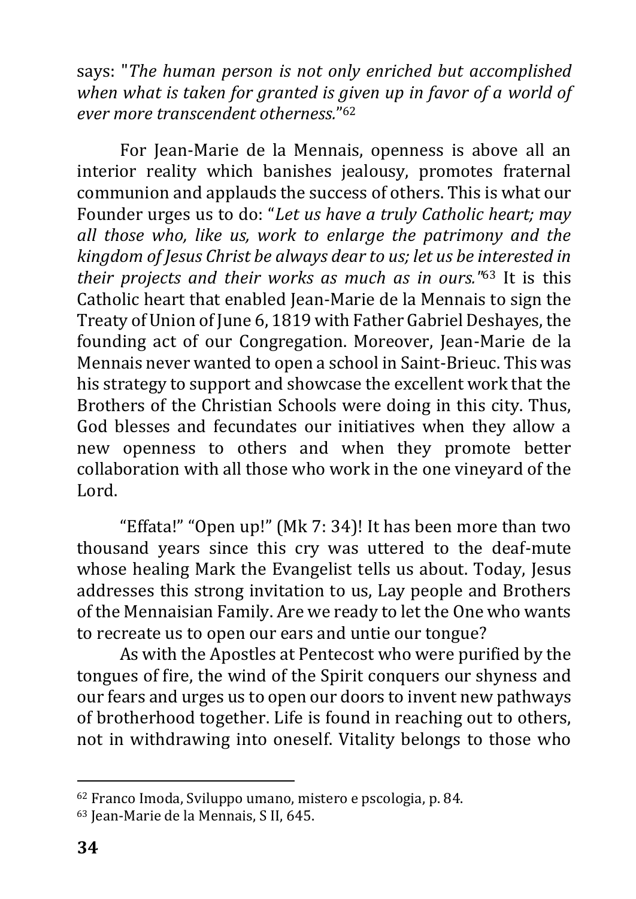says: "*The human person is not only enriched but accomplished when what is taken for granted is given up in favor of a world of ever more transcendent otherness.*"[62]

For Jean-Marie de la Mennais, openness is above all an interior reality which banishes jealousy, promotes fraternal communion and applauds the success of others. This is what our Founder urges us to do: "*Let us have a truly Catholic heart; may all those who, like us, work to enlarge the patrimony and the kingdom of Jesus Christ be always dear to us; let us be interested in their projects and their works as much as in ours.*"[63] It is this Catholic heart that enabled Jean-Marie de la Mennais to sign the Treaty of Union of June 6, 1819 with Father Gabriel Deshayes, the founding act of our Congregation. Moreover, Jean-Marie de la Mennais never wanted to open a school in Saint-Brieuc. This was his strategy to support and showcase the excellent work that the Brothers of the Christian Schools were doing in this city. Thus, God blesses and fecundates our initiatives when they allow a new openness to others and when they promote better collaboration with all those who work in the one vineyard of the Lord.

"Effata!" "Open up!" (Mk 7: 34)! It has been more than two thousand years since this cry was uttered to the deaf-mute whose healing Mark the Evangelist tells us about. Today, Jesus addresses this strong invitation to us, Lay people and Brothers of the Mennaisian Family. Are we ready to let the One who wants to recreate us to open our ears and untie our tongue?

As with the Apostles at Pentecost who were purified by the tongues of fire, the wind of the Spirit conquers our shyness and our fears and urges us to open our doors to invent new pathways of brotherhood together. Life is found in reaching out to others, not in withdrawing into oneself. Vitality belongs to those who

---

[62] Franco Imoda, Sviluppo umano, mistero e pscologia, p. 84.

[63] Jean-Marie de la Mennais, S II, 645.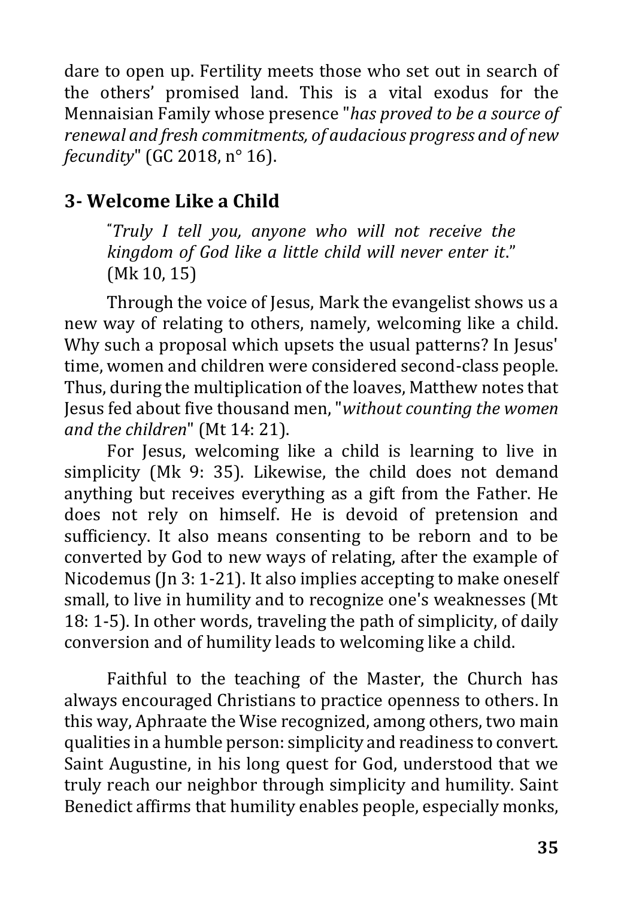dare to open up. Fertility meets those who set out in search of the others' promised land. This is a vital exodus for the Mennaisian Family whose presence "*has proved to be a source of renewal and fresh commitments, of audacious progress and of new fecundity*" (GC 2018, n° 16).

## 3- Welcome Like a Child

> "*Truly I tell you, anyone who will not receive the kingdom of God like a little child will never enter it*." (Mk 10, 15)

Through the voice of Jesus, Mark the evangelist shows us a new way of relating to others, namely, welcoming like a child. Why such a proposal which upsets the usual patterns? In Jesus' time, women and children were considered second-class people. Thus, during the multiplication of the loaves, Matthew notes that Jesus fed about five thousand men, "*without counting the women and the children*" (Mt 14: 21).

For Jesus, welcoming like a child is learning to live in simplicity (Mk 9: 35). Likewise, the child does not demand anything but receives everything as a gift from the Father. He does not rely on himself. He is devoid of pretension and sufficiency. It also means consenting to be reborn and to be converted by God to new ways of relating, after the example of Nicodemus (Jn 3: 1-21). It also implies accepting to make oneself small, to live in humility and to recognize one's weaknesses (Mt 18: 1-5). In other words, traveling the path of simplicity, of daily conversion and of humility leads to welcoming like a child.

Faithful to the teaching of the Master, the Church has always encouraged Christians to practice openness to others. In this way, Aphraate the Wise recognized, among others, two main qualities in a humble person: simplicity and readiness to convert. Saint Augustine, in his long quest for God, understood that we truly reach our neighbor through simplicity and humility. Saint Benedict affirms that humility enables people, especially monks,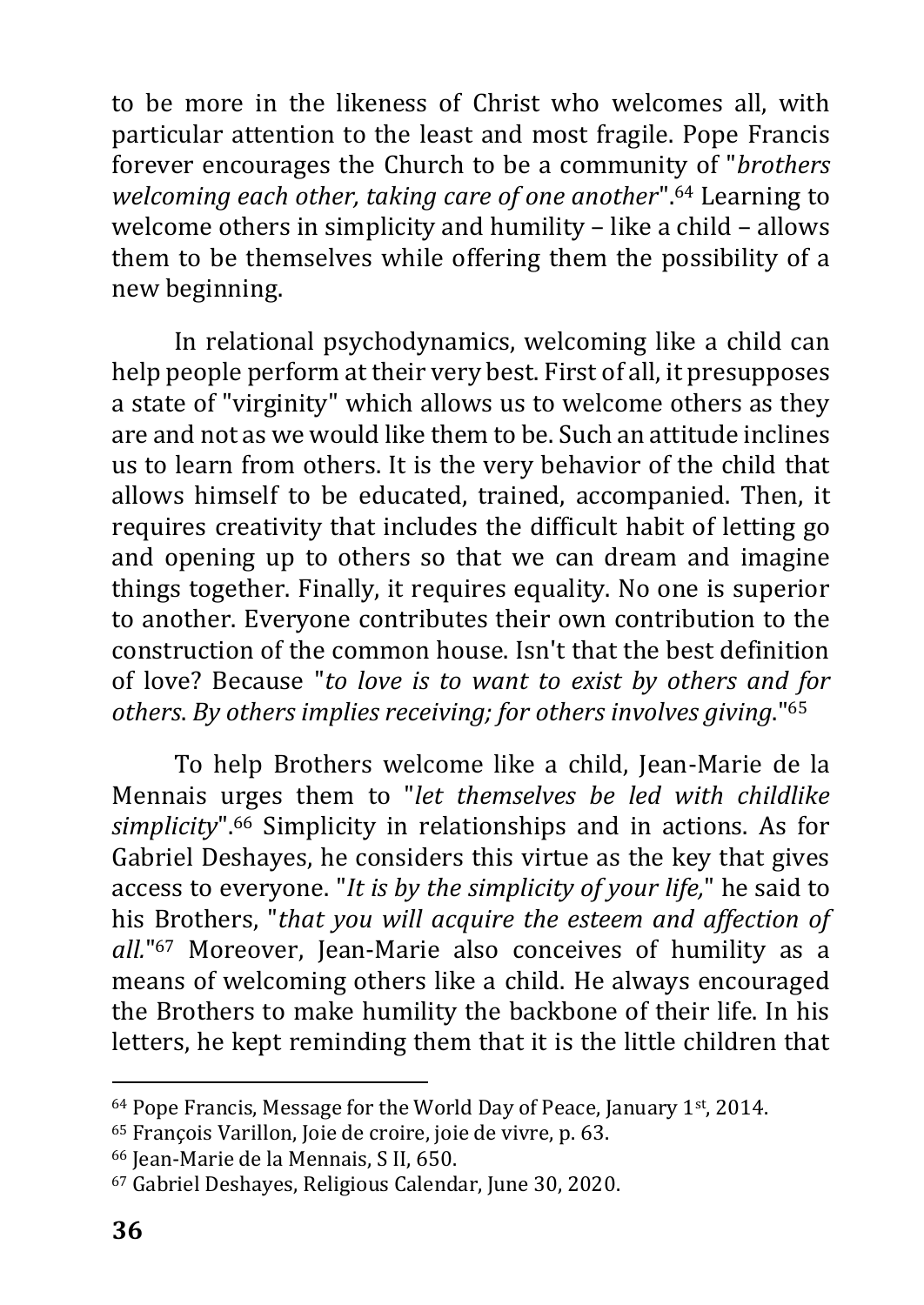to be more in the likeness of Christ who welcomes all, with particular attention to the least and most fragile. Pope Francis forever encourages the Church to be a community of "*brothers welcoming each other, taking care of one another*".[64] Learning to welcome others in simplicity and humility – like a child – allows them to be themselves while offering them the possibility of a new beginning.

In relational psychodynamics, welcoming like a child can help people perform at their very best. First of all, it presupposes a state of "virginity" which allows us to welcome others as they are and not as we would like them to be. Such an attitude inclines us to learn from others. It is the very behavior of the child that allows himself to be educated, trained, accompanied. Then, it requires creativity that includes the difficult habit of letting go and opening up to others so that we can dream and imagine things together. Finally, it requires equality. No one is superior to another. Everyone contributes their own contribution to the construction of the common house. Isn't that the best definition of love? Because "*to love is to want to exist by others and for others. By others implies receiving; for others involves giving.*"[65]

To help Brothers welcome like a child, Jean-Marie de la Mennais urges them to "*let themselves be led with childlike simplicity*".[66] Simplicity in relationships and in actions. As for Gabriel Deshayes, he considers this virtue as the key that gives access to everyone. "*It is by the simplicity of your life,*" he said to his Brothers, "*that you will acquire the esteem and affection of all.*"[67] Moreover, Jean-Marie also conceives of humility as a means of welcoming others like a child. He always encouraged the Brothers to make humility the backbone of their life. In his letters, he kept reminding them that it is the little children that

---

[64] Pope Francis, Message for the World Day of Peace, January 1st, 2014.

[65] François Varillon, Joie de croire, joie de vivre, p. 63.

[66] Jean-Marie de la Mennais, S II, 650.

[67] Gabriel Deshayes, Religious Calendar, June 30, 2020.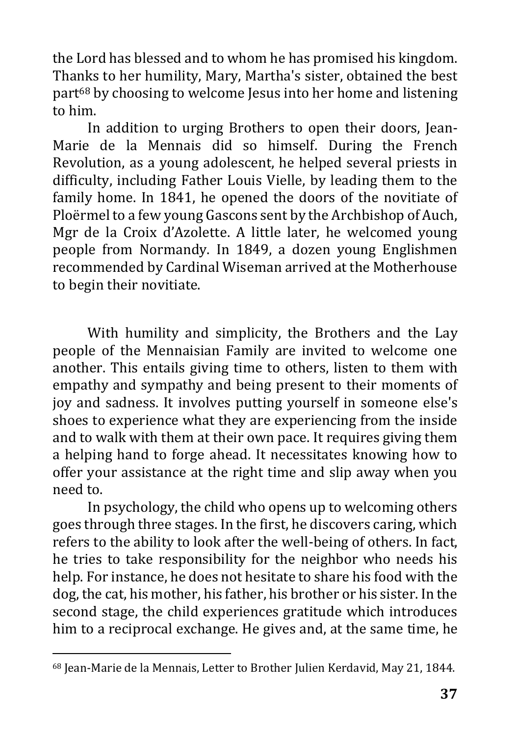the Lord has blessed and to whom he has promised his kingdom. Thanks to her humility, Mary, Martha's sister, obtained the best part[68] by choosing to welcome Jesus into her home and listening to him.

In addition to urging Brothers to open their doors, Jean-Marie de la Mennais did so himself. During the French Revolution, as a young adolescent, he helped several priests in difficulty, including Father Louis Vielle, by leading them to the family home. In 1841, he opened the doors of the novitiate of Ploërmel to a few young Gascons sent by the Archbishop of Auch, Mgr de la Croix d'Azolette. A little later, he welcomed young people from Normandy. In 1849, a dozen young Englishmen recommended by Cardinal Wiseman arrived at the Motherhouse to begin their novitiate.

With humility and simplicity, the Brothers and the Lay people of the Mennaisian Family are invited to welcome one another. This entails giving time to others, listen to them with empathy and sympathy and being present to their moments of joy and sadness. It involves putting yourself in someone else's shoes to experience what they are experiencing from the inside and to walk with them at their own pace. It requires giving them a helping hand to forge ahead. It necessitates knowing how to offer your assistance at the right time and slip away when you need to.

In psychology, the child who opens up to welcoming others goes through three stages. In the first, he discovers caring, which refers to the ability to look after the well-being of others. In fact, he tries to take responsibility for the neighbor who needs his help. For instance, he does not hesitate to share his food with the dog, the cat, his mother, his father, his brother or his sister. In the second stage, the child experiences gratitude which introduces him to a reciprocal exchange. He gives and, at the same time, he

[68] Jean-Marie de la Mennais, Letter to Brother Julien Kerdavid, May 21, 1844.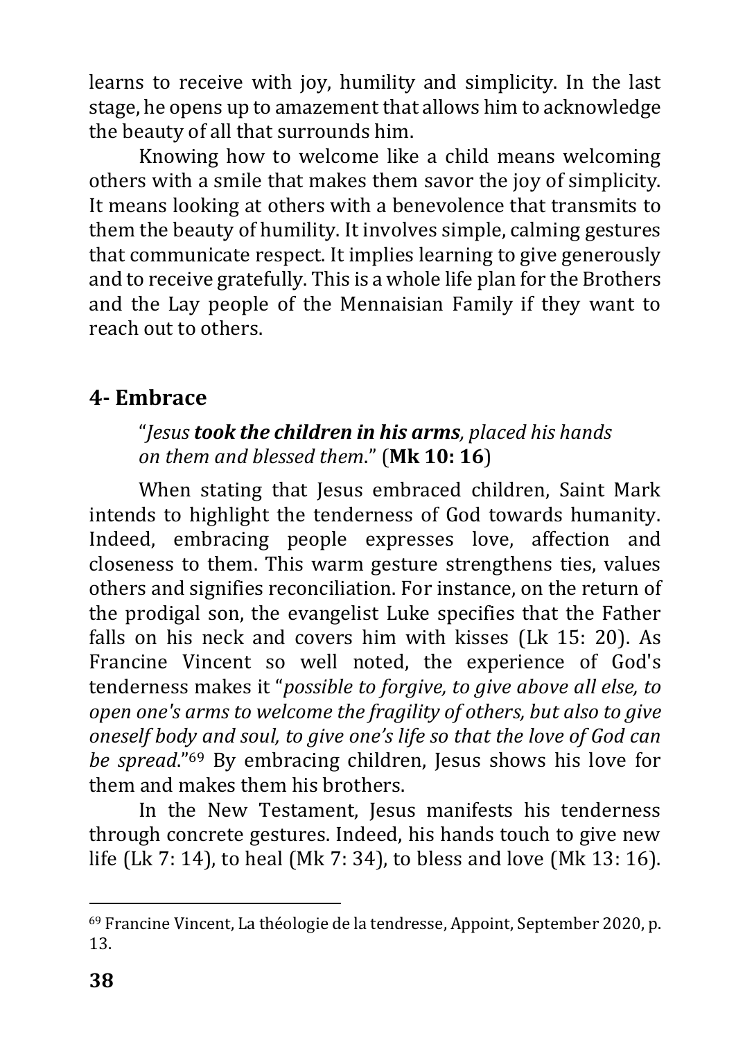learns to receive with joy, humility and simplicity. In the last stage, he opens up to amazement that allows him to acknowledge the beauty of all that surrounds him.

Knowing how to welcome like a child means welcoming others with a smile that makes them savor the joy of simplicity. It means looking at others with a benevolence that transmits to them the beauty of humility. It involves simple, calming gestures that communicate respect. It implies learning to give generously and to receive gratefully. This is a whole life plan for the Brothers and the Lay people of the Mennaisian Family if they want to reach out to others.

## 4- Embrace

> "*Jesus **took the children in his arms**, placed his hands on them and blessed them*." (**Mk 10: 16**)

When stating that Jesus embraced children, Saint Mark intends to highlight the tenderness of God towards humanity. Indeed, embracing people expresses love, affection and closeness to them. This warm gesture strengthens ties, values others and signifies reconciliation. For instance, on the return of the prodigal son, the evangelist Luke specifies that the Father falls on his neck and covers him with kisses (Lk 15: 20). As Francine Vincent so well noted, the experience of God's tenderness makes it "*possible to forgive, to give above all else, to open one's arms to welcome the fragility of others, but also to give oneself body and soul, to give one's life so that the love of God can be spread*."[69] By embracing children, Jesus shows his love for them and makes them his brothers.

In the New Testament, Jesus manifests his tenderness through concrete gestures. Indeed, his hands touch to give new life (Lk 7: 14), to heal (Mk 7: 34), to bless and love (Mk 13: 16).

---

[69] Francine Vincent, La théologie de la tendresse, Appoint, September 2020, p. 13.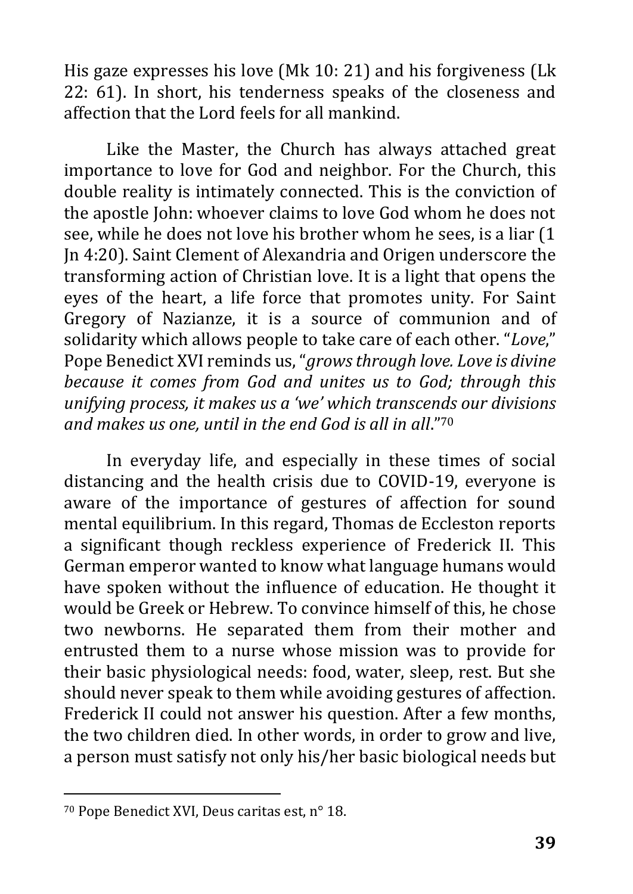His gaze expresses his love (Mk 10: 21) and his forgiveness (Lk 22: 61). In short, his tenderness speaks of the closeness and affection that the Lord feels for all mankind.

Like the Master, the Church has always attached great importance to love for God and neighbor. For the Church, this double reality is intimately connected. This is the conviction of the apostle John: whoever claims to love God whom he does not see, while he does not love his brother whom he sees, is a liar (1 Jn 4:20). Saint Clement of Alexandria and Origen underscore the transforming action of Christian love. It is a light that opens the eyes of the heart, a life force that promotes unity. For Saint Gregory of Nazianze, it is a source of communion and of solidarity which allows people to take care of each other. "*Love*," Pope Benedict XVI reminds us, "*grows through love. Love is divine because it comes from God and unites us to God; through this unifying process, it makes us a 'we' which transcends our divisions and makes us one, until in the end God is all in all*."[70]

In everyday life, and especially in these times of social distancing and the health crisis due to COVID-19, everyone is aware of the importance of gestures of affection for sound mental equilibrium. In this regard, Thomas de Eccleston reports a significant though reckless experience of Frederick II. This German emperor wanted to know what language humans would have spoken without the influence of education. He thought it would be Greek or Hebrew. To convince himself of this, he chose two newborns. He separated them from their mother and entrusted them to a nurse whose mission was to provide for their basic physiological needs: food, water, sleep, rest. But she should never speak to them while avoiding gestures of affection. Frederick II could not answer his question. After a few months, the two children died. In other words, in order to grow and live, a person must satisfy not only his/her basic biological needs but

---

[70] Pope Benedict XVI, Deus caritas est, n° 18.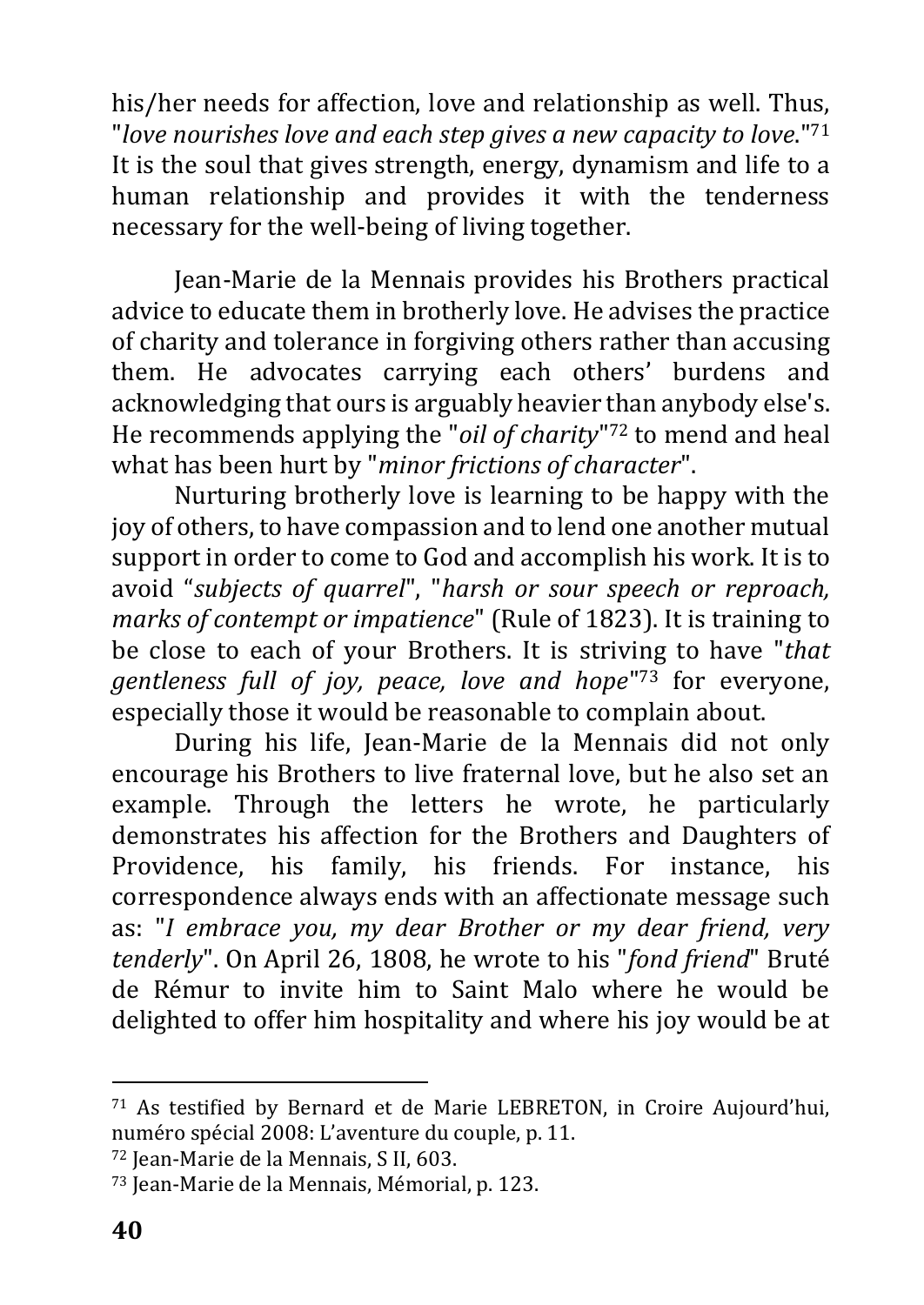his/her needs for affection, love and relationship as well. Thus, "*love nourishes love and each step gives a new capacity to love*."[71] It is the soul that gives strength, energy, dynamism and life to a human relationship and provides it with the tenderness necessary for the well-being of living together.

Jean-Marie de la Mennais provides his Brothers practical advice to educate them in brotherly love. He advises the practice of charity and tolerance in forgiving others rather than accusing them. He advocates carrying each others' burdens and acknowledging that ours is arguably heavier than anybody else's. He recommends applying the "*oil of charity*"[72] to mend and heal what has been hurt by "*minor frictions of character*".

Nurturing brotherly love is learning to be happy with the joy of others, to have compassion and to lend one another mutual support in order to come to God and accomplish his work. It is to avoid "*subjects of quarrel*", "*harsh or sour speech or reproach, marks of contempt or impatience*" (Rule of 1823). It is training to be close to each of your Brothers. It is striving to have "*that gentleness full of joy, peace, love and hope*"[73] for everyone, especially those it would be reasonable to complain about.

During his life, Jean-Marie de la Mennais did not only encourage his Brothers to live fraternal love, but he also set an example. Through the letters he wrote, he particularly demonstrates his affection for the Brothers and Daughters of Providence, his family, his friends. For instance, his correspondence always ends with an affectionate message such as: "*I embrace you, my dear Brother or my dear friend, very tenderly*". On April 26, 1808, he wrote to his "*fond friend*" Bruté de Rémur to invite him to Saint Malo where he would be delighted to offer him hospitality and where his joy would be at

---

[71] As testified by Bernard et de Marie LEBRETON, in Croire Aujourd'hui, numéro spécial 2008: L'aventure du couple, p. 11.

[72] Jean-Marie de la Mennais, S II, 603.

[73] Jean-Marie de la Mennais, Mémorial, p. 123.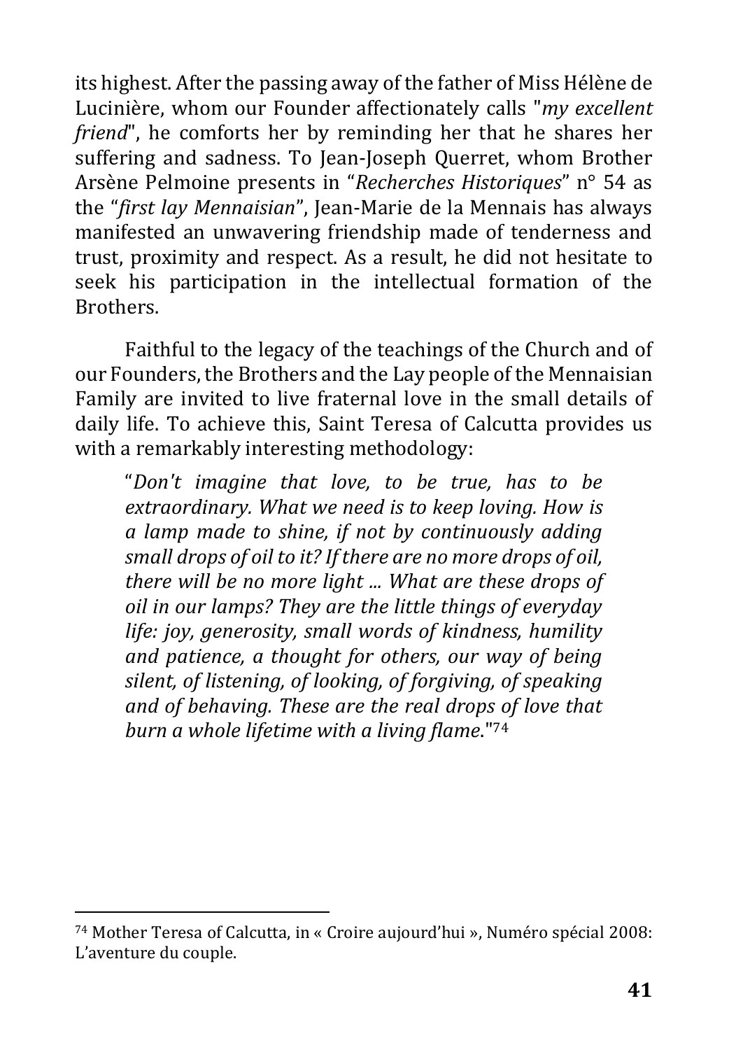its highest. After the passing away of the father of Miss Hélène de Lucinière, whom our Founder affectionately calls "*my excellent friend*", he comforts her by reminding her that he shares her suffering and sadness. To Jean-Joseph Querret, whom Brother Arsène Pelmoine presents in "*Recherches Historiques*" n° 54 as the "*first lay Mennaisian*", Jean-Marie de la Mennais has always manifested an unwavering friendship made of tenderness and trust, proximity and respect. As a result, he did not hesitate to seek his participation in the intellectual formation of the Brothers.

Faithful to the legacy of the teachings of the Church and of our Founders, the Brothers and the Lay people of the Mennaisian Family are invited to live fraternal love in the small details of daily life. To achieve this, Saint Teresa of Calcutta provides us with a remarkably interesting methodology:

> "*Don't imagine that love, to be true, has to be extraordinary. What we need is to keep loving. How is a lamp made to shine, if not by continuously adding small drops of oil to it? If there are no more drops of oil, there will be no more light ... What are these drops of oil in our lamps? They are the little things of everyday life: joy, generosity, small words of kindness, humility and patience, a thought for others, our way of being silent, of listening, of looking, of forgiving, of speaking and of behaving. These are the real drops of love that burn a whole lifetime with a living flame.*"[74]

---

[74] Mother Teresa of Calcutta, in « Croire aujourd'hui », Numéro spécial 2008: L'aventure du couple.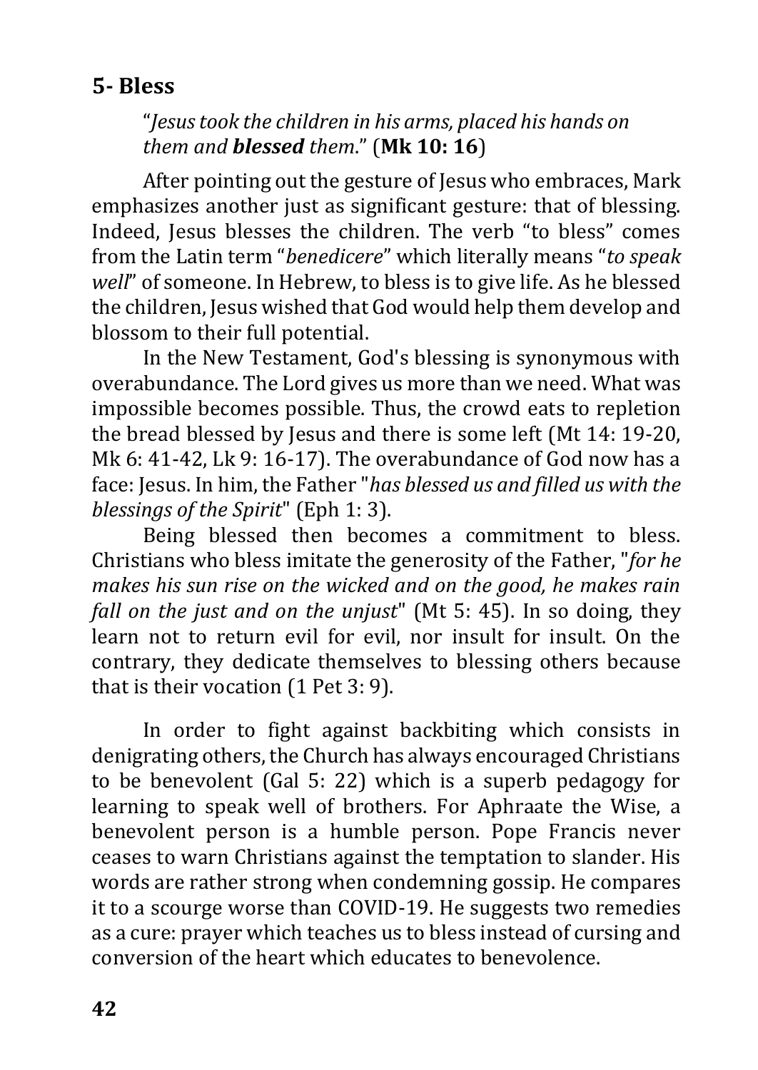## 5- Bless

> "*Jesus took the children in his arms, placed his hands on them and **blessed** them*." (**Mk 10: 16**)

After pointing out the gesture of Jesus who embraces, Mark emphasizes another just as significant gesture: that of blessing. Indeed, Jesus blesses the children. The verb "to bless" comes from the Latin term "*benedicere*" which literally means "*to speak well*" of someone. In Hebrew, to bless is to give life. As he blessed the children, Jesus wished that God would help them develop and blossom to their full potential.

In the New Testament, God's blessing is synonymous with overabundance. The Lord gives us more than we need. What was impossible becomes possible. Thus, the crowd eats to repletion the bread blessed by Jesus and there is some left (Mt 14: 19-20, Mk 6: 41-42, Lk 9: 16-17). The overabundance of God now has a face: Jesus. In him, the Father "*has blessed us and filled us with the blessings of the Spirit*" (Eph 1: 3).

Being blessed then becomes a commitment to bless. Christians who bless imitate the generosity of the Father, "*for he makes his sun rise on the wicked and on the good, he makes rain fall on the just and on the unjust*" (Mt 5: 45). In so doing, they learn not to return evil for evil, nor insult for insult. On the contrary, they dedicate themselves to blessing others because that is their vocation (1 Pet 3: 9).

In order to fight against backbiting which consists in denigrating others, the Church has always encouraged Christians to be benevolent (Gal 5: 22) which is a superb pedagogy for learning to speak well of brothers. For Aphraate the Wise, a benevolent person is a humble person. Pope Francis never ceases to warn Christians against the temptation to slander. His words are rather strong when condemning gossip. He compares it to a scourge worse than COVID-19. He suggests two remedies as a cure: prayer which teaches us to bless instead of cursing and conversion of the heart which educates to benevolence.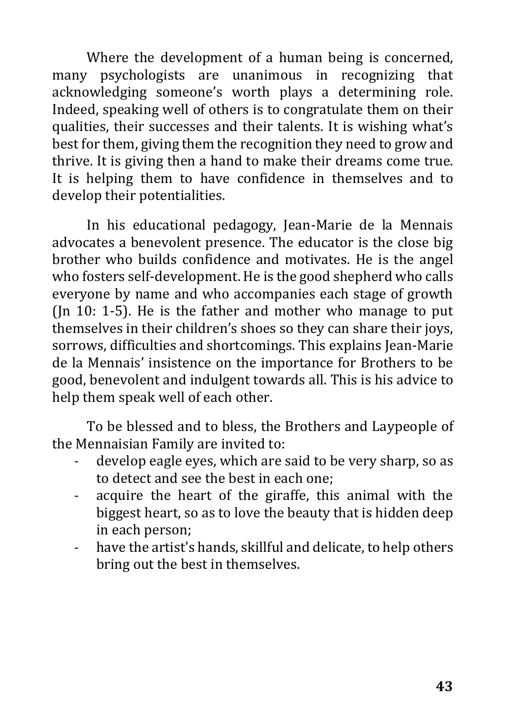Where the development of a human being is concerned, many psychologists are unanimous in recognizing that acknowledging someone's worth plays a determining role. Indeed, speaking well of others is to congratulate them on their qualities, their successes and their talents. It is wishing what's best for them, giving them the recognition they need to grow and thrive. It is giving then a hand to make their dreams come true. It is helping them to have confidence in themselves and to develop their potentialities.

In his educational pedagogy, Jean-Marie de la Mennais advocates a benevolent presence. The educator is the close big brother who builds confidence and motivates. He is the angel who fosters self-development. He is the good shepherd who calls everyone by name and who accompanies each stage of growth (Jn 10: 1-5). He is the father and mother who manage to put themselves in their children's shoes so they can share their joys, sorrows, difficulties and shortcomings. This explains Jean-Marie de la Mennais' insistence on the importance for Brothers to be good, benevolent and indulgent towards all. This is his advice to help them speak well of each other.

To be blessed and to bless, the Brothers and Laypeople of the Mennaisian Family are invited to:

- develop eagle eyes, which are said to be very sharp, so as to detect and see the best in each one;
- acquire the heart of the giraffe, this animal with the biggest heart, so as to love the beauty that is hidden deep in each person;
- have the artist's hands, skillful and delicate, to help others bring out the best in themselves.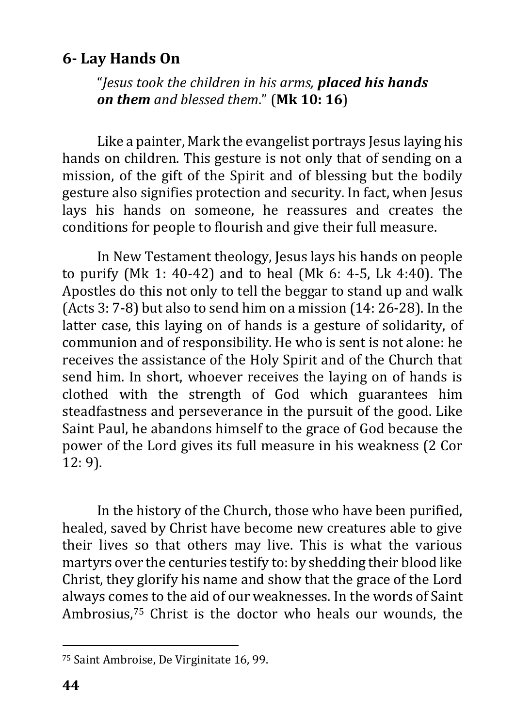## 6- Lay Hands On

> "*Jesus took the children in his arms, **placed his hands on them** and blessed them*." (**Mk 10: 16**)

Like a painter, Mark the evangelist portrays Jesus laying his hands on children. This gesture is not only that of sending on a mission, of the gift of the Spirit and of blessing but the bodily gesture also signifies protection and security. In fact, when Jesus lays his hands on someone, he reassures and creates the conditions for people to flourish and give their full measure.

In New Testament theology, Jesus lays his hands on people to purify (Mk 1: 40-42) and to heal (Mk 6: 4-5, Lk 4:40). The Apostles do this not only to tell the beggar to stand up and walk (Acts 3: 7-8) but also to send him on a mission (14: 26-28). In the latter case, this laying on of hands is a gesture of solidarity, of communion and of responsibility. He who is sent is not alone: he receives the assistance of the Holy Spirit and of the Church that send him. In short, whoever receives the laying on of hands is clothed with the strength of God which guarantees him steadfastness and perseverance in the pursuit of the good. Like Saint Paul, he abandons himself to the grace of God because the power of the Lord gives its full measure in his weakness (2 Cor 12: 9).

In the history of the Church, those who have been purified, healed, saved by Christ have become new creatures able to give their lives so that others may live. This is what the various martyrs over the centuries testify to: by shedding their blood like Christ, they glorify his name and show that the grace of the Lord always comes to the aid of our weaknesses. In the words of Saint Ambrosius,[75] Christ is the doctor who heals our wounds, the

---

[75] Saint Ambroise, De Virginitate 16, 99.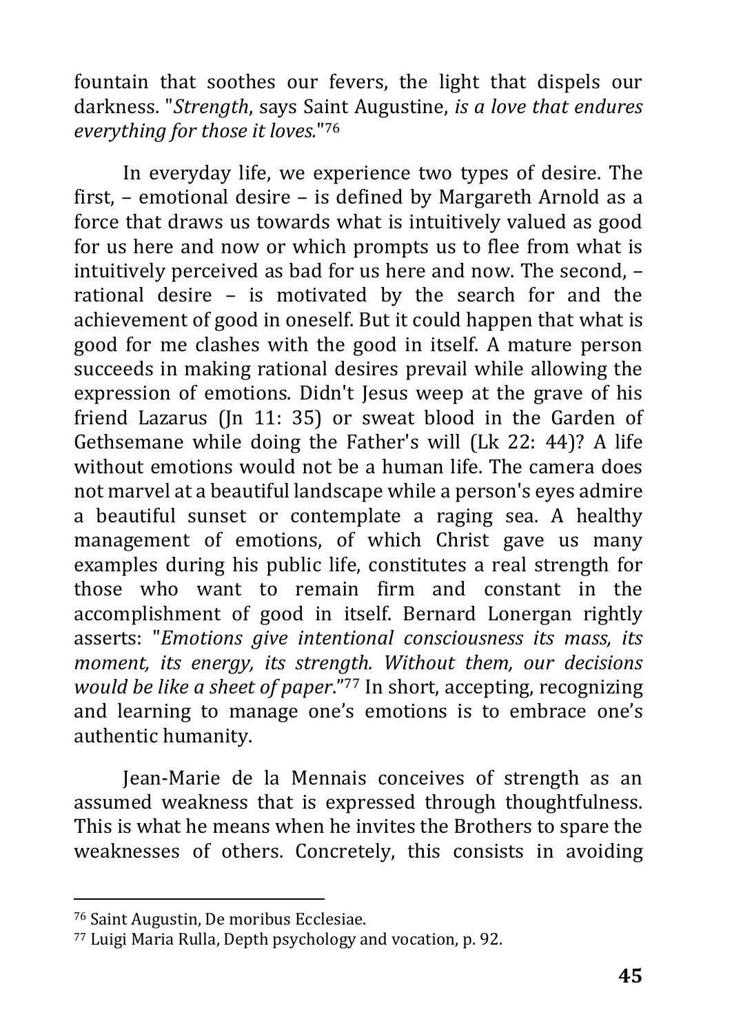fountain that soothes our fevers, the light that dispels our darkness. "*Strength*, says Saint Augustine, *is a love that endures everything for those it loves.*"[76]

In everyday life, we experience two types of desire. The first, – emotional desire – is defined by Margareth Arnold as a force that draws us towards what is intuitively valued as good for us here and now or which prompts us to flee from what is intuitively perceived as bad for us here and now. The second, – rational desire – is motivated by the search for and the achievement of good in oneself. But it could happen that what is good for me clashes with the good in itself. A mature person succeeds in making rational desires prevail while allowing the expression of emotions. Didn't Jesus weep at the grave of his friend Lazarus (Jn 11: 35) or sweat blood in the Garden of Gethsemane while doing the Father's will (Lk 22: 44)? A life without emotions would not be a human life. The camera does not marvel at a beautiful landscape while a person's eyes admire a beautiful sunset or contemplate a raging sea. A healthy management of emotions, of which Christ gave us many examples during his public life, constitutes a real strength for those who want to remain firm and constant in the accomplishment of good in itself. Bernard Lonergan rightly asserts: "*Emotions give intentional consciousness its mass, its moment, its energy, its strength. Without them, our decisions would be like a sheet of paper*."[77] In short, accepting, recognizing and learning to manage one's emotions is to embrace one's authentic humanity.

Jean-Marie de la Mennais conceives of strength as an assumed weakness that is expressed through thoughtfulness. This is what he means when he invites the Brothers to spare the weaknesses of others. Concretely, this consists in avoiding

---

[76] Saint Augustin, De moribus Ecclesiae.

[77] Luigi Maria Rulla, Depth psychology and vocation, p. 92.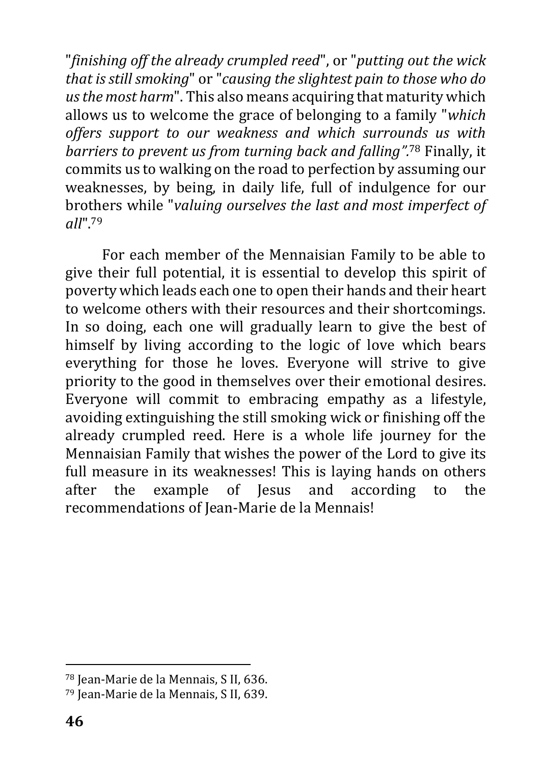"*finishing off the already crumpled reed*", or "*putting out the wick that is still smoking*" or "*causing the slightest pain to those who do us the most harm*". This also means acquiring that maturity which allows us to welcome the grace of belonging to a family "*which offers support to our weakness and which surrounds us with barriers to prevent us from turning back and falling".*[78] Finally, it commits us to walking on the road to perfection by assuming our weaknesses, by being, in daily life, full of indulgence for our brothers while "*valuing ourselves the last and most imperfect of all*".[79]

For each member of the Mennaisian Family to be able to give their full potential, it is essential to develop this spirit of poverty which leads each one to open their hands and their heart to welcome others with their resources and their shortcomings. In so doing, each one will gradually learn to give the best of himself by living according to the logic of love which bears everything for those he loves. Everyone will strive to give priority to the good in themselves over their emotional desires. Everyone will commit to embracing empathy as a lifestyle, avoiding extinguishing the still smoking wick or finishing off the already crumpled reed. Here is a whole life journey for the Mennaisian Family that wishes the power of the Lord to give its full measure in its weaknesses! This is laying hands on others after the example of Jesus and according to the recommendations of Jean-Marie de la Mennais!

---

[78] Jean-Marie de la Mennais, S II, 636.

[79] Jean-Marie de la Mennais, S II, 639.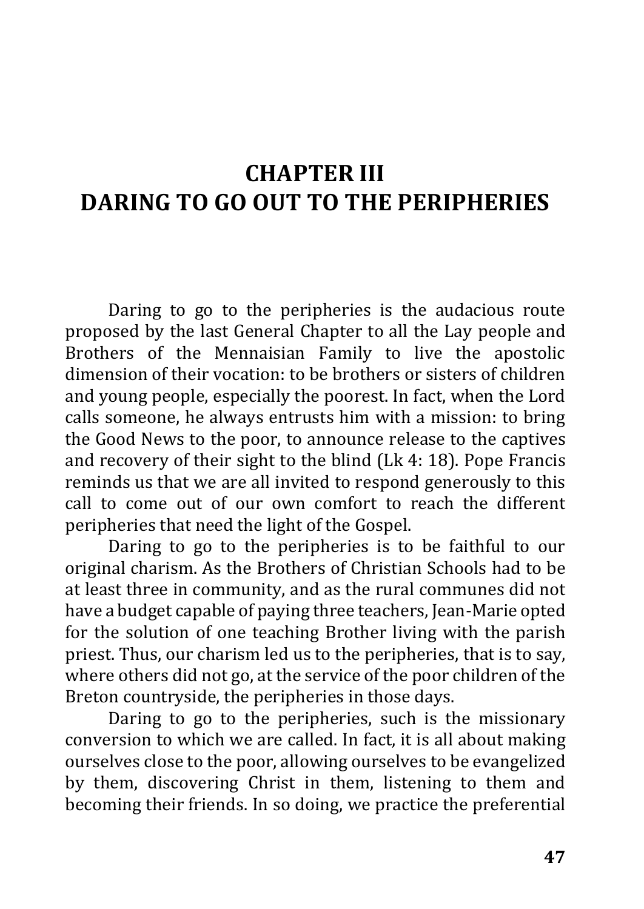# CHAPTER III
# DARING TO GO OUT TO THE PERIPHERIES

Daring to go to the peripheries is the audacious route proposed by the last General Chapter to all the Lay people and Brothers of the Mennaisian Family to live the apostolic dimension of their vocation: to be brothers or sisters of children and young people, especially the poorest. In fact, when the Lord calls someone, he always entrusts him with a mission: to bring the Good News to the poor, to announce release to the captives and recovery of their sight to the blind (Lk 4: 18). Pope Francis reminds us that we are all invited to respond generously to this call to come out of our own comfort to reach the different peripheries that need the light of the Gospel.

Daring to go to the peripheries is to be faithful to our original charism. As the Brothers of Christian Schools had to be at least three in community, and as the rural communes did not have a budget capable of paying three teachers, Jean-Marie opted for the solution of one teaching Brother living with the parish priest. Thus, our charism led us to the peripheries, that is to say, where others did not go, at the service of the poor children of the Breton countryside, the peripheries in those days.

Daring to go to the peripheries, such is the missionary conversion to which we are called. In fact, it is all about making ourselves close to the poor, allowing ourselves to be evangelized by them, discovering Christ in them, listening to them and becoming their friends. In so doing, we practice the preferential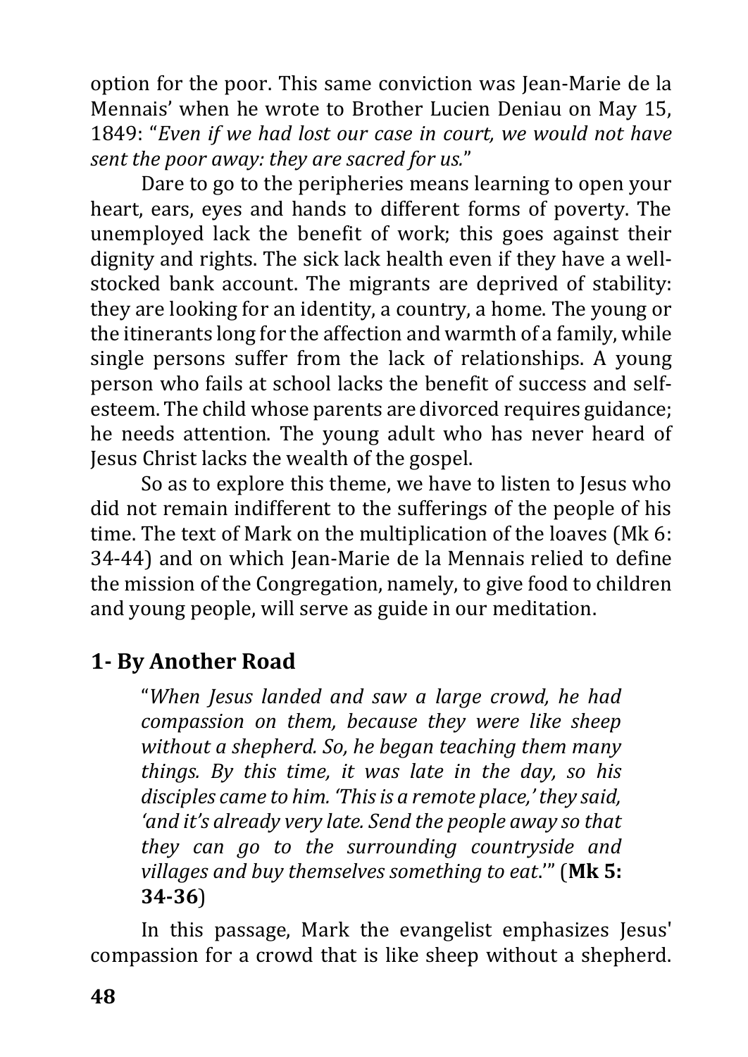option for the poor. This same conviction was Jean-Marie de la Mennais' when he wrote to Brother Lucien Deniau on May 15, 1849: "*Even if we had lost our case in court, we would not have sent the poor away: they are sacred for us.*"

Dare to go to the peripheries means learning to open your heart, ears, eyes and hands to different forms of poverty. The unemployed lack the benefit of work; this goes against their dignity and rights. The sick lack health even if they have a well-stocked bank account. The migrants are deprived of stability: they are looking for an identity, a country, a home. The young or the itinerants long for the affection and warmth of a family, while single persons suffer from the lack of relationships. A young person who fails at school lacks the benefit of success and self-esteem. The child whose parents are divorced requires guidance; he needs attention. The young adult who has never heard of Jesus Christ lacks the wealth of the gospel.

So as to explore this theme, we have to listen to Jesus who did not remain indifferent to the sufferings of the people of his time. The text of Mark on the multiplication of the loaves (Mk 6: 34-44) and on which Jean-Marie de la Mennais relied to define the mission of the Congregation, namely, to give food to children and young people, will serve as guide in our meditation.

## 1- By Another Road

> "*When Jesus landed and saw a large crowd, he had compassion on them, because they were like sheep without a shepherd. So, he began teaching them many things. By this time, it was late in the day, so his disciples came to him. 'This is a remote place,' they said, 'and it's already very late. Send the people away so that they can go to the surrounding countryside and villages and buy themselves something to eat.'*" (**Mk 5: 34-36**)

In this passage, Mark the evangelist emphasizes Jesus' compassion for a crowd that is like sheep without a shepherd.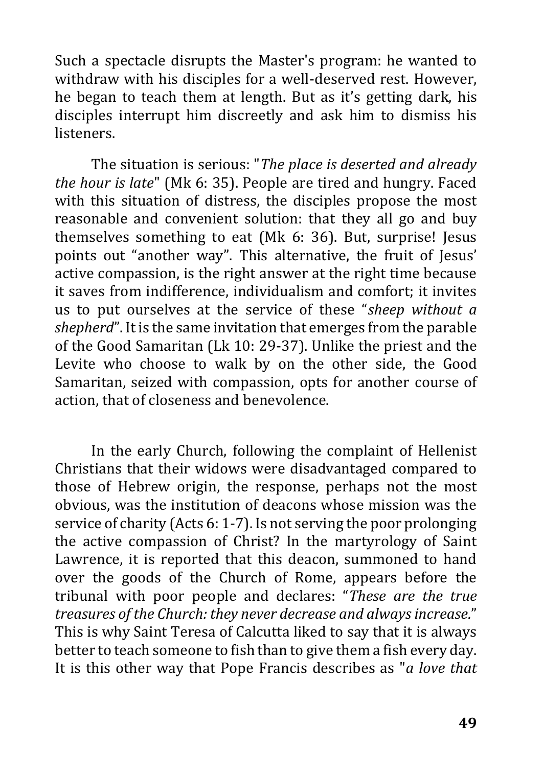Such a spectacle disrupts the Master's program: he wanted to withdraw with his disciples for a well-deserved rest. However, he began to teach them at length. But as it's getting dark, his disciples interrupt him discreetly and ask him to dismiss his listeners.

The situation is serious: "*The place is deserted and already the hour is late*" (Mk 6: 35). People are tired and hungry. Faced with this situation of distress, the disciples propose the most reasonable and convenient solution: that they all go and buy themselves something to eat (Mk 6: 36). But, surprise! Jesus points out "another way". This alternative, the fruit of Jesus' active compassion, is the right answer at the right time because it saves from indifference, individualism and comfort; it invites us to put ourselves at the service of these "*sheep without a shepherd*". It is the same invitation that emerges from the parable of the Good Samaritan (Lk 10: 29-37). Unlike the priest and the Levite who choose to walk by on the other side, the Good Samaritan, seized with compassion, opts for another course of action, that of closeness and benevolence.

In the early Church, following the complaint of Hellenist Christians that their widows were disadvantaged compared to those of Hebrew origin, the response, perhaps not the most obvious, was the institution of deacons whose mission was the service of charity (Acts 6: 1-7). Is not serving the poor prolonging the active compassion of Christ? In the martyrology of Saint Lawrence, it is reported that this deacon, summoned to hand over the goods of the Church of Rome, appears before the tribunal with poor people and declares: "*These are the true treasures of the Church: they never decrease and always increase.*" This is why Saint Teresa of Calcutta liked to say that it is always better to teach someone to fish than to give them a fish every day. It is this other way that Pope Francis describes as "*a love that*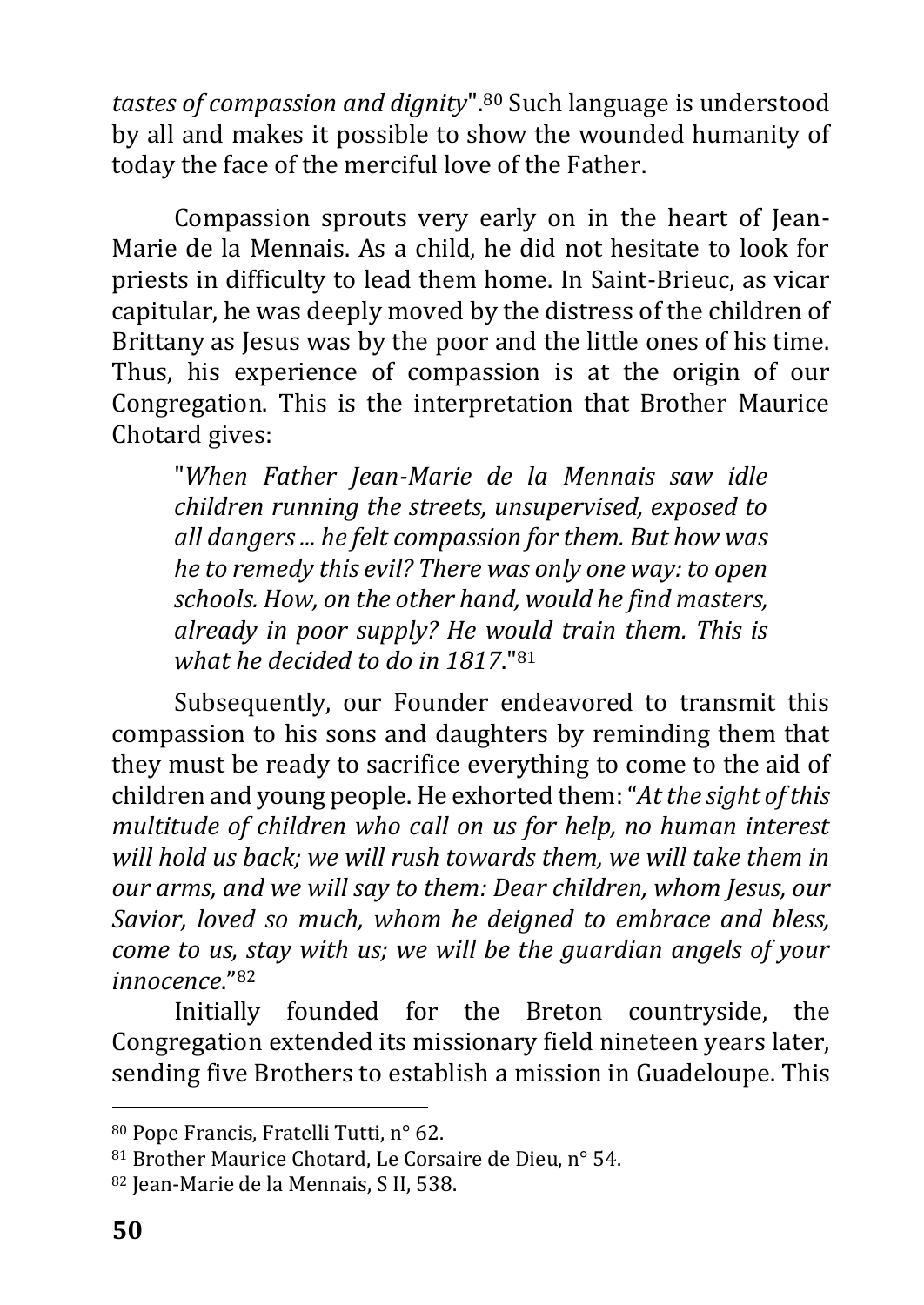*tastes of compassion and dignity*".[80] Such language is understood by all and makes it possible to show the wounded humanity of today the face of the merciful love of the Father.

Compassion sprouts very early on in the heart of Jean-Marie de la Mennais. As a child, he did not hesitate to look for priests in difficulty to lead them home. In Saint-Brieuc, as vicar capitular, he was deeply moved by the distress of the children of Brittany as Jesus was by the poor and the little ones of his time. Thus, his experience of compassion is at the origin of our Congregation. This is the interpretation that Brother Maurice Chotard gives:

> "*When Father Jean-Marie de la Mennais saw idle children running the streets, unsupervised, exposed to all dangers ... he felt compassion for them. But how was he to remedy this evil? There was only one way: to open schools. How, on the other hand, would he find masters, already in poor supply? He would train them. This is what he decided to do in 1817*."[81]

Subsequently, our Founder endeavored to transmit this compassion to his sons and daughters by reminding them that they must be ready to sacrifice everything to come to the aid of children and young people. He exhorted them: "*At the sight of this multitude of children who call on us for help, no human interest will hold us back; we will rush towards them, we will take them in our arms, and we will say to them: Dear children, whom Jesus, our Savior, loved so much, whom he deigned to embrace and bless, come to us, stay with us; we will be the guardian angels of your innocence*."[82]

Initially founded for the Breton countryside, the Congregation extended its missionary field nineteen years later, sending five Brothers to establish a mission in Guadeloupe. This

---

[80] Pope Francis, Fratelli Tutti, n° 62.

[81] Brother Maurice Chotard, Le Corsaire de Dieu, n° 54.

[82] Jean-Marie de la Mennais, S II, 538.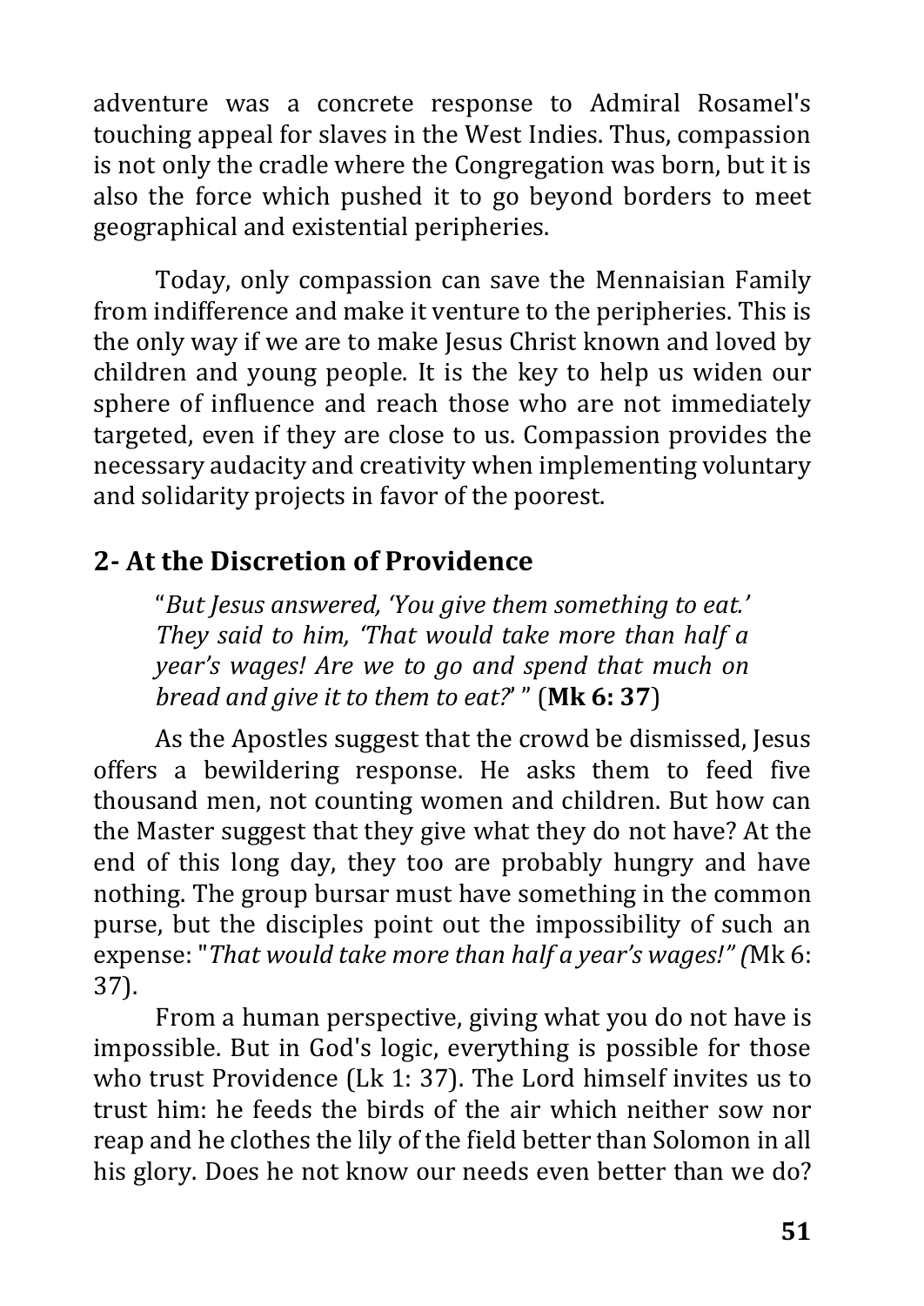adventure was a concrete response to Admiral Rosamel's touching appeal for slaves in the West Indies. Thus, compassion is not only the cradle where the Congregation was born, but it is also the force which pushed it to go beyond borders to meet geographical and existential peripheries.

Today, only compassion can save the Mennaisian Family from indifference and make it venture to the peripheries. This is the only way if we are to make Jesus Christ known and loved by children and young people. It is the key to help us widen our sphere of influence and reach those who are not immediately targeted, even if they are close to us. Compassion provides the necessary audacity and creativity when implementing voluntary and solidarity projects in favor of the poorest.

## 2- At the Discretion of Providence

> "*But Jesus answered, 'You give them something to eat.' They said to him, 'That would take more than half a year's wages! Are we to go and spend that much on bread and give it to them to eat?'* " (**Mk 6: 37**)

As the Apostles suggest that the crowd be dismissed, Jesus offers a bewildering response. He asks them to feed five thousand men, not counting women and children. But how can the Master suggest that they give what they do not have? At the end of this long day, they too are probably hungry and have nothing. The group bursar must have something in the common purse, but the disciples point out the impossibility of such an expense: "*That would take more than half a year's wages!" (*Mk 6: 37).

From a human perspective, giving what you do not have is impossible. But in God's logic, everything is possible for those who trust Providence (Lk 1: 37). The Lord himself invites us to trust him: he feeds the birds of the air which neither sow nor reap and he clothes the lily of the field better than Solomon in all his glory. Does he not know our needs even better than we do?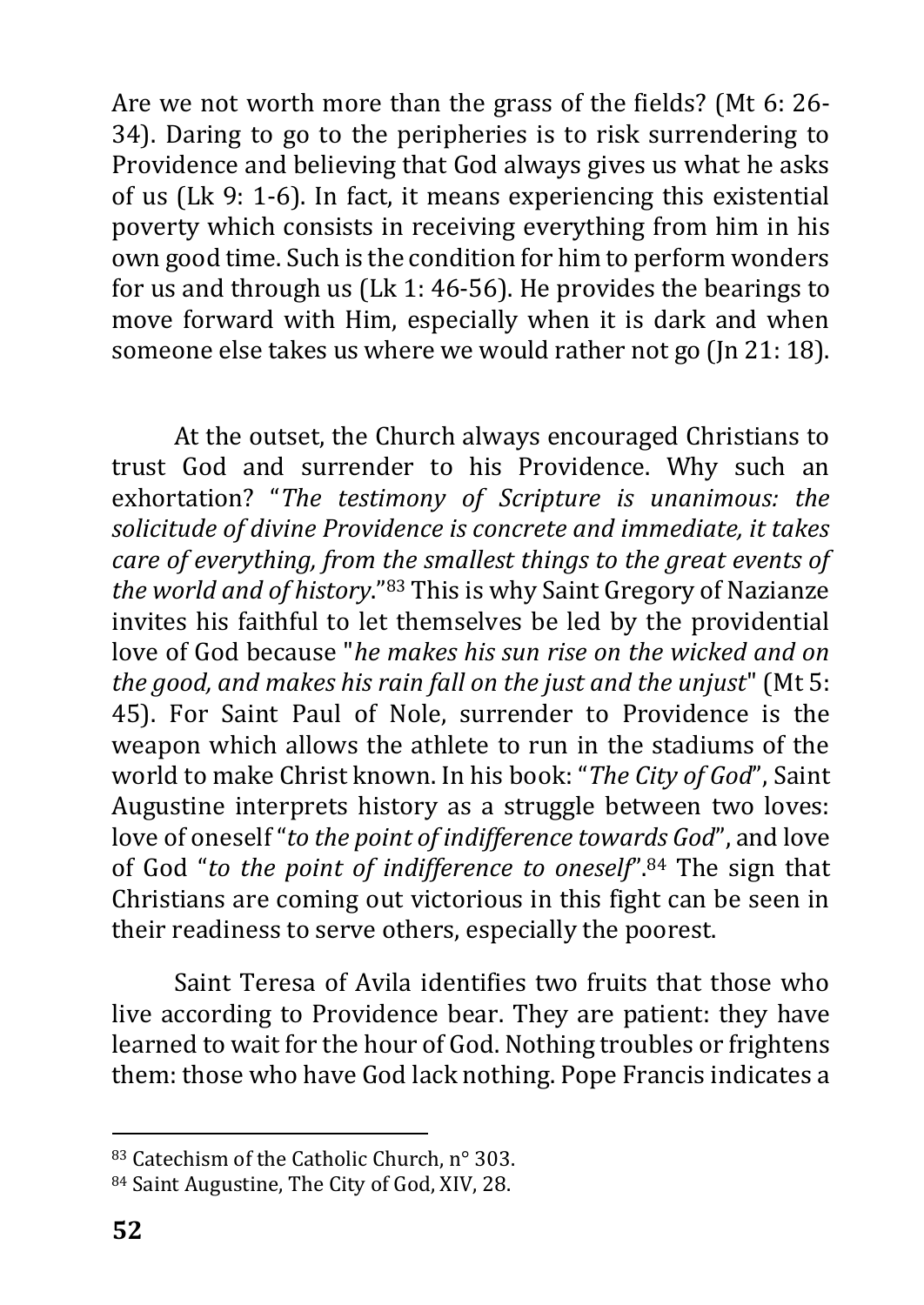Are we not worth more than the grass of the fields? (Mt 6: 26-34). Daring to go to the peripheries is to risk surrendering to Providence and believing that God always gives us what he asks of us (Lk 9: 1-6). In fact, it means experiencing this existential poverty which consists in receiving everything from him in his own good time. Such is the condition for him to perform wonders for us and through us (Lk 1: 46-56). He provides the bearings to move forward with Him, especially when it is dark and when someone else takes us where we would rather not go (Jn 21: 18).

At the outset, the Church always encouraged Christians to trust God and surrender to his Providence. Why such an exhortation? "*The testimony of Scripture is unanimous: the solicitude of divine Providence is concrete and immediate, it takes care of everything, from the smallest things to the great events of the world and of history*."[83] This is why Saint Gregory of Nazianze invites his faithful to let themselves be led by the providential love of God because "*he makes his sun rise on the wicked and on the good, and makes his rain fall on the just and the unjust*" (Mt 5: 45). For Saint Paul of Nole, surrender to Providence is the weapon which allows the athlete to run in the stadiums of the world to make Christ known. In his book: "*The City of God*", Saint Augustine interprets history as a struggle between two loves: love of oneself "*to the point of indifference towards God*", and love of God "*to the point of indifference to oneself*".[84] The sign that Christians are coming out victorious in this fight can be seen in their readiness to serve others, especially the poorest.

Saint Teresa of Avila identifies two fruits that those who live according to Providence bear. They are patient: they have learned to wait for the hour of God. Nothing troubles or frightens them: those who have God lack nothing. Pope Francis indicates a

---

[83] Catechism of the Catholic Church, n° 303.

[84] Saint Augustine, The City of God, XIV, 28.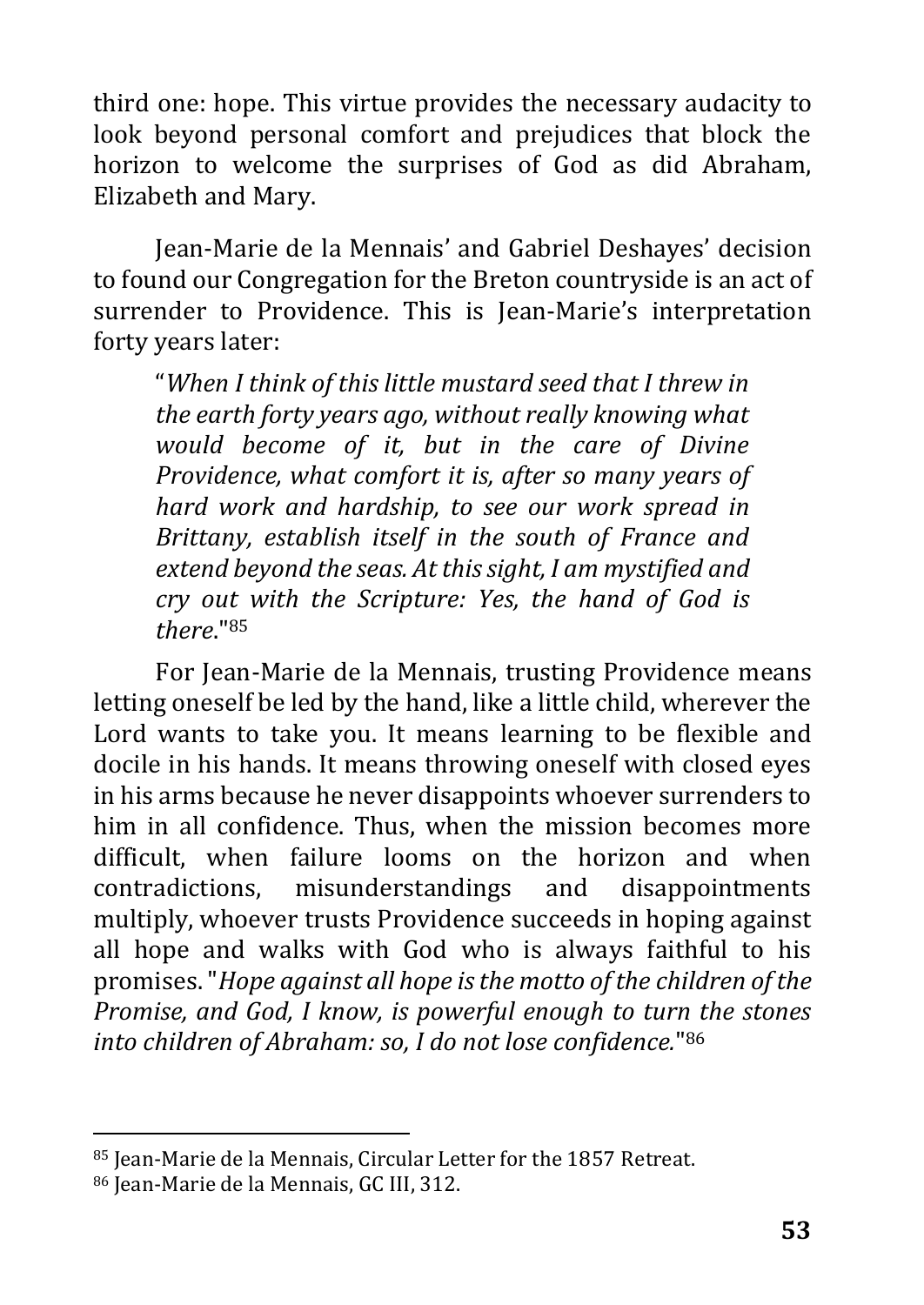third one: hope. This virtue provides the necessary audacity to look beyond personal comfort and prejudices that block the horizon to welcome the surprises of God as did Abraham, Elizabeth and Mary.

Jean-Marie de la Mennais' and Gabriel Deshayes' decision to found our Congregation for the Breton countryside is an act of surrender to Providence. This is Jean-Marie's interpretation forty years later:

> "*When I think of this little mustard seed that I threw in the earth forty years ago, without really knowing what would become of it, but in the care of Divine Providence, what comfort it is, after so many years of hard work and hardship, to see our work spread in Brittany, establish itself in the south of France and extend beyond the seas. At this sight, I am mystified and cry out with the Scripture: Yes, the hand of God is there*."[85]

For Jean-Marie de la Mennais, trusting Providence means letting oneself be led by the hand, like a little child, wherever the Lord wants to take you. It means learning to be flexible and docile in his hands. It means throwing oneself with closed eyes in his arms because he never disappoints whoever surrenders to him in all confidence. Thus, when the mission becomes more difficult, when failure looms on the horizon and when contradictions, misunderstandings and disappointments multiply, whoever trusts Providence succeeds in hoping against all hope and walks with God who is always faithful to his promises. "*Hope against all hope is the motto of the children of the Promise, and God, I know, is powerful enough to turn the stones into children of Abraham: so, I do not lose confidence.*"[86]

---

[85] Jean-Marie de la Mennais, Circular Letter for the 1857 Retreat.

[86] Jean-Marie de la Mennais, GC III, 312.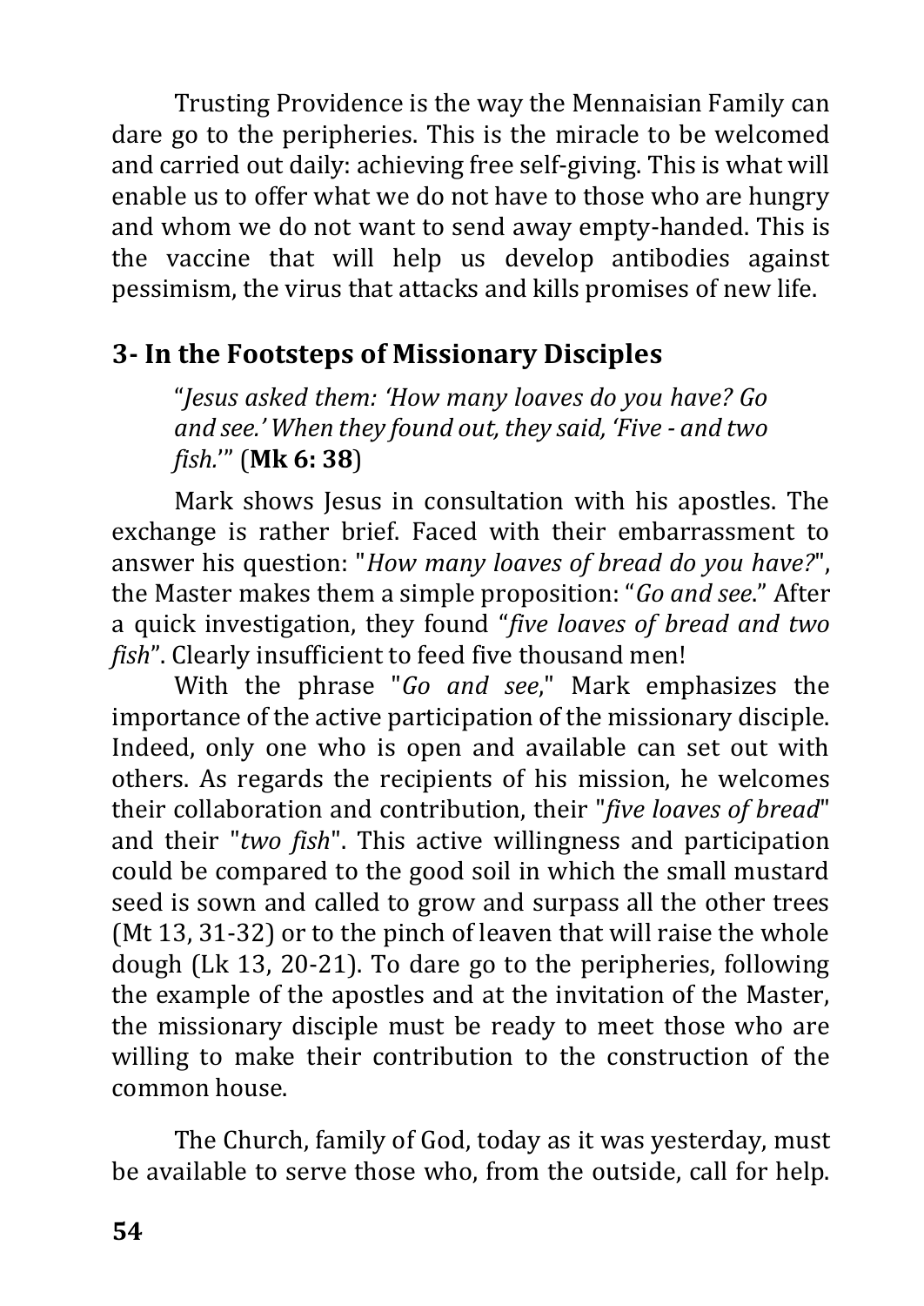Trusting Providence is the way the Mennaisian Family can dare go to the peripheries. This is the miracle to be welcomed and carried out daily: achieving free self-giving. This is what will enable us to offer what we do not have to those who are hungry and whom we do not want to send away empty-handed. This is the vaccine that will help us develop antibodies against pessimism, the virus that attacks and kills promises of new life.

## 3- In the Footsteps of Missionary Disciples

> "*Jesus asked them: 'How many loaves do you have? Go and see.' When they found out, they said, 'Five - and two fish.'*" (**Mk 6: 38**)

Mark shows Jesus in consultation with his apostles. The exchange is rather brief. Faced with their embarrassment to answer his question: "*How many loaves of bread do you have?*", the Master makes them a simple proposition: "*Go and see*." After a quick investigation, they found "*five loaves of bread and two fish*". Clearly insufficient to feed five thousand men!

With the phrase "*Go and see*," Mark emphasizes the importance of the active participation of the missionary disciple. Indeed, only one who is open and available can set out with others. As regards the recipients of his mission, he welcomes their collaboration and contribution, their "*five loaves of bread*" and their "*two fish*". This active willingness and participation could be compared to the good soil in which the small mustard seed is sown and called to grow and surpass all the other trees (Mt 13, 31-32) or to the pinch of leaven that will raise the whole dough (Lk 13, 20-21). To dare go to the peripheries, following the example of the apostles and at the invitation of the Master, the missionary disciple must be ready to meet those who are willing to make their contribution to the construction of the common house.

The Church, family of God, today as it was yesterday, must be available to serve those who, from the outside, call for help.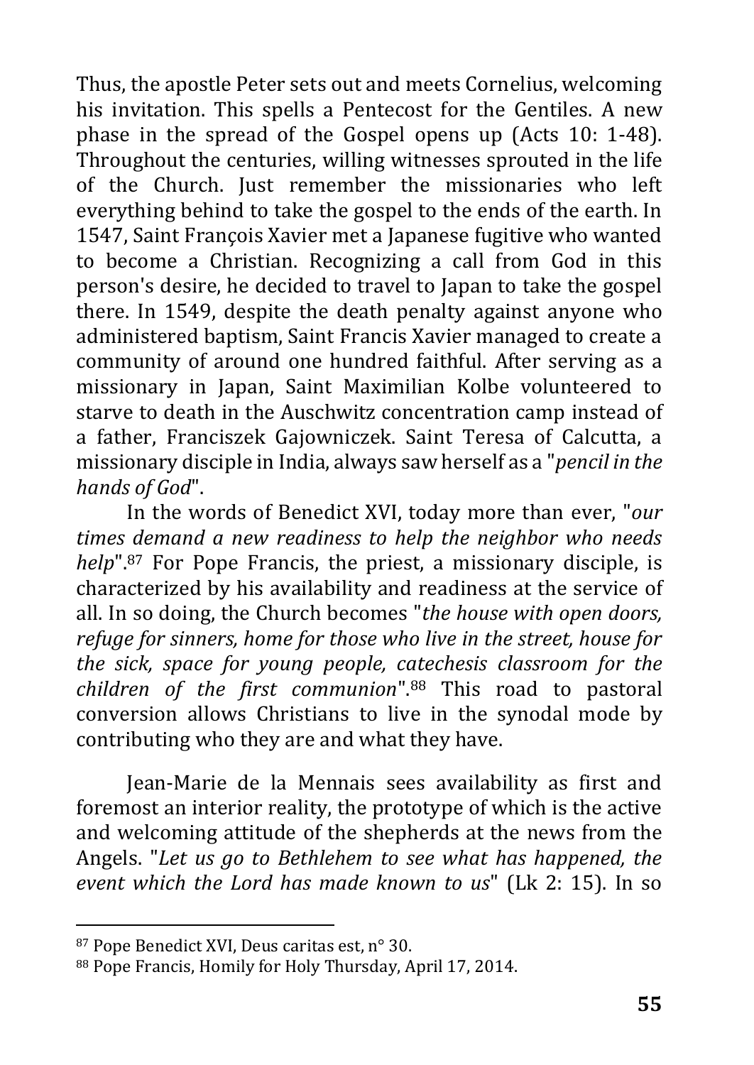Thus, the apostle Peter sets out and meets Cornelius, welcoming his invitation. This spells a Pentecost for the Gentiles. A new phase in the spread of the Gospel opens up (Acts 10: 1-48). Throughout the centuries, willing witnesses sprouted in the life of the Church. Just remember the missionaries who left everything behind to take the gospel to the ends of the earth. In 1547, Saint François Xavier met a Japanese fugitive who wanted to become a Christian. Recognizing a call from God in this person's desire, he decided to travel to Japan to take the gospel there. In 1549, despite the death penalty against anyone who administered baptism, Saint Francis Xavier managed to create a community of around one hundred faithful. After serving as a missionary in Japan, Saint Maximilian Kolbe volunteered to starve to death in the Auschwitz concentration camp instead of a father, Franciszek Gajowniczek. Saint Teresa of Calcutta, a missionary disciple in India, always saw herself as a "*pencil in the hands of God*".

In the words of Benedict XVI, today more than ever, "*our times demand a new readiness to help the neighbor who needs help*".[87] For Pope Francis, the priest, a missionary disciple, is characterized by his availability and readiness at the service of all. In so doing, the Church becomes "*the house with open doors, refuge for sinners, home for those who live in the street, house for the sick, space for young people, catechesis classroom for the children of the first communion*".[88] This road to pastoral conversion allows Christians to live in the synodal mode by contributing who they are and what they have.

Jean-Marie de la Mennais sees availability as first and foremost an interior reality, the prototype of which is the active and welcoming attitude of the shepherds at the news from the Angels. "*Let us go to Bethlehem to see what has happened, the event which the Lord has made known to us*" (Lk 2: 15). In so

---

[87] Pope Benedict XVI, Deus caritas est, n° 30.

[88] Pope Francis, Homily for Holy Thursday, April 17, 2014.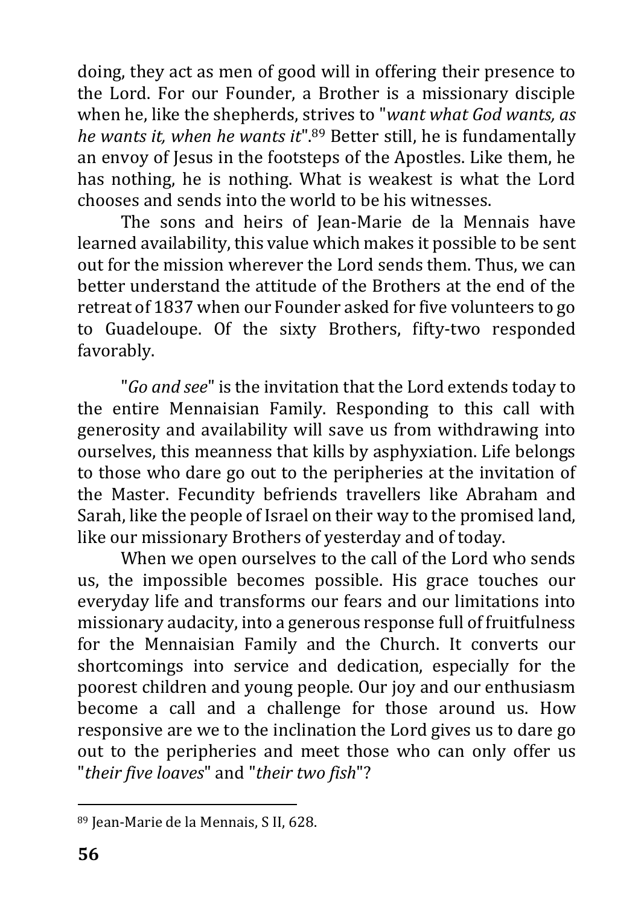doing, they act as men of good will in offering their presence to the Lord. For our Founder, a Brother is a missionary disciple when he, like the shepherds, strives to "*want what God wants, as he wants it, when he wants it*".[89] Better still, he is fundamentally an envoy of Jesus in the footsteps of the Apostles. Like them, he has nothing, he is nothing. What is weakest is what the Lord chooses and sends into the world to be his witnesses.

The sons and heirs of Jean-Marie de la Mennais have learned availability, this value which makes it possible to be sent out for the mission wherever the Lord sends them. Thus, we can better understand the attitude of the Brothers at the end of the retreat of 1837 when our Founder asked for five volunteers to go to Guadeloupe. Of the sixty Brothers, fifty-two responded favorably.

"*Go and see*" is the invitation that the Lord extends today to the entire Mennaisian Family. Responding to this call with generosity and availability will save us from withdrawing into ourselves, this meanness that kills by asphyxiation. Life belongs to those who dare go out to the peripheries at the invitation of the Master. Fecundity befriends travellers like Abraham and Sarah, like the people of Israel on their way to the promised land, like our missionary Brothers of yesterday and of today.

When we open ourselves to the call of the Lord who sends us, the impossible becomes possible. His grace touches our everyday life and transforms our fears and our limitations into missionary audacity, into a generous response full of fruitfulness for the Mennaisian Family and the Church. It converts our shortcomings into service and dedication, especially for the poorest children and young people. Our joy and our enthusiasm become a call and a challenge for those around us. How responsive are we to the inclination the Lord gives us to dare go out to the peripheries and meet those who can only offer us "*their five loaves*" and "*their two fish*"?

---

[89] Jean-Marie de la Mennais, S II, 628.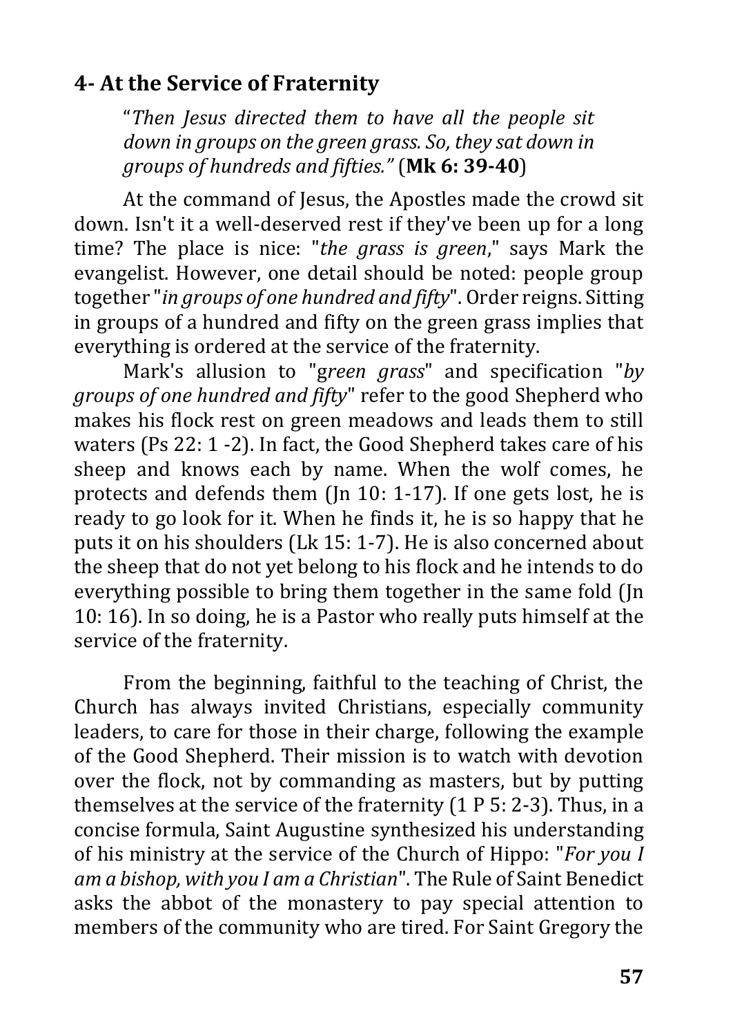## 4- At the Service of Fraternity

> "*Then Jesus directed them to have all the people sit down in groups on the green grass. So, they sat down in groups of hundreds and fifties."* (**Mk 6: 39-40**)

At the command of Jesus, the Apostles made the crowd sit down. Isn't it a well-deserved rest if they've been up for a long time? The place is nice: "*the grass is green*," says Mark the evangelist. However, one detail should be noted: people group together "*in groups of one hundred and fifty*". Order reigns. Sitting in groups of a hundred and fifty on the green grass implies that everything is ordered at the service of the fraternity.

Mark's allusion to "g*reen grass*" and specification "*by groups of one hundred and fifty*" refer to the good Shepherd who makes his flock rest on green meadows and leads them to still waters (Ps 22: 1 -2). In fact, the Good Shepherd takes care of his sheep and knows each by name. When the wolf comes, he protects and defends them (Jn 10: 1-17). If one gets lost, he is ready to go look for it. When he finds it, he is so happy that he puts it on his shoulders (Lk 15: 1-7). He is also concerned about the sheep that do not yet belong to his flock and he intends to do everything possible to bring them together in the same fold (Jn 10: 16). In so doing, he is a Pastor who really puts himself at the service of the fraternity.

From the beginning, faithful to the teaching of Christ, the Church has always invited Christians, especially community leaders, to care for those in their charge, following the example of the Good Shepherd. Their mission is to watch with devotion over the flock, not by commanding as masters, but by putting themselves at the service of the fraternity (1 P 5: 2-3). Thus, in a concise formula, Saint Augustine synthesized his understanding of his ministry at the service of the Church of Hippo: "*For you I am a bishop, with you I am a Christian*". The Rule of Saint Benedict asks the abbot of the monastery to pay special attention to members of the community who are tired. For Saint Gregory the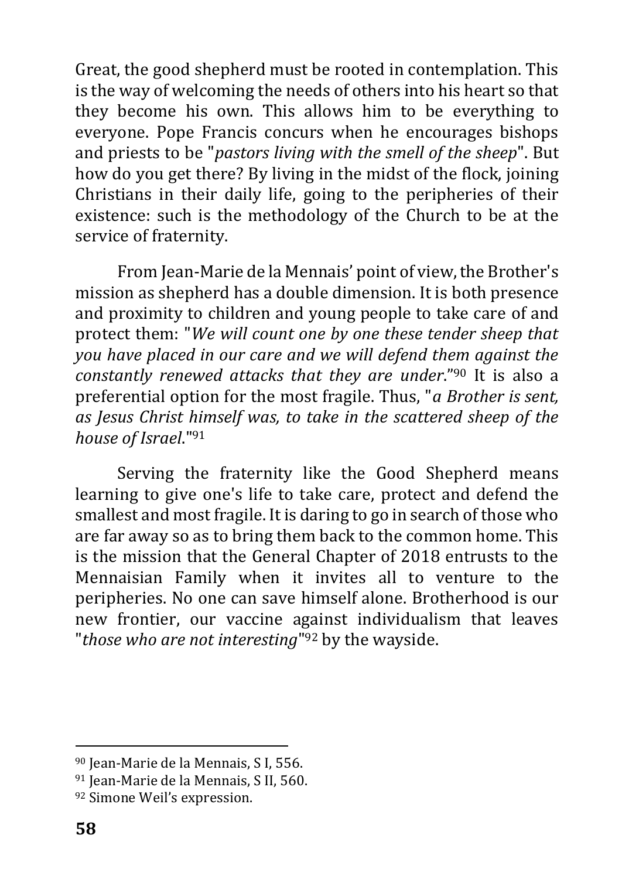Great, the good shepherd must be rooted in contemplation. This is the way of welcoming the needs of others into his heart so that they become his own. This allows him to be everything to everyone. Pope Francis concurs when he encourages bishops and priests to be "*pastors living with the smell of the sheep*". But how do you get there? By living in the midst of the flock, joining Christians in their daily life, going to the peripheries of their existence: such is the methodology of the Church to be at the service of fraternity.

From Jean-Marie de la Mennais' point of view, the Brother's mission as shepherd has a double dimension. It is both presence and proximity to children and young people to take care of and protect them: "*We will count one by one these tender sheep that you have placed in our care and we will defend them against the constantly renewed attacks that they are under*."[90] It is also a preferential option for the most fragile. Thus, "*a Brother is sent, as Jesus Christ himself was, to take in the scattered sheep of the house of Israel*."[91]

Serving the fraternity like the Good Shepherd means learning to give one's life to take care, protect and defend the smallest and most fragile. It is daring to go in search of those who are far away so as to bring them back to the common home. This is the mission that the General Chapter of 2018 entrusts to the Mennaisian Family when it invites all to venture to the peripheries. No one can save himself alone. Brotherhood is our new frontier, our vaccine against individualism that leaves "*those who are not interesting*"[92] by the wayside.

---

[90] Jean-Marie de la Mennais, S I, 556.

[91] Jean-Marie de la Mennais, S II, 560.

[92] Simone Weil's expression.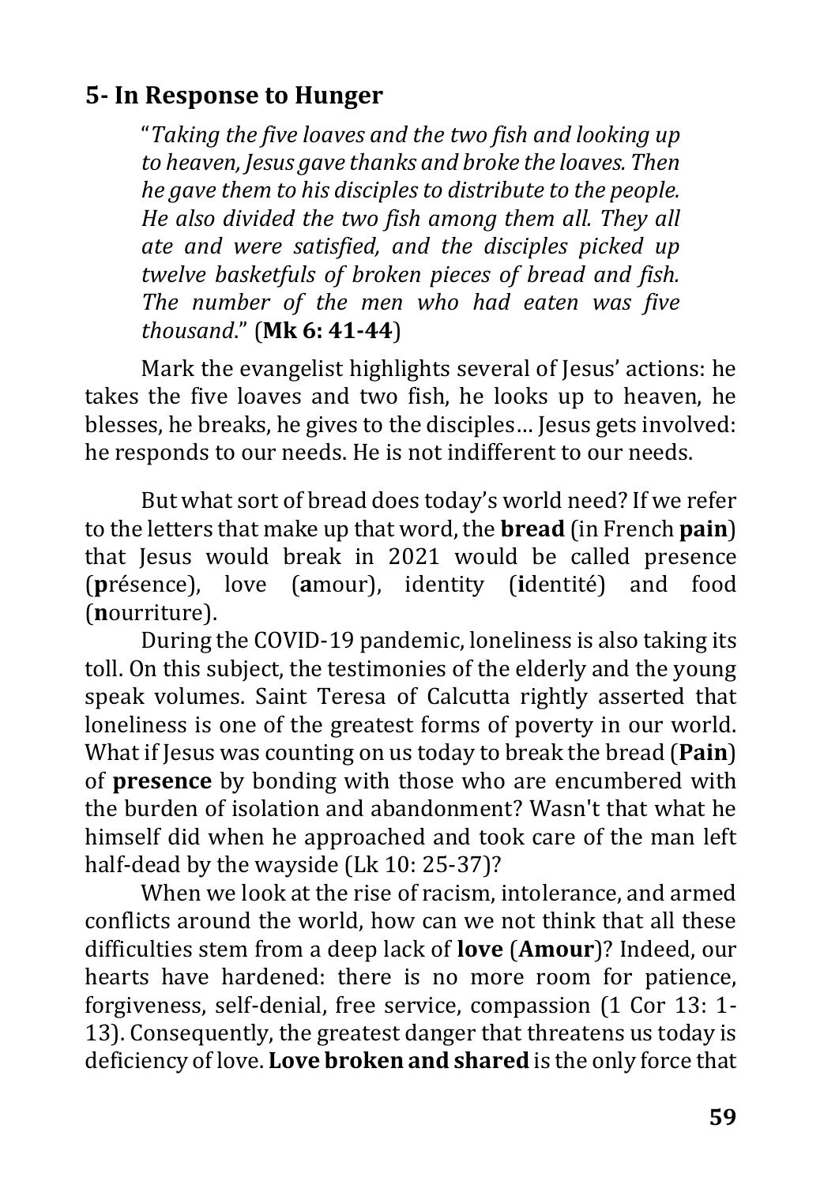## 5- In Response to Hunger

> "*Taking the five loaves and the two fish and looking up to heaven, Jesus gave thanks and broke the loaves. Then he gave them to his disciples to distribute to the people. He also divided the two fish among them all. They all ate and were satisfied, and the disciples picked up twelve basketfuls of broken pieces of bread and fish. The number of the men who had eaten was five thousand*." (**Mk 6: 41-44**)

Mark the evangelist highlights several of Jesus' actions: he takes the five loaves and two fish, he looks up to heaven, he blesses, he breaks, he gives to the disciples… Jesus gets involved: he responds to our needs. He is not indifferent to our needs.

But what sort of bread does today's world need? If we refer to the letters that make up that word, the **bread** (in French **pain**) that Jesus would break in 2021 would be called presence (**p**résence), love (**a**mour), identity (**i**dentité) and food (**n**ourriture).

During the COVID-19 pandemic, loneliness is also taking its toll. On this subject, the testimonies of the elderly and the young speak volumes. Saint Teresa of Calcutta rightly asserted that loneliness is one of the greatest forms of poverty in our world. What if Jesus was counting on us today to break the bread (**Pain**) of **presence** by bonding with those who are encumbered with the burden of isolation and abandonment? Wasn't that what he himself did when he approached and took care of the man left half-dead by the wayside (Lk 10: 25-37)?

When we look at the rise of racism, intolerance, and armed conflicts around the world, how can we not think that all these difficulties stem from a deep lack of **love** (**Amour**)? Indeed, our hearts have hardened: there is no more room for patience, forgiveness, self-denial, free service, compassion (1 Cor 13: 1-13). Consequently, the greatest danger that threatens us today is deficiency of love. **Love broken and shared** is the only force that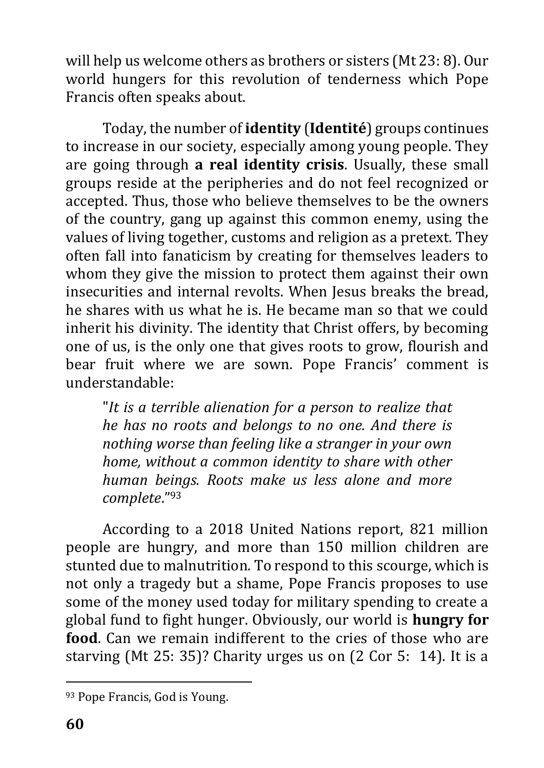will help us welcome others as brothers or sisters (Mt 23: 8). Our world hungers for this revolution of tenderness which Pope Francis often speaks about.

Today, the number of **identity** (**Identité**) groups continues to increase in our society, especially among young people. They are going through **a real identity crisis**. Usually, these small groups reside at the peripheries and do not feel recognized or accepted. Thus, those who believe themselves to be the owners of the country, gang up against this common enemy, using the values of living together, customs and religion as a pretext. They often fall into fanaticism by creating for themselves leaders to whom they give the mission to protect them against their own insecurities and internal revolts. When Jesus breaks the bread, he shares with us what he is. He became man so that we could inherit his divinity. The identity that Christ offers, by becoming one of us, is the only one that gives roots to grow, flourish and bear fruit where we are sown. Pope Francis' comment is understandable:

> "*It is a terrible alienation for a person to realize that he has no roots and belongs to no one. And there is nothing worse than feeling like a stranger in your own home, without a common identity to share with other human beings. Roots make us less alone and more complete*."[93]

According to a 2018 United Nations report, 821 million people are hungry, and more than 150 million children are stunted due to malnutrition. To respond to this scourge, which is not only a tragedy but a shame, Pope Francis proposes to use some of the money used today for military spending to create a global fund to fight hunger. Obviously, our world is **hungry for food**. Can we remain indifferent to the cries of those who are starving (Mt 25: 35)? Charity urges us on (2 Cor 5: 14). It is a

---

[93] Pope Francis, God is Young.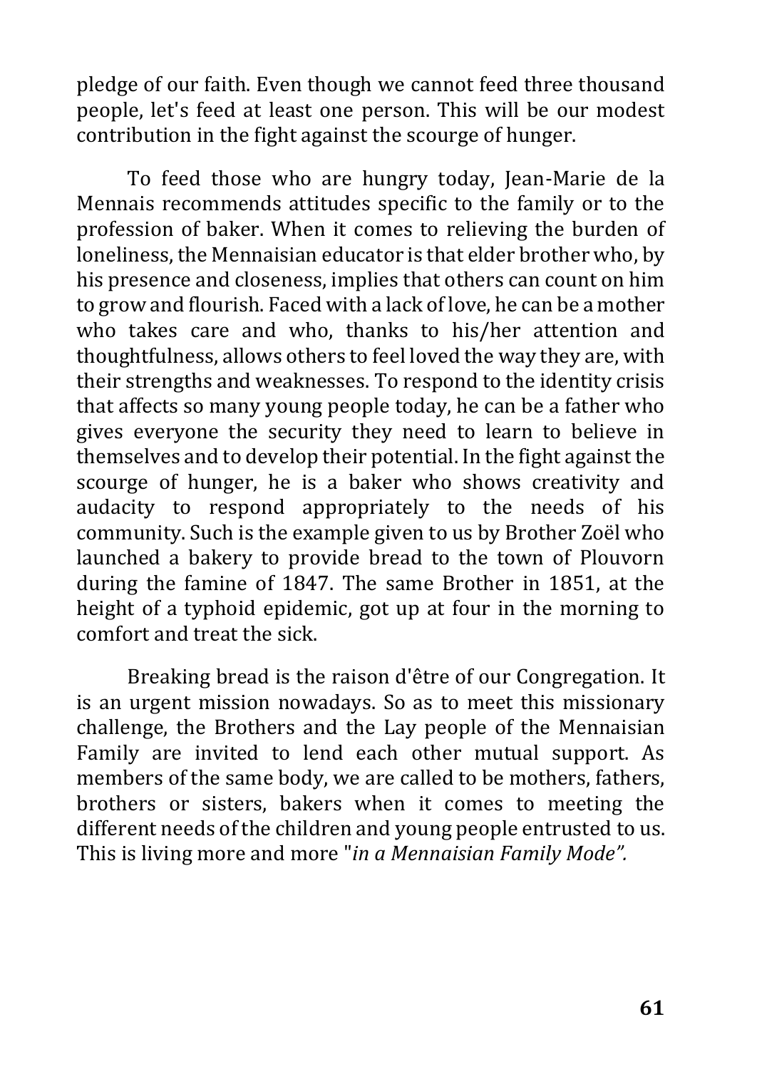pledge of our faith. Even though we cannot feed three thousand people, let's feed at least one person. This will be our modest contribution in the fight against the scourge of hunger.

To feed those who are hungry today, Jean-Marie de la Mennais recommends attitudes specific to the family or to the profession of baker. When it comes to relieving the burden of loneliness, the Mennaisian educator is that elder brother who, by his presence and closeness, implies that others can count on him to grow and flourish. Faced with a lack of love, he can be a mother who takes care and who, thanks to his/her attention and thoughtfulness, allows others to feel loved the way they are, with their strengths and weaknesses. To respond to the identity crisis that affects so many young people today, he can be a father who gives everyone the security they need to learn to believe in themselves and to develop their potential. In the fight against the scourge of hunger, he is a baker who shows creativity and audacity to respond appropriately to the needs of his community. Such is the example given to us by Brother Zoël who launched a bakery to provide bread to the town of Plouvorn during the famine of 1847. The same Brother in 1851, at the height of a typhoid epidemic, got up at four in the morning to comfort and treat the sick.

Breaking bread is the raison d'être of our Congregation. It is an urgent mission nowadays. So as to meet this missionary challenge, the Brothers and the Lay people of the Mennaisian Family are invited to lend each other mutual support. As members of the same body, we are called to be mothers, fathers, brothers or sisters, bakers when it comes to meeting the different needs of the children and young people entrusted to us. This is living more and more "*in a Mennaisian Family Mode".*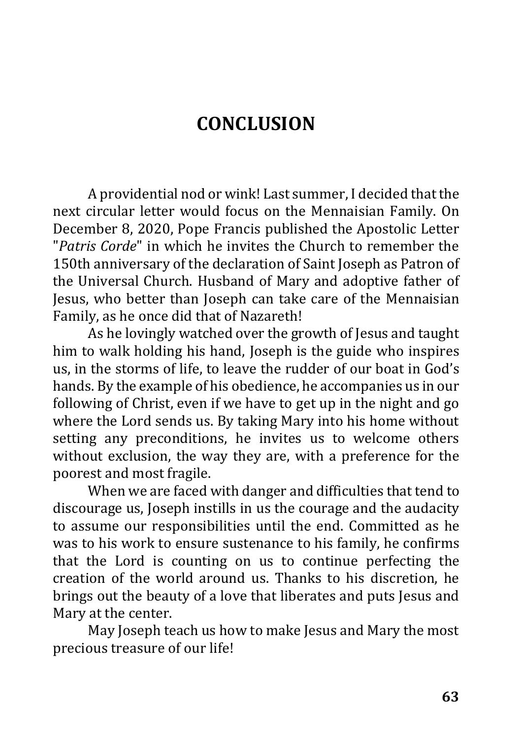# CONCLUSION

A providential nod or wink! Last summer, I decided that the next circular letter would focus on the Mennaisian Family. On December 8, 2020, Pope Francis published the Apostolic Letter "*Patris Corde*" in which he invites the Church to remember the 150th anniversary of the declaration of Saint Joseph as Patron of the Universal Church. Husband of Mary and adoptive father of Jesus, who better than Joseph can take care of the Mennaisian Family, as he once did that of Nazareth!

As he lovingly watched over the growth of Jesus and taught him to walk holding his hand, Joseph is the guide who inspires us, in the storms of life, to leave the rudder of our boat in God's hands. By the example of his obedience, he accompanies us in our following of Christ, even if we have to get up in the night and go where the Lord sends us. By taking Mary into his home without setting any preconditions, he invites us to welcome others without exclusion, the way they are, with a preference for the poorest and most fragile.

When we are faced with danger and difficulties that tend to discourage us, Joseph instills in us the courage and the audacity to assume our responsibilities until the end. Committed as he was to his work to ensure sustenance to his family, he confirms that the Lord is counting on us to continue perfecting the creation of the world around us. Thanks to his discretion, he brings out the beauty of a love that liberates and puts Jesus and Mary at the center.

May Joseph teach us how to make Jesus and Mary the most precious treasure of our life!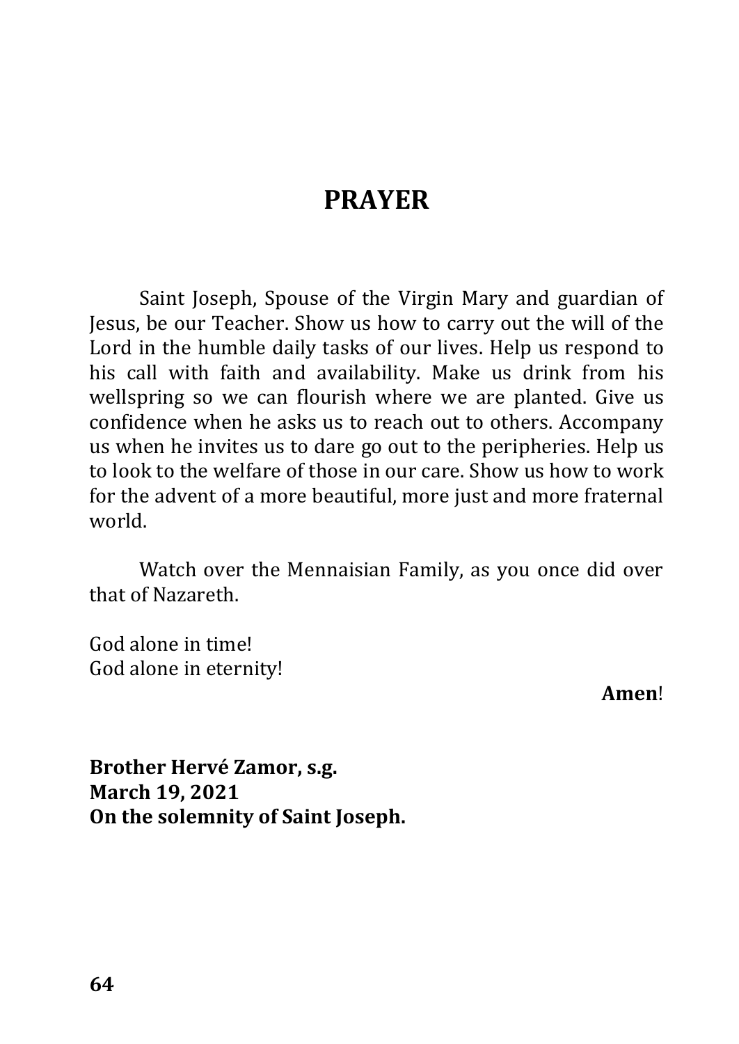# PRAYER

Saint Joseph, Spouse of the Virgin Mary and guardian of Jesus, be our Teacher. Show us how to carry out the will of the Lord in the humble daily tasks of our lives. Help us respond to his call with faith and availability. Make us drink from his wellspring so we can flourish where we are planted. Give us confidence when he asks us to reach out to others. Accompany us when he invites us to dare go out to the peripheries. Help us to look to the welfare of those in our care. Show us how to work for the advent of a more beautiful, more just and more fraternal world.

Watch over the Mennaisian Family, as you once did over that of Nazareth.

God alone in time!
God alone in eternity!

**Amen**!

**Brother Hervé Zamor, s.g.**
**March 19, 2021**
**On the solemnity of Saint Joseph.**